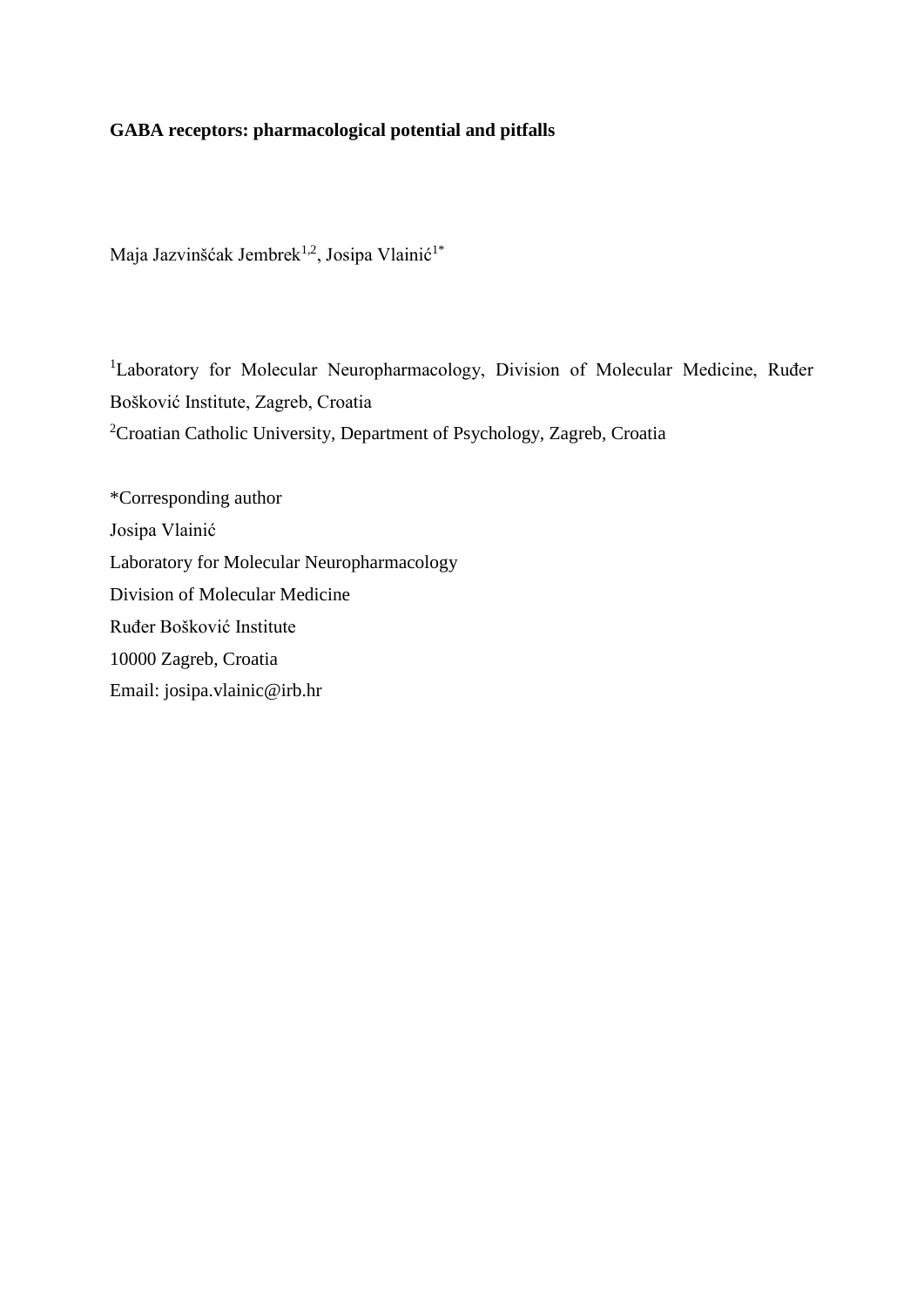**GABA receptors: pharmacological potential and pitfalls**

Maja Jazvinšćak Jembrek[1,2], Josipa Vlainić[1*]

[1]Laboratory for Molecular Neuropharmacology, Division of Molecular Medicine, Ruđer Bošković Institute, Zagreb, Croatia

[2]Croatian Catholic University, Department of Psychology, Zagreb, Croatia

*Corresponding author

Josipa Vlainić

Laboratory for Molecular Neuropharmacology

Division of Molecular Medicine

Ruđer Bošković Institute

10000 Zagreb, Croatia

Email: josipa.vlainic@irb.hr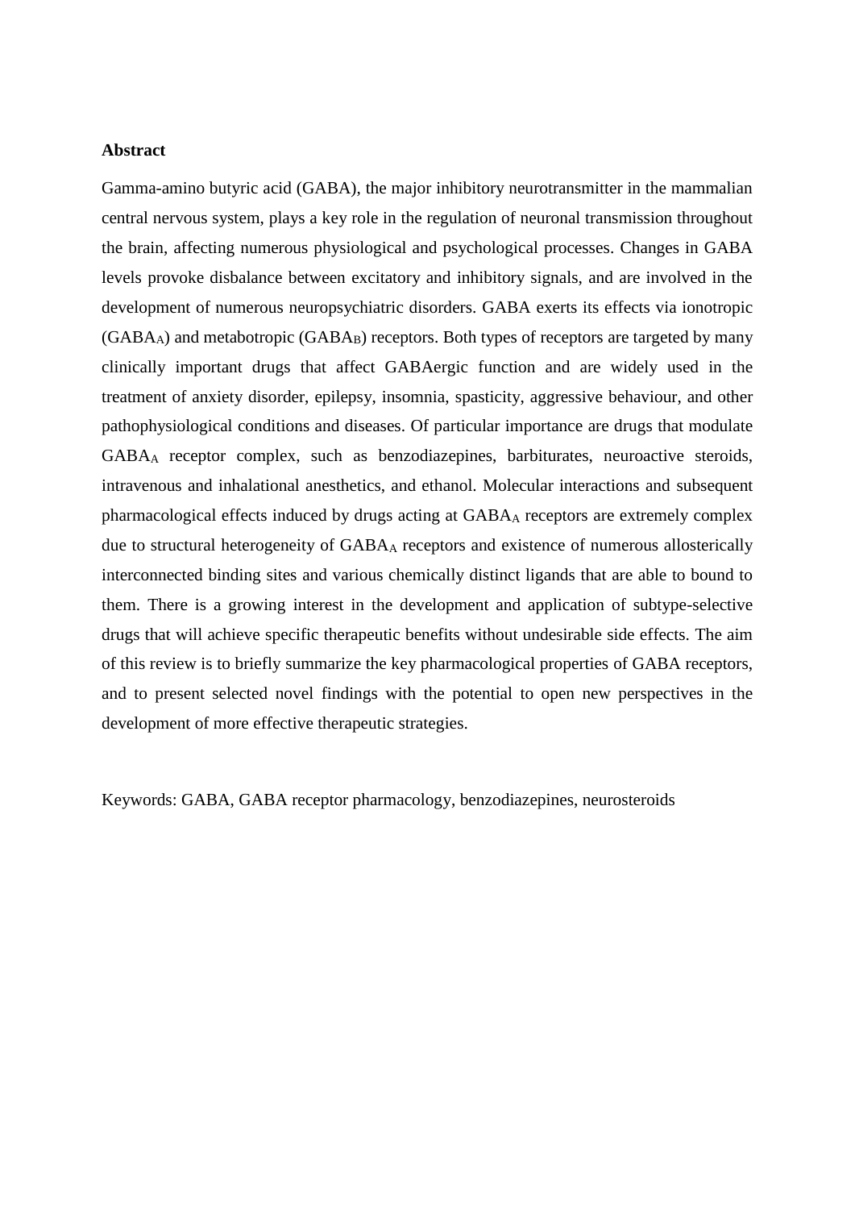**Abstract**

Gamma-amino butyric acid (GABA), the major inhibitory neurotransmitter in the mammalian central nervous system, plays a key role in the regulation of neuronal transmission throughout the brain, affecting numerous physiological and psychological processes. Changes in GABA levels provoke disbalance between excitatory and inhibitory signals, and are involved in the development of numerous neuropsychiatric disorders. GABA exerts its effects via ionotropic ($GABA_A$) and metabotropic ($GABA_B$) receptors. Both types of receptors are targeted by many clinically important drugs that affect GABAergic function and are widely used in the treatment of anxiety disorder, epilepsy, insomnia, spasticity, aggressive behaviour, and other pathophysiological conditions and diseases. Of particular importance are drugs that modulate $GABA_A$ receptor complex, such as benzodiazepines, barbiturates, neuroactive steroids, intravenous and inhalational anesthetics, and ethanol. Molecular interactions and subsequent pharmacological effects induced by drugs acting at $GABA_A$ receptors are extremely complex due to structural heterogeneity of $GABA_A$ receptors and existence of numerous allosterically interconnected binding sites and various chemically distinct ligands that are able to bound to them. There is a growing interest in the development and application of subtype-selective drugs that will achieve specific therapeutic benefits without undesirable side effects. The aim of this review is to briefly summarize the key pharmacological properties of GABA receptors, and to present selected novel findings with the potential to open new perspectives in the development of more effective therapeutic strategies.

Keywords: GABA, GABA receptor pharmacology, benzodiazepines, neurosteroids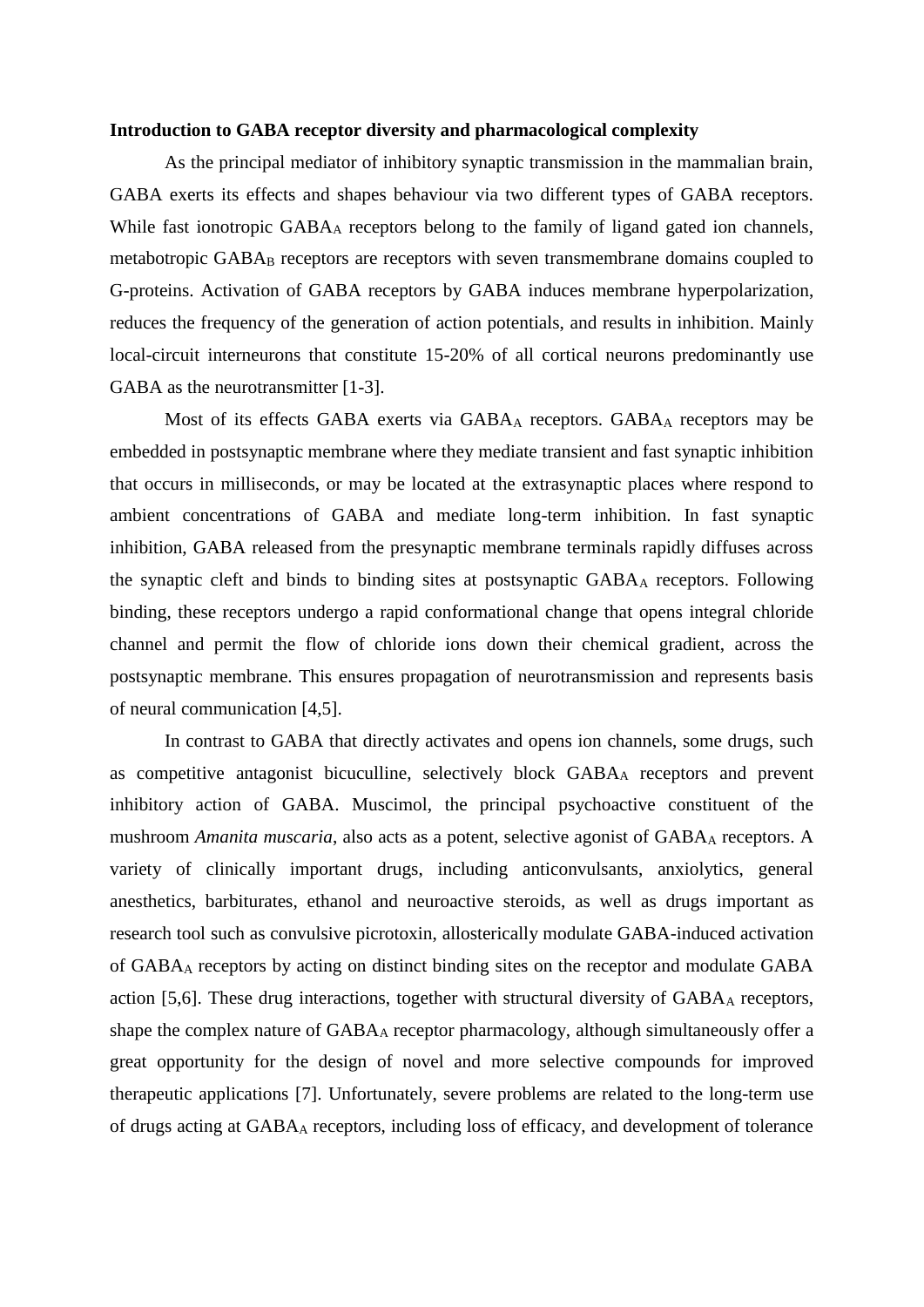**Introduction to GABA receptor diversity and pharmacological complexity**

As the principal mediator of inhibitory synaptic transmission in the mammalian brain, GABA exerts its effects and shapes behaviour via two different types of GABA receptors. While fast ionotropic $GABA_A$ receptors belong to the family of ligand gated ion channels, metabotropic $GABA_B$ receptors are receptors with seven transmembrane domains coupled to G-proteins. Activation of GABA receptors by GABA induces membrane hyperpolarization, reduces the frequency of the generation of action potentials, and results in inhibition. Mainly local-circuit interneurons that constitute 15-20% of all cortical neurons predominantly use GABA as the neurotransmitter [1-3].

Most of its effects GABA exerts via $GABA_A$ receptors. $GABA_A$ receptors may be embedded in postsynaptic membrane where they mediate transient and fast synaptic inhibition that occurs in milliseconds, or may be located at the extrasynaptic places where respond to ambient concentrations of GABA and mediate long-term inhibition. In fast synaptic inhibition, GABA released from the presynaptic membrane terminals rapidly diffuses across the synaptic cleft and binds to binding sites at postsynaptic $GABA_A$ receptors. Following binding, these receptors undergo a rapid conformational change that opens integral chloride channel and permit the flow of chloride ions down their chemical gradient, across the postsynaptic membrane. This ensures propagation of neurotransmission and represents basis of neural communication [4,5].

In contrast to GABA that directly activates and opens ion channels, some drugs, such as competitive antagonist bicuculline, selectively block $GABA_A$ receptors and prevent inhibitory action of GABA. Muscimol, the principal psychoactive constituent of the mushroom *Amanita muscaria*, also acts as a potent, selective agonist of $GABA_A$ receptors. A variety of clinically important drugs, including anticonvulsants, anxiolytics, general anesthetics, barbiturates, ethanol and neuroactive steroids, as well as drugs important as research tool such as convulsive picrotoxin, allosterically modulate GABA-induced activation of $GABA_A$ receptors by acting on distinct binding sites on the receptor and modulate GABA action [5,6]. These drug interactions, together with structural diversity of $GABA_A$ receptors, shape the complex nature of $GABA_A$ receptor pharmacology, although simultaneously offer a great opportunity for the design of novel and more selective compounds for improved therapeutic applications [7]. Unfortunately, severe problems are related to the long-term use of drugs acting at $GABA_A$ receptors, including loss of efficacy, and development of tolerance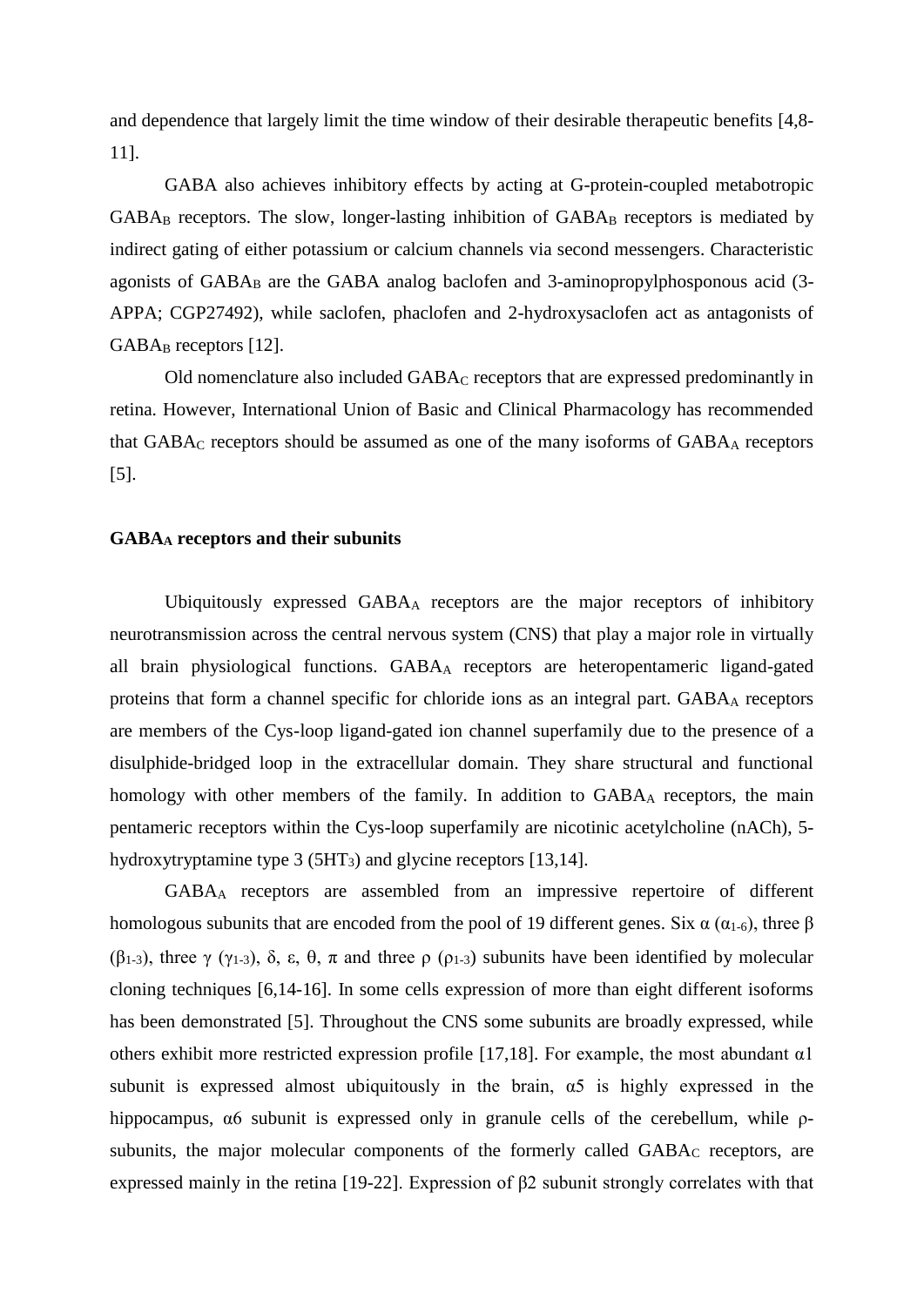and dependence that largely limit the time window of their desirable therapeutic benefits [4,8-11].

GABA also achieves inhibitory effects by acting at G-protein-coupled metabotropic $GABA_B$ receptors. The slow, longer-lasting inhibition of $GABA_B$ receptors is mediated by indirect gating of either potassium or calcium channels via second messengers. Characteristic agonists of $GABA_B$ are the GABA analog baclofen and 3-aminopropylphosponous acid (3-APPA; CGP27492), while saclofen, phaclofen and 2-hydroxysaclofen act as antagonists of $GABA_B$ receptors [12].

Old nomenclature also included $GABA_C$ receptors that are expressed predominantly in retina. However, International Union of Basic and Clinical Pharmacology has recommended that $GABA_C$ receptors should be assumed as one of the many isoforms of $GABA_A$ receptors [5].

## $GABA_A$ receptors and their subunits

Ubiquitously expressed $GABA_A$ receptors are the major receptors of inhibitory neurotransmission across the central nervous system (CNS) that play a major role in virtually all brain physiological functions. $GABA_A$ receptors are heteropentameric ligand-gated proteins that form a channel specific for chloride ions as an integral part. $GABA_A$ receptors are members of the Cys-loop ligand-gated ion channel superfamily due to the presence of a disulphide-bridged loop in the extracellular domain. They share structural and functional homology with other members of the family. In addition to $GABA_A$ receptors, the main pentameric receptors within the Cys-loop superfamily are nicotinic acetylcholine (nACh), 5-hydroxytryptamine type 3 ($5HT_3$) and glycine receptors [13,14].

$GABA_A$ receptors are assembled from an impressive repertoire of different homologous subunits that are encoded from the pool of 19 different genes. Six α ($\alpha_{1-6}$), three β ($\beta_{1-3}$), three γ ($\gamma_{1-3}$), δ, ε, θ, π and three ρ ($\rho_{1-3}$) subunits have been identified by molecular cloning techniques [6,14-16]. In some cells expression of more than eight different isoforms has been demonstrated [5]. Throughout the CNS some subunits are broadly expressed, while others exhibit more restricted expression profile [17,18]. For example, the most abundant α1 subunit is expressed almost ubiquitously in the brain, α5 is highly expressed in the hippocampus, α6 subunit is expressed only in granule cells of the cerebellum, while ρ-subunits, the major molecular components of the formerly called $GABA_C$ receptors, are expressed mainly in the retina [19-22]. Expression of β2 subunit strongly correlates with that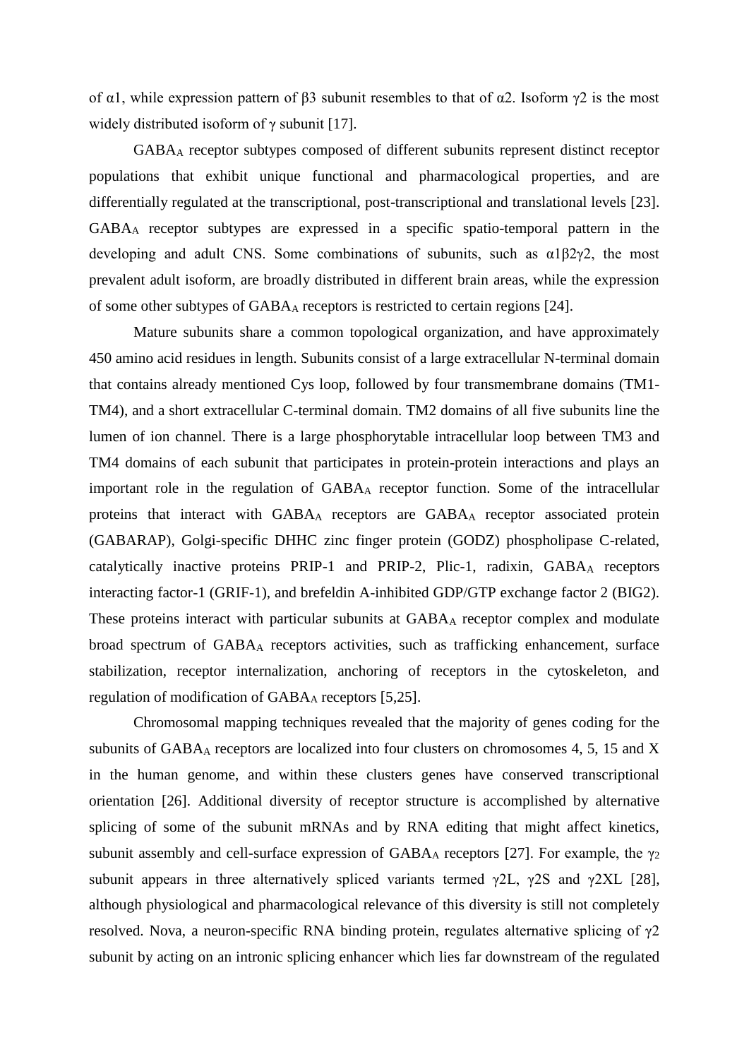of α1, while expression pattern of β3 subunit resembles to that of α2. Isoform γ2 is the most widely distributed isoform of γ subunit [17].

$GABA_A$ receptor subtypes composed of different subunits represent distinct receptor populations that exhibit unique functional and pharmacological properties, and are differentially regulated at the transcriptional, post-transcriptional and translational levels [23]. $GABA_A$ receptor subtypes are expressed in a specific spatio-temporal pattern in the developing and adult CNS. Some combinations of subunits, such as α1β2γ2, the most prevalent adult isoform, are broadly distributed in different brain areas, while the expression of some other subtypes of $GABA_A$ receptors is restricted to certain regions [24].

Mature subunits share a common topological organization, and have approximately 450 amino acid residues in length. Subunits consist of a large extracellular N-terminal domain that contains already mentioned Cys loop, followed by four transmembrane domains (TM1-TM4), and a short extracellular C-terminal domain. TM2 domains of all five subunits line the lumen of ion channel. There is a large phosphorytable intracellular loop between TM3 and TM4 domains of each subunit that participates in protein-protein interactions and plays an important role in the regulation of $GABA_A$ receptor function. Some of the intracellular proteins that interact with $GABA_A$ receptors are $GABA_A$ receptor associated protein (GABARAP), Golgi-specific DHHC zinc finger protein (GODZ) phospholipase C-related, catalytically inactive proteins PRIP-1 and PRIP-2, Plic-1, radixin, $GABA_A$ receptors interacting factor-1 (GRIF-1), and brefeldin A-inhibited GDP/GTP exchange factor 2 (BIG2). These proteins interact with particular subunits at $GABA_A$ receptor complex and modulate broad spectrum of $GABA_A$ receptors activities, such as trafficking enhancement, surface stabilization, receptor internalization, anchoring of receptors in the cytoskeleton, and regulation of modification of $GABA_A$ receptors [5,25].

Chromosomal mapping techniques revealed that the majority of genes coding for the subunits of $GABA_A$ receptors are localized into four clusters on chromosomes 4, 5, 15 and X in the human genome, and within these clusters genes have conserved transcriptional orientation [26]. Additional diversity of receptor structure is accomplished by alternative splicing of some of the subunit mRNAs and by RNA editing that might affect kinetics, subunit assembly and cell-surface expression of $GABA_A$ receptors [27]. For example, the $\gamma_2$ subunit appears in three alternatively spliced variants termed γ2L, γ2S and γ2XL [28], although physiological and pharmacological relevance of this diversity is still not completely resolved. Nova, a neuron-specific RNA binding protein, regulates alternative splicing of γ2 subunit by acting on an intronic splicing enhancer which lies far downstream of the regulated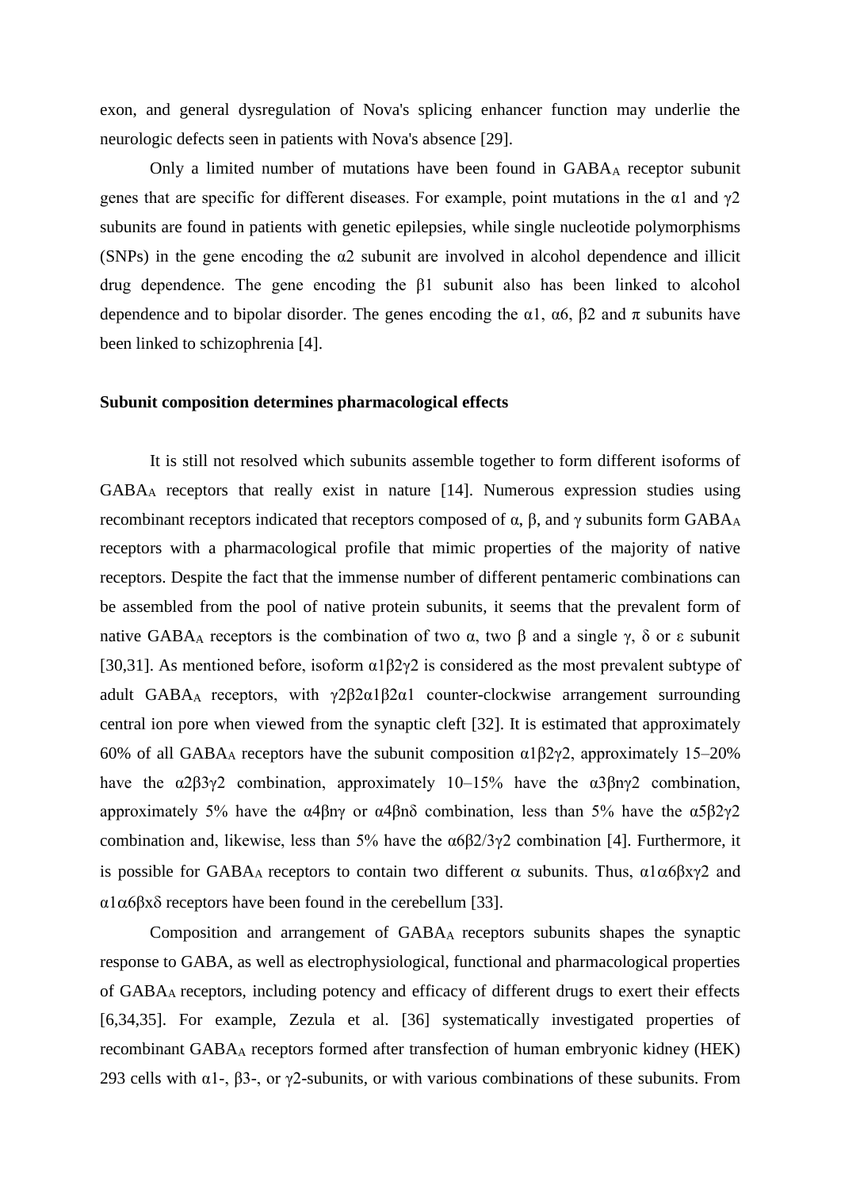exon, and general dysregulation of Nova's splicing enhancer function may underlie the neurologic defects seen in patients with Nova's absence [29].

Only a limited number of mutations have been found in $GABA_A$ receptor subunit genes that are specific for different diseases. For example, point mutations in the α1 and γ2 subunits are found in patients with genetic epilepsies, while single nucleotide polymorphisms (SNPs) in the gene encoding the α2 subunit are involved in alcohol dependence and illicit drug dependence. The gene encoding the β1 subunit also has been linked to alcohol dependence and to bipolar disorder. The genes encoding the α1, α6, β2 and π subunits have been linked to schizophrenia [4].

**Subunit composition determines pharmacological effects**

It is still not resolved which subunits assemble together to form different isoforms of $GABA_A$ receptors that really exist in nature [14]. Numerous expression studies using recombinant receptors indicated that receptors composed of α, β, and γ subunits form $GABA_A$ receptors with a pharmacological profile that mimic properties of the majority of native receptors. Despite the fact that the immense number of different pentameric combinations can be assembled from the pool of native protein subunits, it seems that the prevalent form of native $GABA_A$ receptors is the combination of two α, two β and a single γ, δ or ε subunit [30,31]. As mentioned before, isoform α1β2γ2 is considered as the most prevalent subtype of adult $GABA_A$ receptors, with γ2β2α1β2α1 counter-clockwise arrangement surrounding central ion pore when viewed from the synaptic cleft [32]. It is estimated that approximately 60% of all $GABA_A$ receptors have the subunit composition α1β2γ2, approximately 15–20% have the α2β3γ2 combination, approximately 10–15% have the α3βnγ2 combination, approximately 5% have the α4βnγ or α4βnδ combination, less than 5% have the α5β2γ2 combination and, likewise, less than 5% have the α6β2/3γ2 combination [4]. Furthermore, it is possible for $GABA_A$ receptors to contain two different α subunits. Thus, α1α6βxγ2 and α1α6βxδ receptors have been found in the cerebellum [33].

Composition and arrangement of $GABA_A$ receptors subunits shapes the synaptic response to GABA, as well as electrophysiological, functional and pharmacological properties of $GABA_A$ receptors, including potency and efficacy of different drugs to exert their effects [6,34,35]. For example, Zezula et al. [36] systematically investigated properties of recombinant $GABA_A$ receptors formed after transfection of human embryonic kidney (HEK) 293 cells with α1-, β3-, or γ2-subunits, or with various combinations of these subunits. From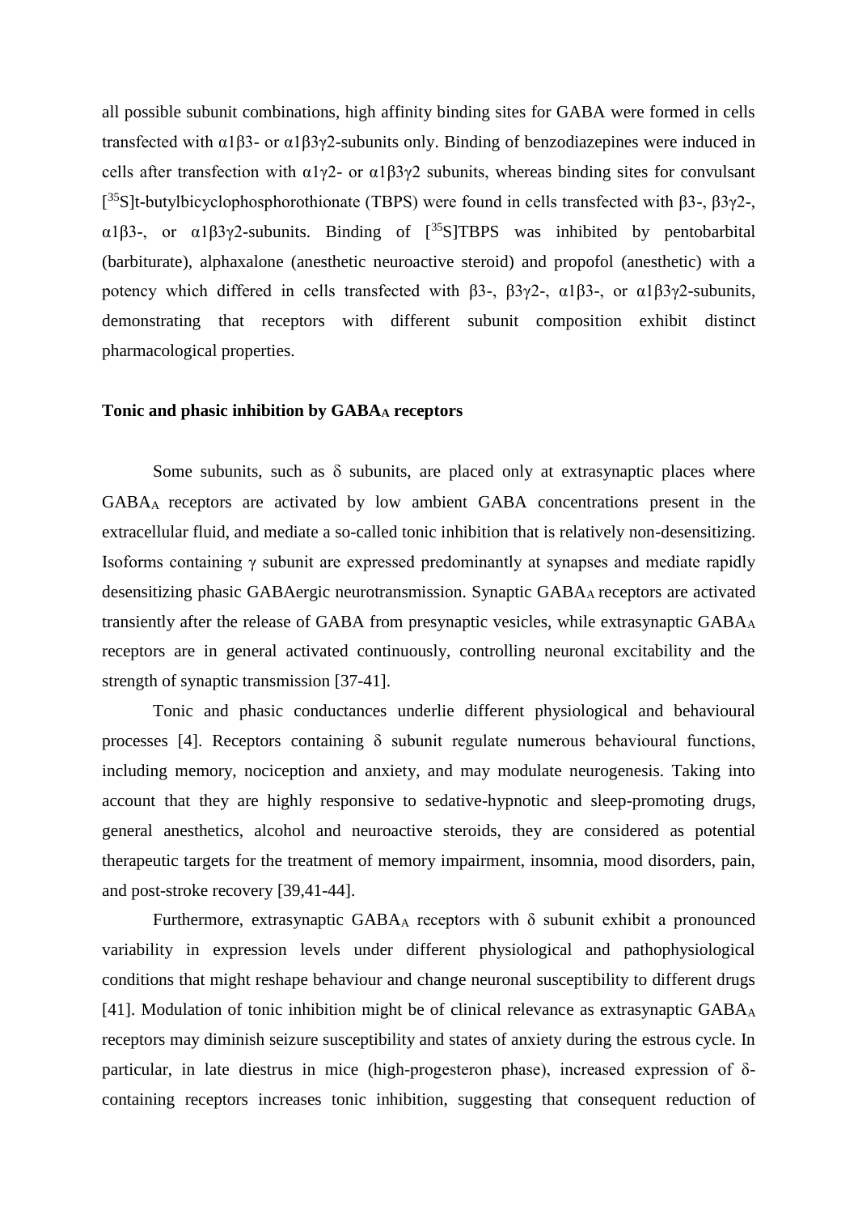all possible subunit combinations, high affinity binding sites for GABA were formed in cells transfected with α1β3- or α1β3γ2-subunits only. Binding of benzodiazepines were induced in cells after transfection with α1γ2- or α1β3γ2 subunits, whereas binding sites for convulsant [$^{35}$S]t-butylbicyclophosphorothionate (TBPS) were found in cells transfected with β3-, β3γ2-, α1β3-, or α1β3γ2-subunits. Binding of [$^{35}$S]TBPS was inhibited by pentobarbital (barbiturate), alphaxalone (anesthetic neuroactive steroid) and propofol (anesthetic) with a potency which differed in cells transfected with β3-, β3γ2-, α1β3-, or α1β3γ2-subunits, demonstrating that receptors with different subunit composition exhibit distinct pharmacological properties.

## Tonic and phasic inhibition by GABA$_A$ receptors

Some subunits, such as δ subunits, are placed only at extrasynaptic places where GABA$_A$ receptors are activated by low ambient GABA concentrations present in the extracellular fluid, and mediate a so-called tonic inhibition that is relatively non-desensitizing. Isoforms containing γ subunit are expressed predominantly at synapses and mediate rapidly desensitizing phasic GABAergic neurotransmission. Synaptic GABA$_A$ receptors are activated transiently after the release of GABA from presynaptic vesicles, while extrasynaptic GABA$_A$ receptors are in general activated continuously, controlling neuronal excitability and the strength of synaptic transmission [37-41].

Tonic and phasic conductances underlie different physiological and behavioural processes [4]. Receptors containing δ subunit regulate numerous behavioural functions, including memory, nociception and anxiety, and may modulate neurogenesis. Taking into account that they are highly responsive to sedative-hypnotic and sleep-promoting drugs, general anesthetics, alcohol and neuroactive steroids, they are considered as potential therapeutic targets for the treatment of memory impairment, insomnia, mood disorders, pain, and post-stroke recovery [39,41-44].

Furthermore, extrasynaptic GABA$_A$ receptors with δ subunit exhibit a pronounced variability in expression levels under different physiological and pathophysiological conditions that might reshape behaviour and change neuronal susceptibility to different drugs [41]. Modulation of tonic inhibition might be of clinical relevance as extrasynaptic GABA$_A$ receptors may diminish seizure susceptibility and states of anxiety during the estrous cycle. In particular, in late diestrus in mice (high-progesteron phase), increased expression of δ-containing receptors increases tonic inhibition, suggesting that consequent reduction of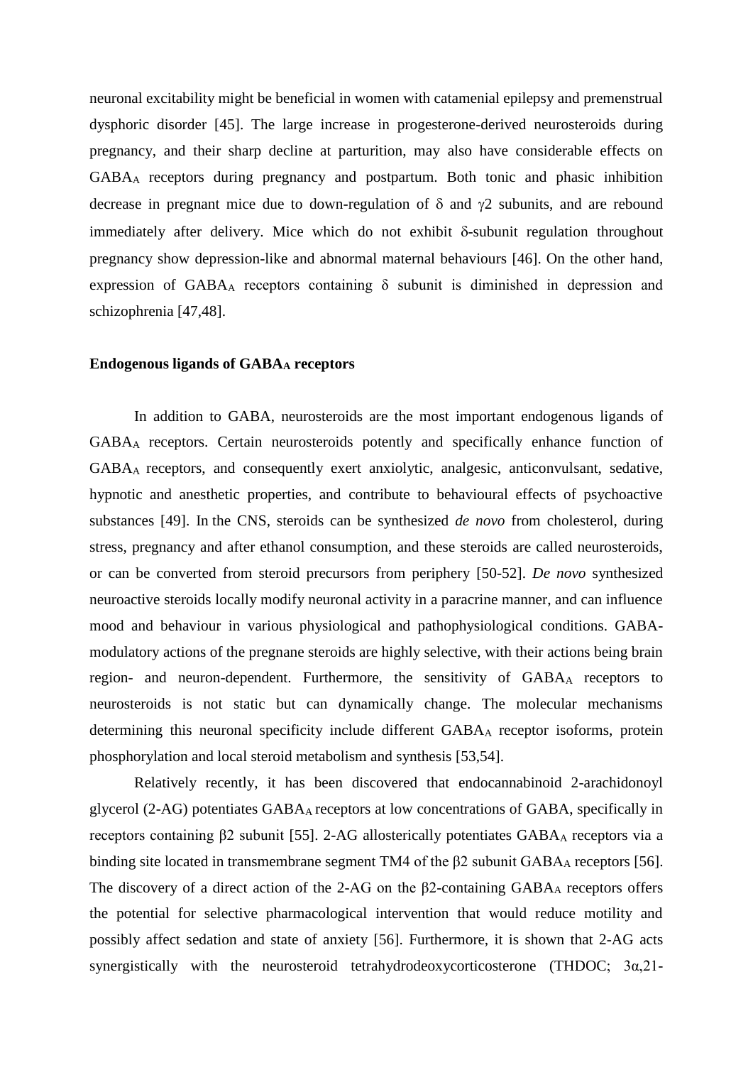neuronal excitability might be beneficial in women with catamenial epilepsy and premenstrual dysphoric disorder [45]. The large increase in progesterone-derived neurosteroids during pregnancy, and their sharp decline at parturition, may also have considerable effects on $GABA_A$ receptors during pregnancy and postpartum. Both tonic and phasic inhibition decrease in pregnant mice due to down-regulation of δ and γ2 subunits, and are rebound immediately after delivery. Mice which do not exhibit δ-subunit regulation throughout pregnancy show depression-like and abnormal maternal behaviours [46]. On the other hand, expression of $GABA_A$ receptors containing δ subunit is diminished in depression and schizophrenia [47,48].

### Endogenous ligands of $GABA_A$ receptors

In addition to GABA, neurosteroids are the most important endogenous ligands of $GABA_A$ receptors. Certain neurosteroids potently and specifically enhance function of $GABA_A$ receptors, and consequently exert anxiolytic, analgesic, anticonvulsant, sedative, hypnotic and anesthetic properties, and contribute to behavioural effects of psychoactive substances [49]. In the CNS, steroids can be synthesized *de novo* from cholesterol, during stress, pregnancy and after ethanol consumption, and these steroids are called neurosteroids, or can be converted from steroid precursors from periphery [50-52]. *De novo* synthesized neuroactive steroids locally modify neuronal activity in a paracrine manner, and can influence mood and behaviour in various physiological and pathophysiological conditions. GABA-modulatory actions of the pregnane steroids are highly selective, with their actions being brain region- and neuron-dependent. Furthermore, the sensitivity of $GABA_A$ receptors to neurosteroids is not static but can dynamically change. The molecular mechanisms determining this neuronal specificity include different $GABA_A$ receptor isoforms, protein phosphorylation and local steroid metabolism and synthesis [53,54].

Relatively recently, it has been discovered that endocannabinoid 2-arachidonoyl glycerol (2-AG) potentiates $GABA_A$ receptors at low concentrations of GABA, specifically in receptors containing β2 subunit [55]. 2-AG allosterically potentiates $GABA_A$ receptors via a binding site located in transmembrane segment TM4 of the β2 subunit $GABA_A$ receptors [56]. The discovery of a direct action of the 2-AG on the β2-containing $GABA_A$ receptors offers the potential for selective pharmacological intervention that would reduce motility and possibly affect sedation and state of anxiety [56]. Furthermore, it is shown that 2-AG acts synergistically with the neurosteroid tetrahydrodeoxycorticosterone (THDOC; 3α,21-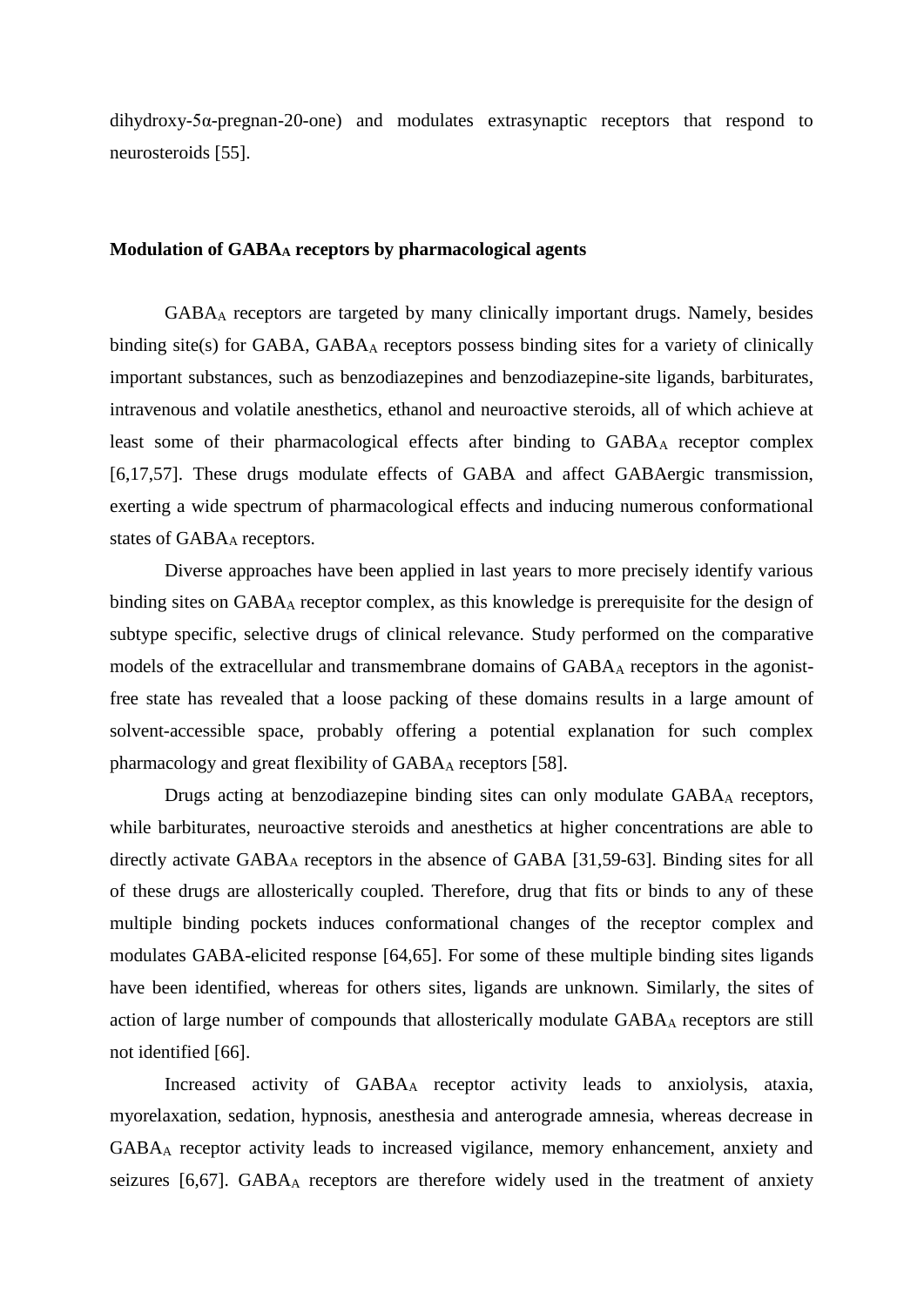dihydroxy-5α-pregnan-20-one) and modulates extrasynaptic receptors that respond to neurosteroids [55].

## Modulation of $GABA_A$ receptors by pharmacological agents

$GABA_A$ receptors are targeted by many clinically important drugs. Namely, besides binding site(s) for GABA, $GABA_A$ receptors possess binding sites for a variety of clinically important substances, such as benzodiazepines and benzodiazepine-site ligands, barbiturates, intravenous and volatile anesthetics, ethanol and neuroactive steroids, all of which achieve at least some of their pharmacological effects after binding to $GABA_A$ receptor complex [6,17,57]. These drugs modulate effects of GABA and affect GABAergic transmission, exerting a wide spectrum of pharmacological effects and inducing numerous conformational states of $GABA_A$ receptors.

Diverse approaches have been applied in last years to more precisely identify various binding sites on $GABA_A$ receptor complex, as this knowledge is prerequisite for the design of subtype specific, selective drugs of clinical relevance. Study performed on the comparative models of the extracellular and transmembrane domains of $GABA_A$ receptors in the agonist-free state has revealed that a loose packing of these domains results in a large amount of solvent-accessible space, probably offering a potential explanation for such complex pharmacology and great flexibility of $GABA_A$ receptors [58].

Drugs acting at benzodiazepine binding sites can only modulate $GABA_A$ receptors, while barbiturates, neuroactive steroids and anesthetics at higher concentrations are able to directly activate $GABA_A$ receptors in the absence of GABA [31,59-63]. Binding sites for all of these drugs are allosterically coupled. Therefore, drug that fits or binds to any of these multiple binding pockets induces conformational changes of the receptor complex and modulates GABA-elicited response [64,65]. For some of these multiple binding sites ligands have been identified, whereas for others sites, ligands are unknown. Similarly, the sites of action of large number of compounds that allosterically modulate $GABA_A$ receptors are still not identified [66].

Increased activity of $GABA_A$ receptor activity leads to anxiolysis, ataxia, myorelaxation, sedation, hypnosis, anesthesia and anterograde amnesia, whereas decrease in $GABA_A$ receptor activity leads to increased vigilance, memory enhancement, anxiety and seizures [6,67]. $GABA_A$ receptors are therefore widely used in the treatment of anxiety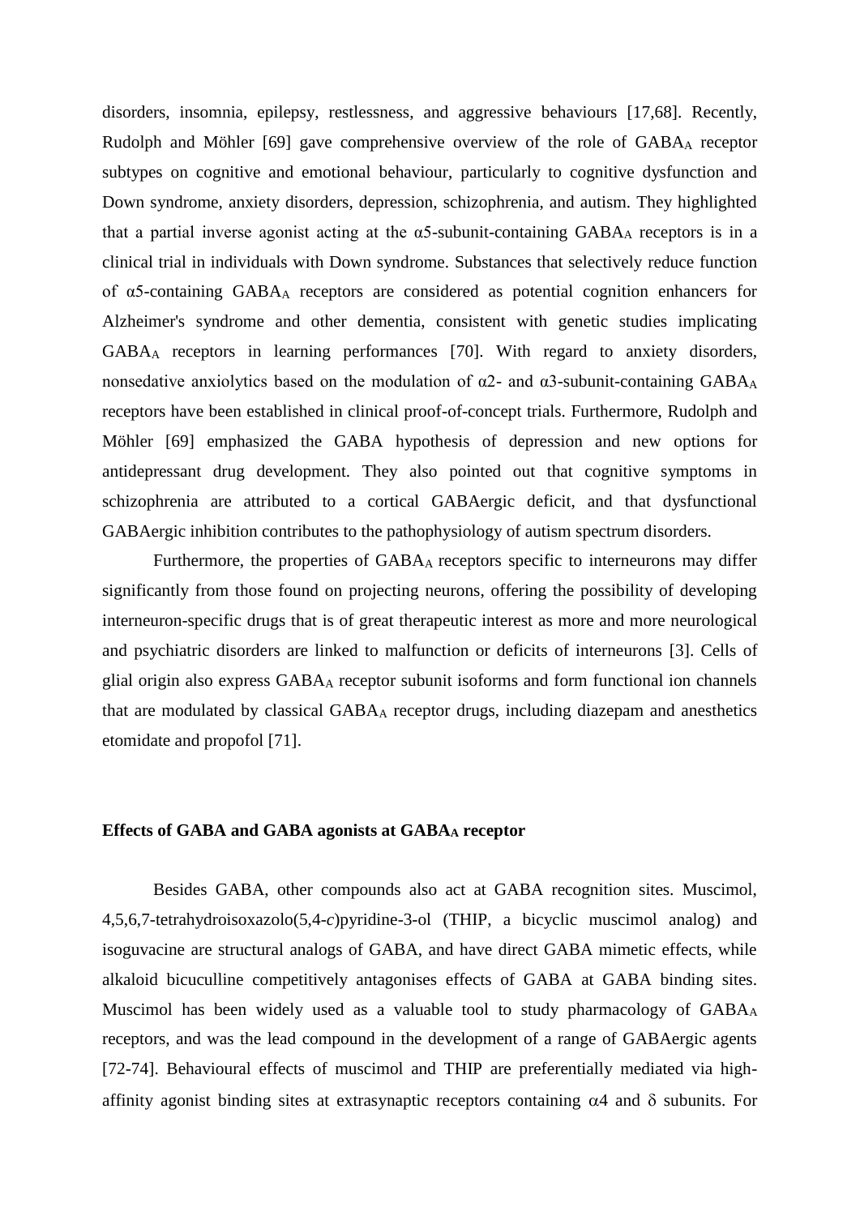disorders, insomnia, epilepsy, restlessness, and aggressive behaviours [17,68]. Recently, Rudolph and Möhler [69] gave comprehensive overview of the role of $GABA_A$ receptor subtypes on cognitive and emotional behaviour, particularly to cognitive dysfunction and Down syndrome, anxiety disorders, depression, schizophrenia, and autism. They highlighted that a partial inverse agonist acting at the α5-subunit-containing $GABA_A$ receptors is in a clinical trial in individuals with Down syndrome. Substances that selectively reduce function of α5-containing $GABA_A$ receptors are considered as potential cognition enhancers for Alzheimer's syndrome and other dementia, consistent with genetic studies implicating $GABA_A$ receptors in learning performances [70]. With regard to anxiety disorders, nonsedative anxiolytics based on the modulation of α2- and α3-subunit-containing $GABA_A$ receptors have been established in clinical proof-of-concept trials. Furthermore, Rudolph and Möhler [69] emphasized the GABA hypothesis of depression and new options for antidepressant drug development. They also pointed out that cognitive symptoms in schizophrenia are attributed to a cortical GABAergic deficit, and that dysfunctional GABAergic inhibition contributes to the pathophysiology of autism spectrum disorders.

Furthermore, the properties of $GABA_A$ receptors specific to interneurons may differ significantly from those found on projecting neurons, offering the possibility of developing interneuron-specific drugs that is of great therapeutic interest as more and more neurological and psychiatric disorders are linked to malfunction or deficits of interneurons [3]. Cells of glial origin also express $GABA_A$ receptor subunit isoforms and form functional ion channels that are modulated by classical $GABA_A$ receptor drugs, including diazepam and anesthetics etomidate and propofol [71].

**Effects of GABA and GABA agonists at $GABA_A$ receptor**

Besides GABA, other compounds also act at GABA recognition sites. Muscimol, 4,5,6,7-tetrahydroisoxazolo(5,4-*c*)pyridine-3-ol (THIP, a bicyclic muscimol analog) and isoguvacine are structural analogs of GABA, and have direct GABA mimetic effects, while alkaloid bicuculline competitively antagonises effects of GABA at GABA binding sites. Muscimol has been widely used as a valuable tool to study pharmacology of $GABA_A$ receptors, and was the lead compound in the development of a range of GABAergic agents [72-74]. Behavioural effects of muscimol and THIP are preferentially mediated via high-affinity agonist binding sites at extrasynaptic receptors containing α4 and δ subunits. For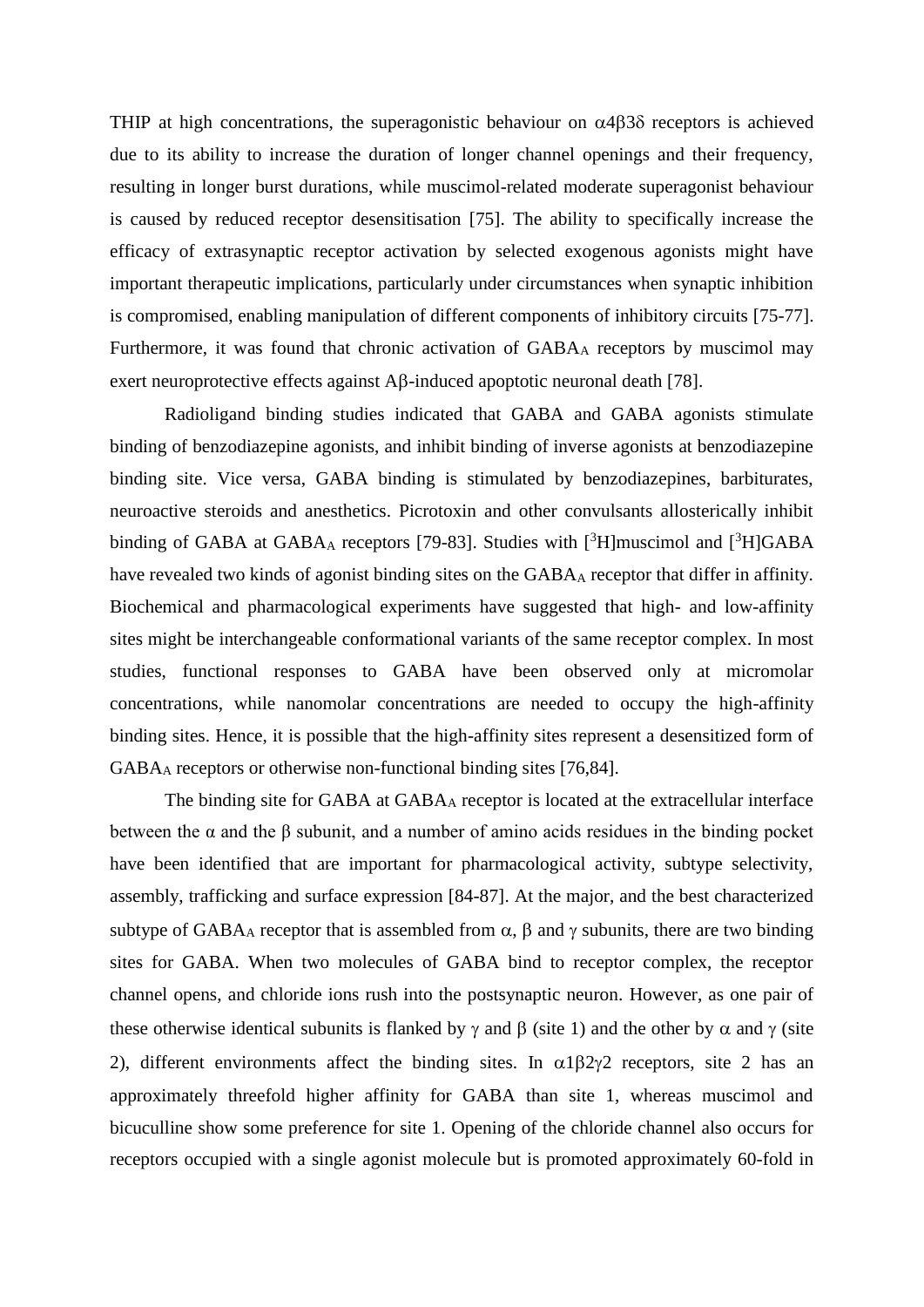THIP at high concentrations, the superagonistic behaviour on α4β3δ receptors is achieved due to its ability to increase the duration of longer channel openings and their frequency, resulting in longer burst durations, while muscimol-related moderate superagonist behaviour is caused by reduced receptor desensitisation [75]. The ability to specifically increase the efficacy of extrasynaptic receptor activation by selected exogenous agonists might have important therapeutic implications, particularly under circumstances when synaptic inhibition is compromised, enabling manipulation of different components of inhibitory circuits [75-77]. Furthermore, it was found that chronic activation of $GABA_A$ receptors by muscimol may exert neuroprotective effects against Aβ-induced apoptotic neuronal death [78].

Radioligand binding studies indicated that GABA and GABA agonists stimulate binding of benzodiazepine agonists, and inhibit binding of inverse agonists at benzodiazepine binding site. Vice versa, GABA binding is stimulated by benzodiazepines, barbiturates, neuroactive steroids and anesthetics. Picrotoxin and other convulsants allosterically inhibit binding of GABA at $GABA_A$ receptors [79-83]. Studies with [$^3$H]muscimol and [$^3$H]GABA have revealed two kinds of agonist binding sites on the $GABA_A$ receptor that differ in affinity. Biochemical and pharmacological experiments have suggested that high- and low-affinity sites might be interchangeable conformational variants of the same receptor complex. In most studies, functional responses to GABA have been observed only at micromolar concentrations, while nanomolar concentrations are needed to occupy the high-affinity binding sites. Hence, it is possible that the high-affinity sites represent a desensitized form of $GABA_A$ receptors or otherwise non-functional binding sites [76,84].

The binding site for GABA at $GABA_A$ receptor is located at the extracellular interface between the α and the β subunit, and a number of amino acids residues in the binding pocket have been identified that are important for pharmacological activity, subtype selectivity, assembly, trafficking and surface expression [84-87]. At the major, and the best characterized subtype of $GABA_A$ receptor that is assembled from α, β and γ subunits, there are two binding sites for GABA. When two molecules of GABA bind to receptor complex, the receptor channel opens, and chloride ions rush into the postsynaptic neuron. However, as one pair of these otherwise identical subunits is flanked by γ and β (site 1) and the other by α and γ (site 2), different environments affect the binding sites. In α1β2γ2 receptors, site 2 has an approximately threefold higher affinity for GABA than site 1, whereas muscimol and bicuculline show some preference for site 1. Opening of the chloride channel also occurs for receptors occupied with a single agonist molecule but is promoted approximately 60-fold in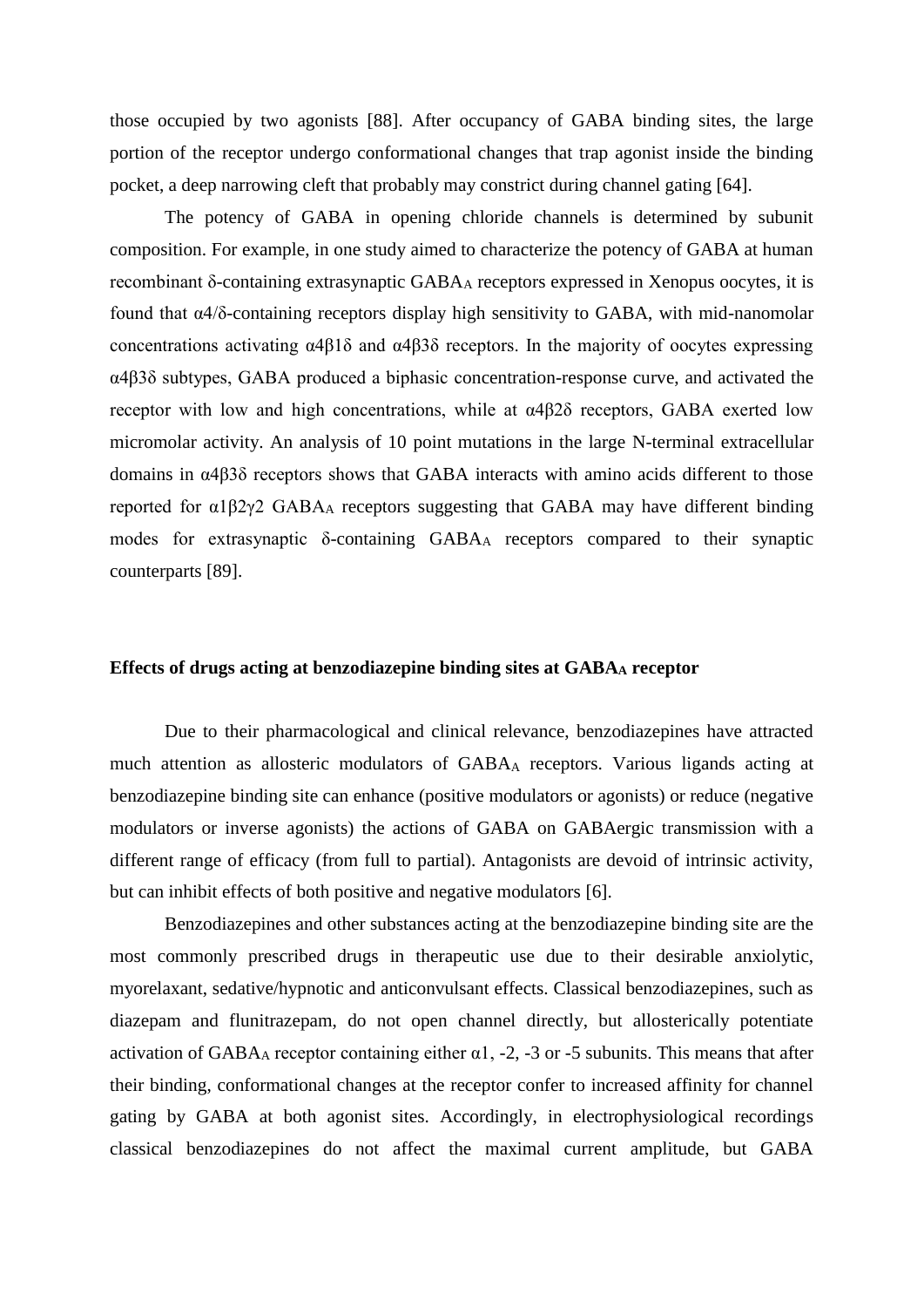those occupied by two agonists [88]. After occupancy of GABA binding sites, the large portion of the receptor undergo conformational changes that trap agonist inside the binding pocket, a deep narrowing cleft that probably may constrict during channel gating [64].

The potency of GABA in opening chloride channels is determined by subunit composition. For example, in one study aimed to characterize the potency of GABA at human recombinant δ-containing extrasynaptic $GABA_A$ receptors expressed in Xenopus oocytes, it is found that α4/δ-containing receptors display high sensitivity to GABA, with mid-nanomolar concentrations activating α4β1δ and α4β3δ receptors. In the majority of oocytes expressing α4β3δ subtypes, GABA produced a biphasic concentration-response curve, and activated the receptor with low and high concentrations, while at α4β2δ receptors, GABA exerted low micromolar activity. An analysis of 10 point mutations in the large N-terminal extracellular domains in α4β3δ receptors shows that GABA interacts with amino acids different to those reported for α1β2γ2 $GABA_A$ receptors suggesting that GABA may have different binding modes for extrasynaptic δ-containing $GABA_A$ receptors compared to their synaptic counterparts [89].

## Effects of drugs acting at benzodiazepine binding sites at $GABA_A$ receptor

Due to their pharmacological and clinical relevance, benzodiazepines have attracted much attention as allosteric modulators of $GABA_A$ receptors. Various ligands acting at benzodiazepine binding site can enhance (positive modulators or agonists) or reduce (negative modulators or inverse agonists) the actions of GABA on GABAergic transmission with a different range of efficacy (from full to partial). Antagonists are devoid of intrinsic activity, but can inhibit effects of both positive and negative modulators [6].

Benzodiazepines and other substances acting at the benzodiazepine binding site are the most commonly prescribed drugs in therapeutic use due to their desirable anxiolytic, myorelaxant, sedative/hypnotic and anticonvulsant effects. Classical benzodiazepines, such as diazepam and flunitrazepam, do not open channel directly, but allosterically potentiate activation of $GABA_A$ receptor containing either α1, -2, -3 or -5 subunits. This means that after their binding, conformational changes at the receptor confer to increased affinity for channel gating by GABA at both agonist sites. Accordingly, in electrophysiological recordings classical benzodiazepines do not affect the maximal current amplitude, but GABA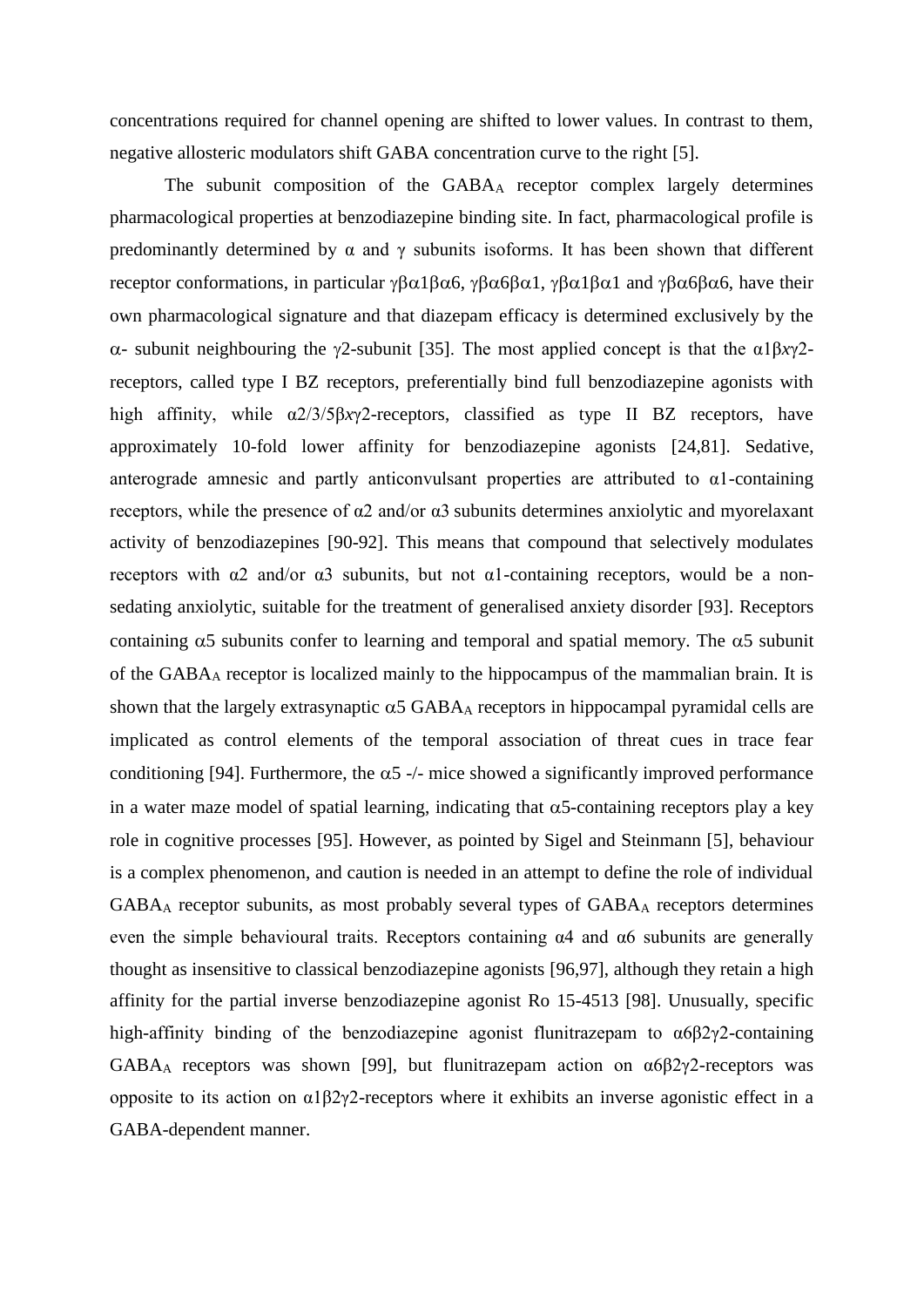concentrations required for channel opening are shifted to lower values. In contrast to them, negative allosteric modulators shift GABA concentration curve to the right [5].

The subunit composition of the $GABA_A$ receptor complex largely determines pharmacological properties at benzodiazepine binding site. In fact, pharmacological profile is predominantly determined by α and γ subunits isoforms. It has been shown that different receptor conformations, in particular γβα1βα6, γβα6βα1, γβα1βα1 and γβα6βα6, have their own pharmacological signature and that diazepam efficacy is determined exclusively by the α- subunit neighbouring the γ2-subunit [35]. The most applied concept is that the α1β*x*γ2-receptors, called type I BZ receptors, preferentially bind full benzodiazepine agonists with high affinity, while α2/3/5β*x*γ2-receptors, classified as type II BZ receptors, have approximately 10-fold lower affinity for benzodiazepine agonists [24,81]. Sedative, anterograde amnesic and partly anticonvulsant properties are attributed to α1-containing receptors, while the presence of α2 and/or α3 subunits determines anxiolytic and myorelaxant activity of benzodiazepines [90-92]. This means that compound that selectively modulates receptors with α2 and/or α3 subunits, but not α1-containing receptors, would be a non-sedating anxiolytic, suitable for the treatment of generalised anxiety disorder [93]. Receptors containing α5 subunits confer to learning and temporal and spatial memory. The α5 subunit of the $GABA_A$ receptor is localized mainly to the hippocampus of the mammalian brain. It is shown that the largely extrasynaptic α5 $GABA_A$ receptors in hippocampal pyramidal cells are implicated as control elements of the temporal association of threat cues in trace fear conditioning [94]. Furthermore, the α5 -/- mice showed a significantly improved performance in a water maze model of spatial learning, indicating that α5-containing receptors play a key role in cognitive processes [95]. However, as pointed by Sigel and Steinmann [5], behaviour is a complex phenomenon, and caution is needed in an attempt to define the role of individual $GABA_A$ receptor subunits, as most probably several types of $GABA_A$ receptors determines even the simple behavioural traits. Receptors containing α4 and α6 subunits are generally thought as insensitive to classical benzodiazepine agonists [96,97], although they retain a high affinity for the partial inverse benzodiazepine agonist Ro 15-4513 [98]. Unusually, specific high-affinity binding of the benzodiazepine agonist flunitrazepam to α6β2γ2-containing $GABA_A$ receptors was shown [99], but flunitrazepam action on α6β2γ2-receptors was opposite to its action on α1β2γ2-receptors where it exhibits an inverse agonistic effect in a GABA-dependent manner.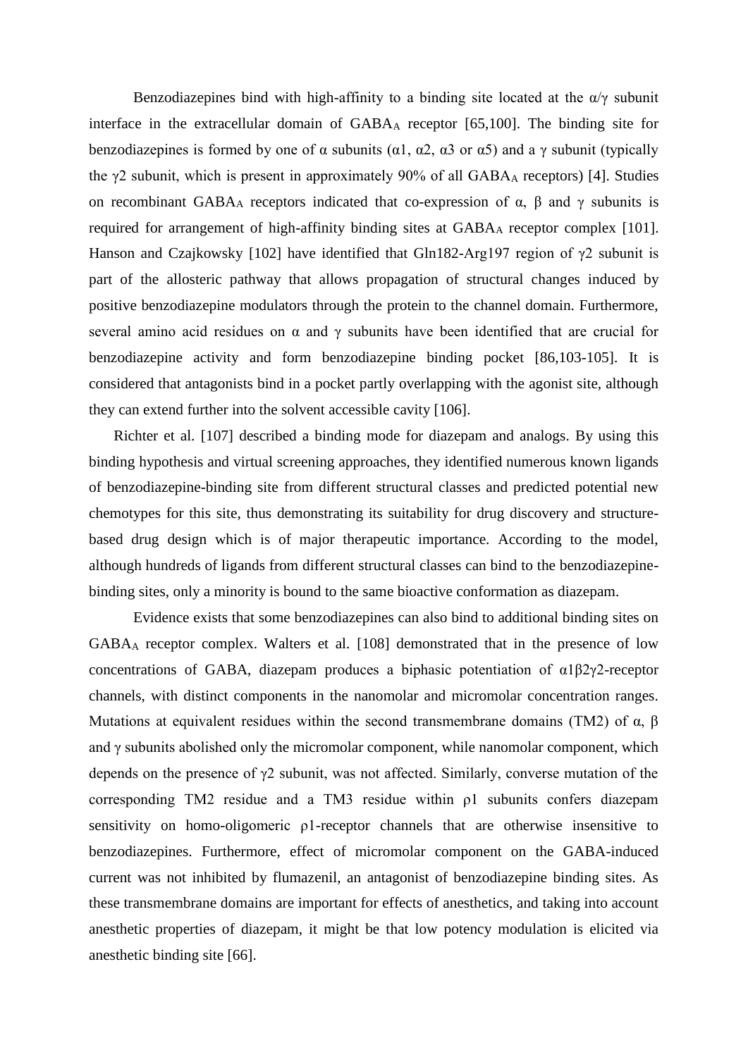Benzodiazepines bind with high-affinity to a binding site located at the α/γ subunit interface in the extracellular domain of $GABA_A$ receptor [65,100]. The binding site for benzodiazepines is formed by one of α subunits (α1, α2, α3 or α5) and a γ subunit (typically the γ2 subunit, which is present in approximately 90% of all $GABA_A$ receptors) [4]. Studies on recombinant $GABA_A$ receptors indicated that co-expression of α, β and γ subunits is required for arrangement of high-affinity binding sites at $GABA_A$ receptor complex [101]. Hanson and Czajkowsky [102] have identified that Gln182-Arg197 region of γ2 subunit is part of the allosteric pathway that allows propagation of structural changes induced by positive benzodiazepine modulators through the protein to the channel domain. Furthermore, several amino acid residues on α and γ subunits have been identified that are crucial for benzodiazepine activity and form benzodiazepine binding pocket [86,103-105]. It is considered that antagonists bind in a pocket partly overlapping with the agonist site, although they can extend further into the solvent accessible cavity [106].

Richter et al. [107] described a binding mode for diazepam and analogs. By using this binding hypothesis and virtual screening approaches, they identified numerous known ligands of benzodiazepine-binding site from different structural classes and predicted potential new chemotypes for this site, thus demonstrating its suitability for drug discovery and structure-based drug design which is of major therapeutic importance. According to the model, although hundreds of ligands from different structural classes can bind to the benzodiazepine-binding sites, only a minority is bound to the same bioactive conformation as diazepam.

Evidence exists that some benzodiazepines can also bind to additional binding sites on $GABA_A$ receptor complex. Walters et al. [108] demonstrated that in the presence of low concentrations of GABA, diazepam produces a biphasic potentiation of α1β2γ2-receptor channels, with distinct components in the nanomolar and micromolar concentration ranges. Mutations at equivalent residues within the second transmembrane domains (TM2) of α, β and γ subunits abolished only the micromolar component, while nanomolar component, which depends on the presence of γ2 subunit, was not affected. Similarly, converse mutation of the corresponding TM2 residue and a TM3 residue within ρ1 subunits confers diazepam sensitivity on homo-oligomeric ρ1-receptor channels that are otherwise insensitive to benzodiazepines. Furthermore, effect of micromolar component on the GABA-induced current was not inhibited by flumazenil, an antagonist of benzodiazepine binding sites. As these transmembrane domains are important for effects of anesthetics, and taking into account anesthetic properties of diazepam, it might be that low potency modulation is elicited via anesthetic binding site [66].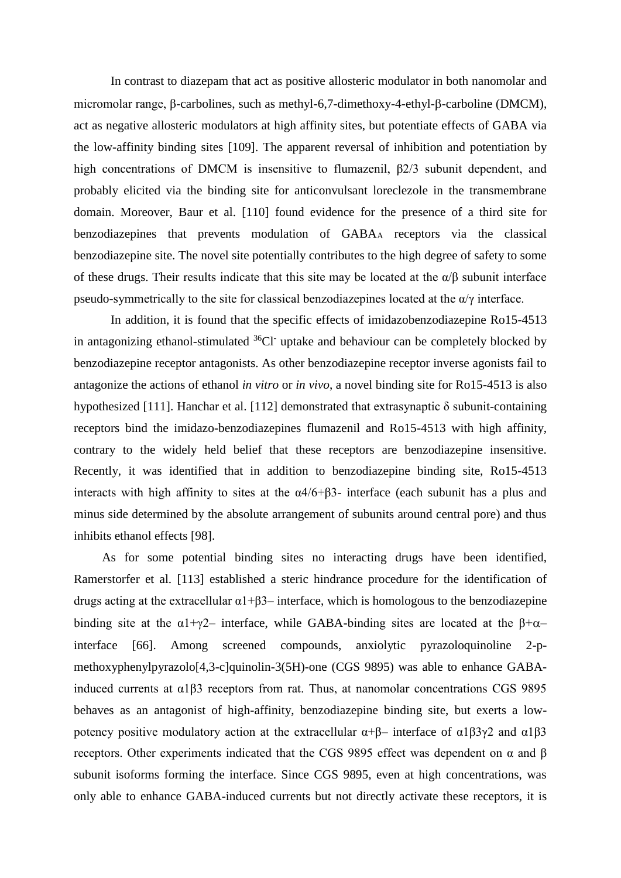In contrast to diazepam that act as positive allosteric modulator in both nanomolar and micromolar range, β-carbolines, such as methyl-6,7-dimethoxy-4-ethyl-β-carboline (DMCM), act as negative allosteric modulators at high affinity sites, but potentiate effects of GABA via the low-affinity binding sites [109]. The apparent reversal of inhibition and potentiation by high concentrations of DMCM is insensitive to flumazenil, β2/3 subunit dependent, and probably elicited via the binding site for anticonvulsant loreclezole in the transmembrane domain. Moreover, Baur et al. [110] found evidence for the presence of a third site for benzodiazepines that prevents modulation of $GABA_A$ receptors via the classical benzodiazepine site. The novel site potentially contributes to the high degree of safety to some of these drugs. Their results indicate that this site may be located at the α/β subunit interface pseudo-symmetrically to the site for classical benzodiazepines located at the α/γ interface.

In addition, it is found that the specific effects of imidazobenzodiazepine Ro15-4513 in antagonizing ethanol-stimulated $^{36}Cl^-$ uptake and behaviour can be completely blocked by benzodiazepine receptor antagonists. As other benzodiazepine receptor inverse agonists fail to antagonize the actions of ethanol *in vitro* or *in vivo*, a novel binding site for Ro15-4513 is also hypothesized [111]. Hanchar et al. [112] demonstrated that extrasynaptic δ subunit-containing receptors bind the imidazo-benzodiazepines flumazenil and Ro15-4513 with high affinity, contrary to the widely held belief that these receptors are benzodiazepine insensitive. Recently, it was identified that in addition to benzodiazepine binding site, Ro15-4513 interacts with high affinity to sites at the α4/6+β3- interface (each subunit has a plus and minus side determined by the absolute arrangement of subunits around central pore) and thus inhibits ethanol effects [98].

As for some potential binding sites no interacting drugs have been identified, Ramerstorfer et al. [113] established a steric hindrance procedure for the identification of drugs acting at the extracellular α1+β3– interface, which is homologous to the benzodiazepine binding site at the α1+γ2– interface, while GABA-binding sites are located at the β+α– interface [66]. Among screened compounds, anxiolytic pyrazoloquinoline 2-p-methoxyphenylpyrazolo[4,3-c]quinolin-3(5H)-one (CGS 9895) was able to enhance GABA-induced currents at α1β3 receptors from rat. Thus, at nanomolar concentrations CGS 9895 behaves as an antagonist of high-affinity, benzodiazepine binding site, but exerts a low-potency positive modulatory action at the extracellular α+β– interface of α1β3γ2 and α1β3 receptors. Other experiments indicated that the CGS 9895 effect was dependent on α and β subunit isoforms forming the interface. Since CGS 9895, even at high concentrations, was only able to enhance GABA-induced currents but not directly activate these receptors, it is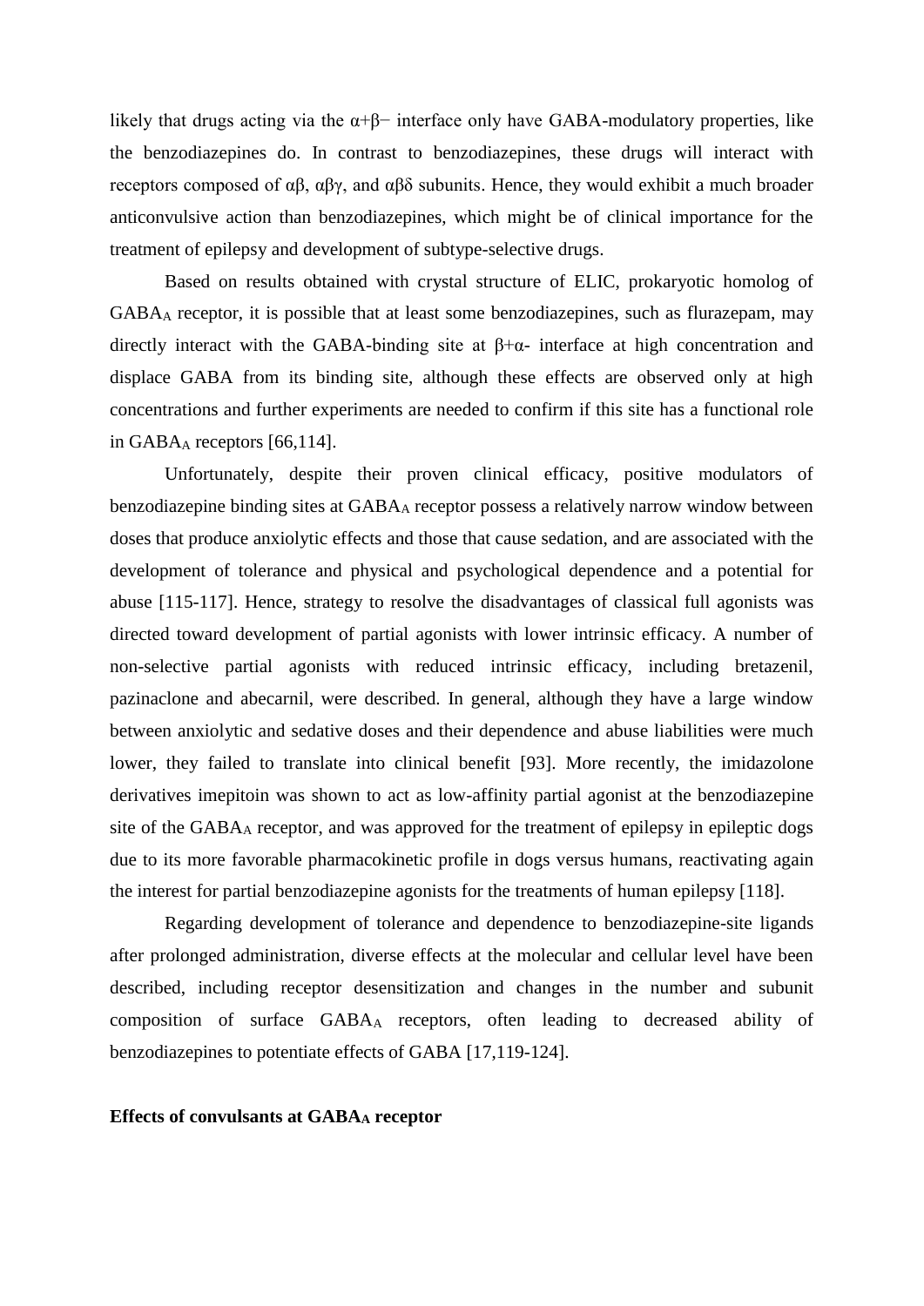likely that drugs acting via the α+β− interface only have GABA-modulatory properties, like the benzodiazepines do. In contrast to benzodiazepines, these drugs will interact with receptors composed of αβ, αβγ, and αβδ subunits. Hence, they would exhibit a much broader anticonvulsive action than benzodiazepines, which might be of clinical importance for the treatment of epilepsy and development of subtype-selective drugs.

Based on results obtained with crystal structure of ELIC, prokaryotic homolog of $GABA_A$ receptor, it is possible that at least some benzodiazepines, such as flurazepam, may directly interact with the GABA-binding site at β+α- interface at high concentration and displace GABA from its binding site, although these effects are observed only at high concentrations and further experiments are needed to confirm if this site has a functional role in $GABA_A$ receptors [66,114].

Unfortunately, despite their proven clinical efficacy, positive modulators of benzodiazepine binding sites at $GABA_A$ receptor possess a relatively narrow window between doses that produce anxiolytic effects and those that cause sedation, and are associated with the development of tolerance and physical and psychological dependence and a potential for abuse [115-117]. Hence, strategy to resolve the disadvantages of classical full agonists was directed toward development of partial agonists with lower intrinsic efficacy. A number of non-selective partial agonists with reduced intrinsic efficacy, including bretazenil, pazinaclone and abecarnil, were described. In general, although they have a large window between anxiolytic and sedative doses and their dependence and abuse liabilities were much lower, they failed to translate into clinical benefit [93]. More recently, the imidazolone derivatives imepitoin was shown to act as low-affinity partial agonist at the benzodiazepine site of the $GABA_A$ receptor, and was approved for the treatment of epilepsy in epileptic dogs due to its more favorable pharmacokinetic profile in dogs versus humans, reactivating again the interest for partial benzodiazepine agonists for the treatments of human epilepsy [118].

Regarding development of tolerance and dependence to benzodiazepine-site ligands after prolonged administration, diverse effects at the molecular and cellular level have been described, including receptor desensitization and changes in the number and subunit composition of surface $GABA_A$ receptors, often leading to decreased ability of benzodiazepines to potentiate effects of GABA [17,119-124].

**Effects of convulsants at $GABA_A$ receptor**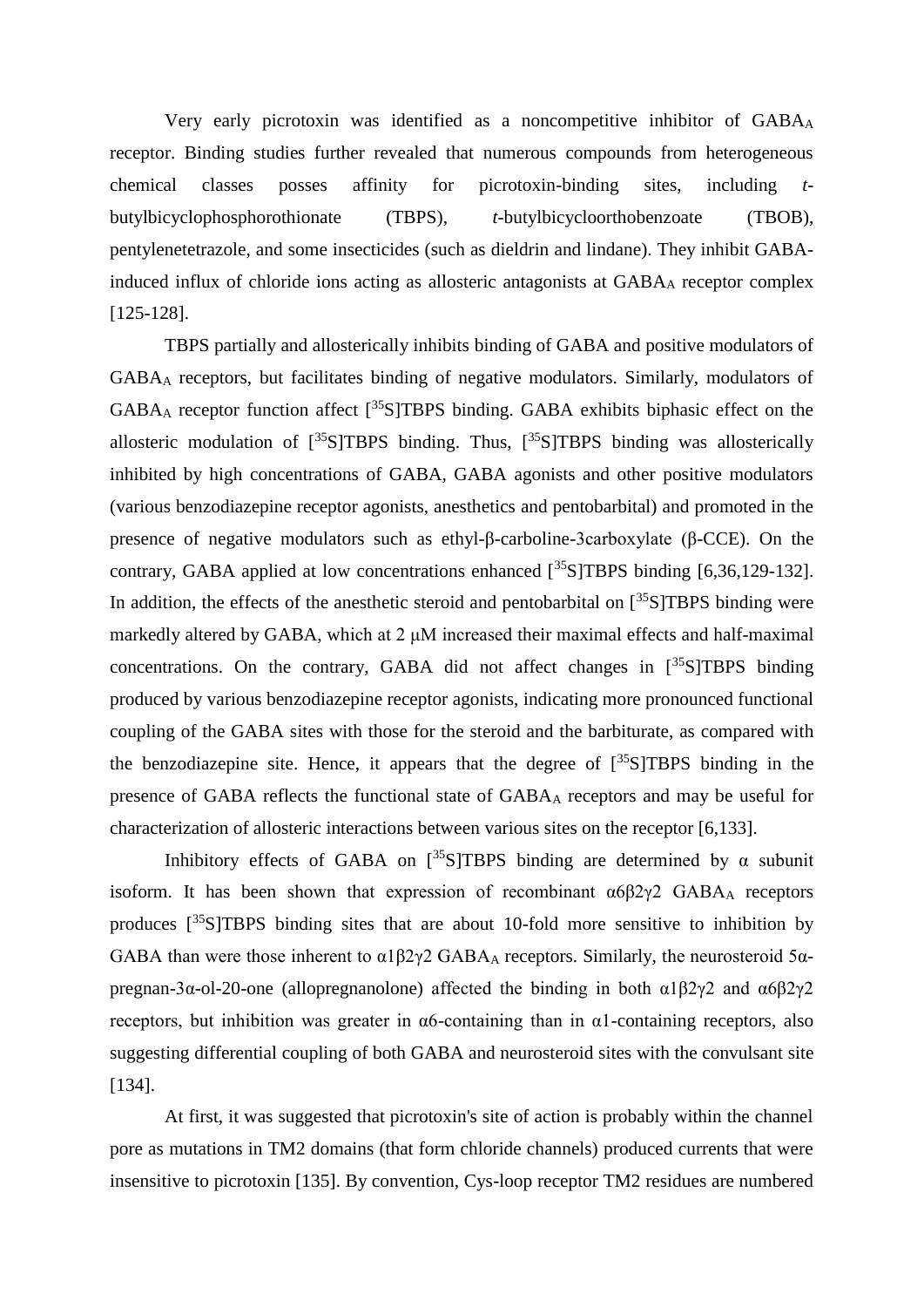Very early picrotoxin was identified as a noncompetitive inhibitor of $GABA_A$ receptor. Binding studies further revealed that numerous compounds from heterogeneous chemical classes posses affinity for picrotoxin-binding sites, including *t*-butylbicyclophosphorothionate (TBPS), *t*-butylbicycloorthobenzoate (TBOB), pentylenetetrazole, and some insecticides (such as dieldrin and lindane). They inhibit GABA-induced influx of chloride ions acting as allosteric antagonists at $GABA_A$ receptor complex [125-128].

TBPS partially and allosterically inhibits binding of GABA and positive modulators of $GABA_A$ receptors, but facilitates binding of negative modulators. Similarly, modulators of $GABA_A$ receptor function affect [$^{35}$S]TBPS binding. GABA exhibits biphasic effect on the allosteric modulation of [$^{35}$S]TBPS binding. Thus, [$^{35}$S]TBPS binding was allosterically inhibited by high concentrations of GABA, GABA agonists and other positive modulators (various benzodiazepine receptor agonists, anesthetics and pentobarbital) and promoted in the presence of negative modulators such as ethyl-β-carboline-3carboxylate (β-CCE). On the contrary, GABA applied at low concentrations enhanced [$^{35}$S]TBPS binding [6,36,129-132]. In addition, the effects of the anesthetic steroid and pentobarbital on [$^{35}$S]TBPS binding were markedly altered by GABA, which at 2 μM increased their maximal effects and half-maximal concentrations. On the contrary, GABA did not affect changes in [$^{35}$S]TBPS binding produced by various benzodiazepine receptor agonists, indicating more pronounced functional coupling of the GABA sites with those for the steroid and the barbiturate, as compared with the benzodiazepine site. Hence, it appears that the degree of [$^{35}$S]TBPS binding in the presence of GABA reflects the functional state of $GABA_A$ receptors and may be useful for characterization of allosteric interactions between various sites on the receptor [6,133].

Inhibitory effects of GABA on [$^{35}$S]TBPS binding are determined by α subunit isoform. It has been shown that expression of recombinant α6β2γ2 $GABA_A$ receptors produces [$^{35}$S]TBPS binding sites that are about 10-fold more sensitive to inhibition by GABA than were those inherent to α1β2γ2 $GABA_A$ receptors. Similarly, the neurosteroid 5α-pregnan-3α-ol-20-one (allopregnanolone) affected the binding in both α1β2γ2 and α6β2γ2 receptors, but inhibition was greater in α6-containing than in α1-containing receptors, also suggesting differential coupling of both GABA and neurosteroid sites with the convulsant site [134].

At first, it was suggested that picrotoxin's site of action is probably within the channel pore as mutations in TM2 domains (that form chloride channels) produced currents that were insensitive to picrotoxin [135]. By convention, Cys-loop receptor TM2 residues are numbered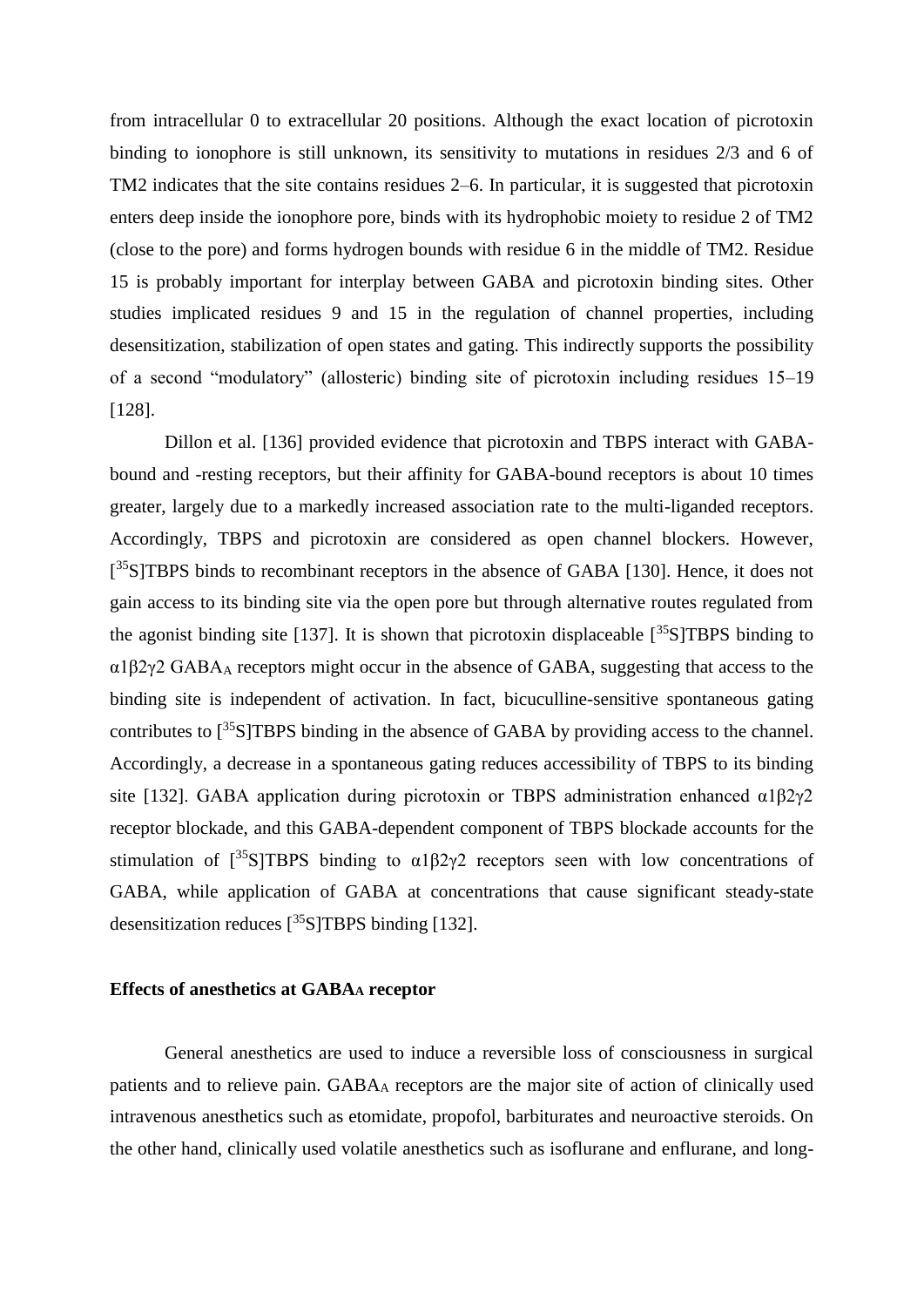from intracellular 0 to extracellular 20 positions. Although the exact location of picrotoxin binding to ionophore is still unknown, its sensitivity to mutations in residues 2/3 and 6 of TM2 indicates that the site contains residues 2–6. In particular, it is suggested that picrotoxin enters deep inside the ionophore pore, binds with its hydrophobic moiety to residue 2 of TM2 (close to the pore) and forms hydrogen bounds with residue 6 in the middle of TM2. Residue 15 is probably important for interplay between GABA and picrotoxin binding sites. Other studies implicated residues 9 and 15 in the regulation of channel properties, including desensitization, stabilization of open states and gating. This indirectly supports the possibility of a second "modulatory" (allosteric) binding site of picrotoxin including residues 15–19 [128].

Dillon et al. [136] provided evidence that picrotoxin and TBPS interact with GABA-bound and -resting receptors, but their affinity for GABA-bound receptors is about 10 times greater, largely due to a markedly increased association rate to the multi-liganded receptors. Accordingly, TBPS and picrotoxin are considered as open channel blockers. However, [$^{35}$S]TBPS binds to recombinant receptors in the absence of GABA [130]. Hence, it does not gain access to its binding site via the open pore but through alternative routes regulated from the agonist binding site [137]. It is shown that picrotoxin displaceable [$^{35}$S]TBPS binding to $\alpha1\beta2\gamma2$ GABA$_A$ receptors might occur in the absence of GABA, suggesting that access to the binding site is independent of activation. In fact, bicuculline-sensitive spontaneous gating contributes to [$^{35}$S]TBPS binding in the absence of GABA by providing access to the channel. Accordingly, a decrease in a spontaneous gating reduces accessibility of TBPS to its binding site [132]. GABA application during picrotoxin or TBPS administration enhanced $\alpha1\beta2\gamma2$ receptor blockade, and this GABA-dependent component of TBPS blockade accounts for the stimulation of [$^{35}$S]TBPS binding to $\alpha1\beta2\gamma2$ receptors seen with low concentrations of GABA, while application of GABA at concentrations that cause significant steady-state desensitization reduces [$^{35}$S]TBPS binding [132].

### Effects of anesthetics at GABA$_A$ receptor

General anesthetics are used to induce a reversible loss of consciousness in surgical patients and to relieve pain. GABA$_A$ receptors are the major site of action of clinically used intravenous anesthetics such as etomidate, propofol, barbiturates and neuroactive steroids. On the other hand, clinically used volatile anesthetics such as isoflurane and enflurane, and long-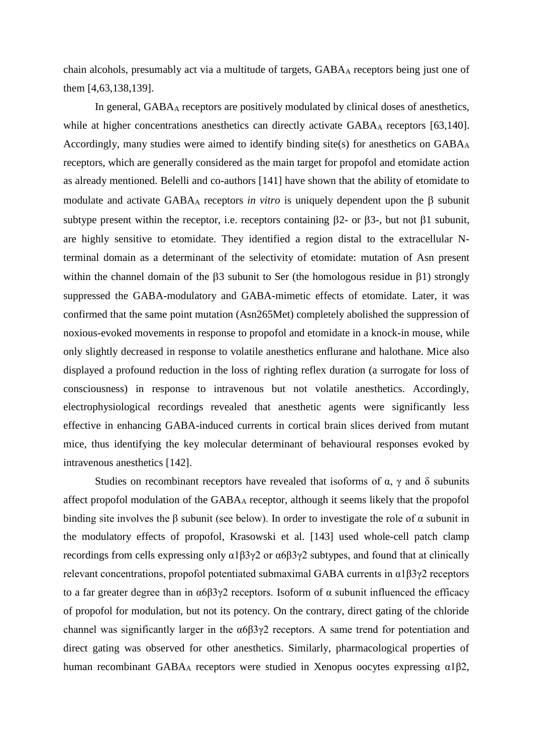chain alcohols, presumably act via a multitude of targets, $GABA_A$ receptors being just one of them [4,63,138,139].

In general, $GABA_A$ receptors are positively modulated by clinical doses of anesthetics, while at higher concentrations anesthetics can directly activate $GABA_A$ receptors [63,140]. Accordingly, many studies were aimed to identify binding site(s) for anesthetics on $GABA_A$ receptors, which are generally considered as the main target for propofol and etomidate action as already mentioned. Belelli and co-authors [141] have shown that the ability of etomidate to modulate and activate $GABA_A$ receptors *in vitro* is uniquely dependent upon the β subunit subtype present within the receptor, i.e. receptors containing β2- or β3-, but not β1 subunit, are highly sensitive to etomidate. They identified a region distal to the extracellular N-terminal domain as a determinant of the selectivity of etomidate: mutation of Asn present within the channel domain of the β3 subunit to Ser (the homologous residue in β1) strongly suppressed the GABA-modulatory and GABA-mimetic effects of etomidate. Later, it was confirmed that the same point mutation (Asn265Met) completely abolished the suppression of noxious-evoked movements in response to propofol and etomidate in a knock-in mouse, while only slightly decreased in response to volatile anesthetics enflurane and halothane. Mice also displayed a profound reduction in the loss of righting reflex duration (a surrogate for loss of consciousness) in response to intravenous but not volatile anesthetics. Accordingly, electrophysiological recordings revealed that anesthetic agents were significantly less effective in enhancing GABA-induced currents in cortical brain slices derived from mutant mice, thus identifying the key molecular determinant of behavioural responses evoked by intravenous anesthetics [142].

Studies on recombinant receptors have revealed that isoforms of α, γ and δ subunits affect propofol modulation of the $GABA_A$ receptor, although it seems likely that the propofol binding site involves the β subunit (see below). In order to investigate the role of α subunit in the modulatory effects of propofol, Krasowski et al. [143] used whole-cell patch clamp recordings from cells expressing only α1β3γ2 or α6β3γ2 subtypes, and found that at clinically relevant concentrations, propofol potentiated submaximal GABA currents in α1β3γ2 receptors to a far greater degree than in α6β3γ2 receptors. Isoform of α subunit influenced the efficacy of propofol for modulation, but not its potency. On the contrary, direct gating of the chloride channel was significantly larger in the α6β3γ2 receptors. A same trend for potentiation and direct gating was observed for other anesthetics. Similarly, pharmacological properties of human recombinant $GABA_A$ receptors were studied in Xenopus oocytes expressing α1β2,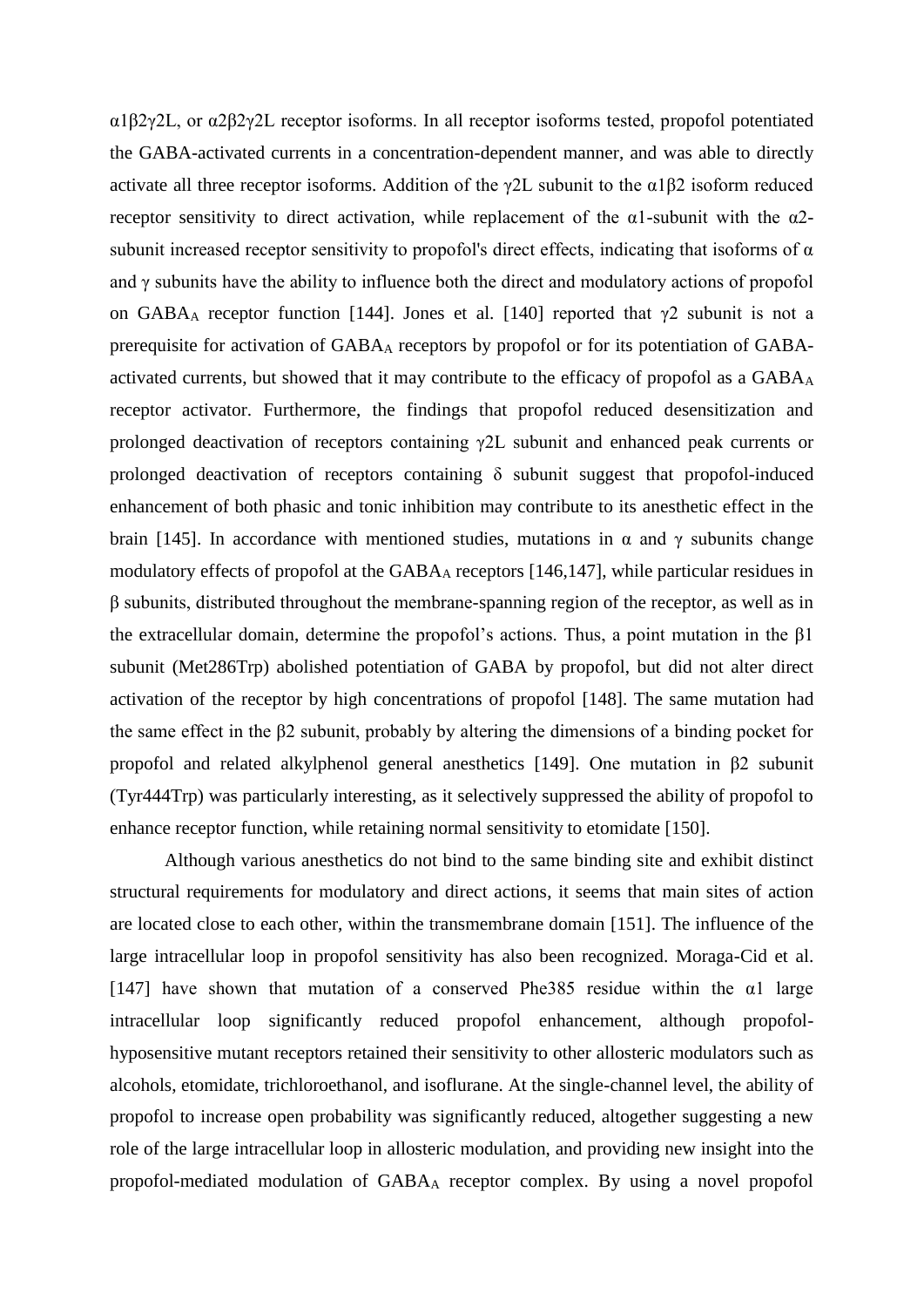α1β2γ2L, or α2β2γ2L receptor isoforms. In all receptor isoforms tested, propofol potentiated the GABA-activated currents in a concentration-dependent manner, and was able to directly activate all three receptor isoforms. Addition of the γ2L subunit to the α1β2 isoform reduced receptor sensitivity to direct activation, while replacement of the α1-subunit with the α2-subunit increased receptor sensitivity to propofol's direct effects, indicating that isoforms of α and γ subunits have the ability to influence both the direct and modulatory actions of propofol on $GABA_A$ receptor function [144]. Jones et al. [140] reported that γ2 subunit is not a prerequisite for activation of $GABA_A$ receptors by propofol or for its potentiation of GABA-activated currents, but showed that it may contribute to the efficacy of propofol as a $GABA_A$ receptor activator. Furthermore, the findings that propofol reduced desensitization and prolonged deactivation of receptors containing γ2L subunit and enhanced peak currents or prolonged deactivation of receptors containing δ subunit suggest that propofol-induced enhancement of both phasic and tonic inhibition may contribute to its anesthetic effect in the brain [145]. In accordance with mentioned studies, mutations in α and γ subunits change modulatory effects of propofol at the $GABA_A$ receptors [146,147], while particular residues in β subunits, distributed throughout the membrane-spanning region of the receptor, as well as in the extracellular domain, determine the propofol's actions. Thus, a point mutation in the β1 subunit (Met286Trp) abolished potentiation of GABA by propofol, but did not alter direct activation of the receptor by high concentrations of propofol [148]. The same mutation had the same effect in the β2 subunit, probably by altering the dimensions of a binding pocket for propofol and related alkylphenol general anesthetics [149]. One mutation in β2 subunit (Tyr444Trp) was particularly interesting, as it selectively suppressed the ability of propofol to enhance receptor function, while retaining normal sensitivity to etomidate [150].

Although various anesthetics do not bind to the same binding site and exhibit distinct structural requirements for modulatory and direct actions, it seems that main sites of action are located close to each other, within the transmembrane domain [151]. The influence of the large intracellular loop in propofol sensitivity has also been recognized. Moraga-Cid et al. [147] have shown that mutation of a conserved Phe385 residue within the α1 large intracellular loop significantly reduced propofol enhancement, although propofol-hyposensitive mutant receptors retained their sensitivity to other allosteric modulators such as alcohols, etomidate, trichloroethanol, and isoflurane. At the single-channel level, the ability of propofol to increase open probability was significantly reduced, altogether suggesting a new role of the large intracellular loop in allosteric modulation, and providing new insight into the propofol-mediated modulation of $GABA_A$ receptor complex. By using a novel propofol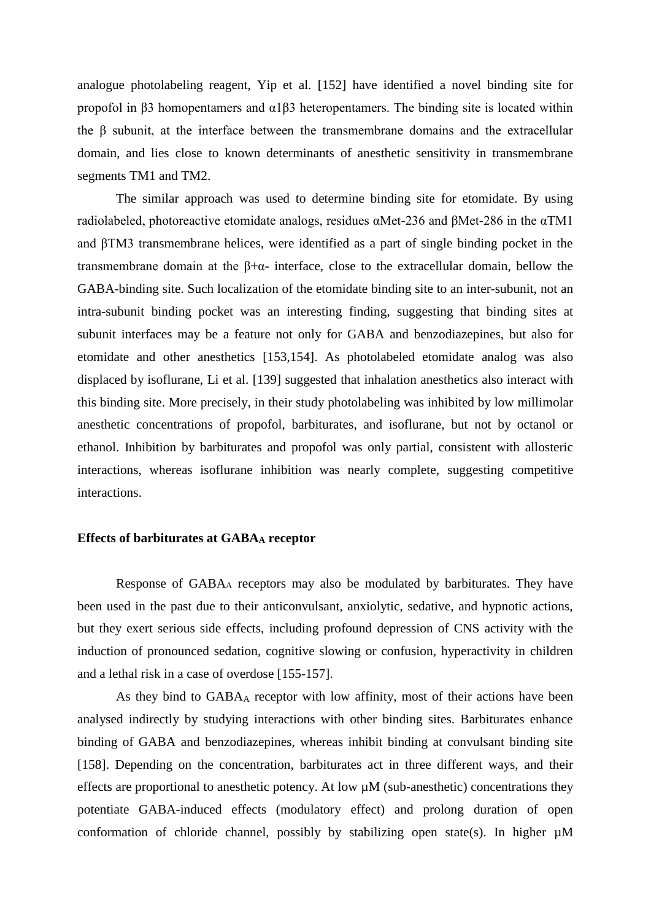analogue photolabeling reagent, Yip et al. [152] have identified a novel binding site for propofol in β3 homopentamers and α1β3 heteropentamers. The binding site is located within the β subunit, at the interface between the transmembrane domains and the extracellular domain, and lies close to known determinants of anesthetic sensitivity in transmembrane segments TM1 and TM2.

The similar approach was used to determine binding site for etomidate. By using radiolabeled, photoreactive etomidate analogs, residues αMet-236 and βMet-286 in the αTM1 and βTM3 transmembrane helices, were identified as a part of single binding pocket in the transmembrane domain at the β+α- interface, close to the extracellular domain, bellow the GABA-binding site. Such localization of the etomidate binding site to an inter-subunit, not an intra-subunit binding pocket was an interesting finding, suggesting that binding sites at subunit interfaces may be a feature not only for GABA and benzodiazepines, but also for etomidate and other anesthetics [153,154]. As photolabeled etomidate analog was also displaced by isoflurane, Li et al. [139] suggested that inhalation anesthetics also interact with this binding site. More precisely, in their study photolabeling was inhibited by low millimolar anesthetic concentrations of propofol, barbiturates, and isoflurane, but not by octanol or ethanol. Inhibition by barbiturates and propofol was only partial, consistent with allosteric interactions, whereas isoflurane inhibition was nearly complete, suggesting competitive interactions.

### Effects of barbiturates at $GABA_A$ receptor

Response of $GABA_A$ receptors may also be modulated by barbiturates. They have been used in the past due to their anticonvulsant, anxiolytic, sedative, and hypnotic actions, but they exert serious side effects, including profound depression of CNS activity with the induction of pronounced sedation, cognitive slowing or confusion, hyperactivity in children and a lethal risk in a case of overdose [155-157].

As they bind to $GABA_A$ receptor with low affinity, most of their actions have been analysed indirectly by studying interactions with other binding sites. Barbiturates enhance binding of GABA and benzodiazepines, whereas inhibit binding at convulsant binding site [158]. Depending on the concentration, barbiturates act in three different ways, and their effects are proportional to anesthetic potency. At low μM (sub-anesthetic) concentrations they potentiate GABA-induced effects (modulatory effect) and prolong duration of open conformation of chloride channel, possibly by stabilizing open state(s). In higher μM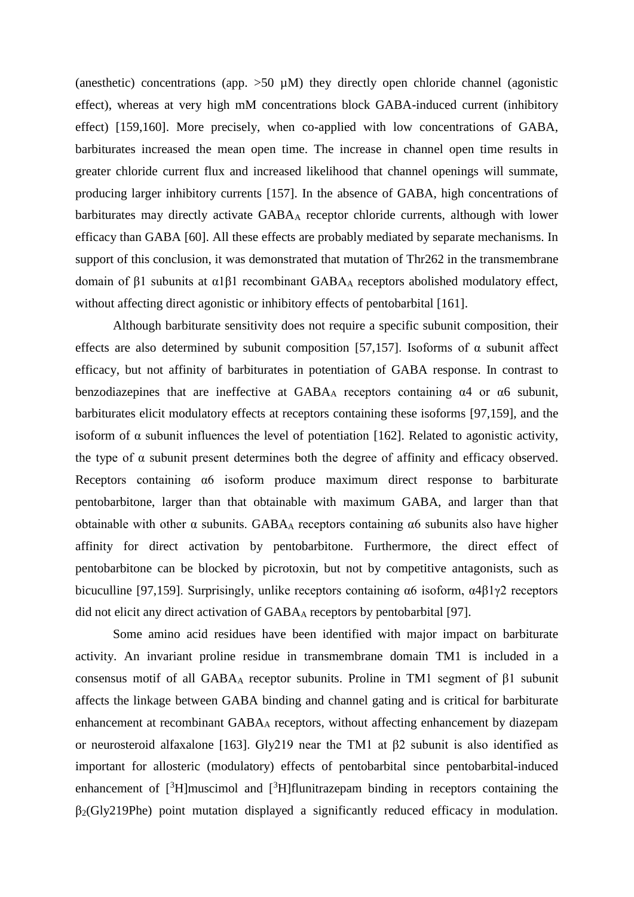(anesthetic) concentrations (app. >50 μM) they directly open chloride channel (agonistic effect), whereas at very high mM concentrations block GABA-induced current (inhibitory effect) [159,160]. More precisely, when co-applied with low concentrations of GABA, barbiturates increased the mean open time. The increase in channel open time results in greater chloride current flux and increased likelihood that channel openings will summate, producing larger inhibitory currents [157]. In the absence of GABA, high concentrations of barbiturates may directly activate $GABA_A$ receptor chloride currents, although with lower efficacy than GABA [60]. All these effects are probably mediated by separate mechanisms. In support of this conclusion, it was demonstrated that mutation of Thr262 in the transmembrane domain of β1 subunits at α1β1 recombinant $GABA_A$ receptors abolished modulatory effect, without affecting direct agonistic or inhibitory effects of pentobarbital [161].

Although barbiturate sensitivity does not require a specific subunit composition, their effects are also determined by subunit composition [57,157]. Isoforms of α subunit affect efficacy, but not affinity of barbiturates in potentiation of GABA response. In contrast to benzodiazepines that are ineffective at $GABA_A$ receptors containing α4 or α6 subunit, barbiturates elicit modulatory effects at receptors containing these isoforms [97,159], and the isoform of α subunit influences the level of potentiation [162]. Related to agonistic activity, the type of α subunit present determines both the degree of affinity and efficacy observed. Receptors containing α6 isoform produce maximum direct response to barbiturate pentobarbitone, larger than that obtainable with maximum GABA, and larger than that obtainable with other α subunits. $GABA_A$ receptors containing α6 subunits also have higher affinity for direct activation by pentobarbitone. Furthermore, the direct effect of pentobarbitone can be blocked by picrotoxin, but not by competitive antagonists, such as bicuculline [97,159]. Surprisingly, unlike receptors containing α6 isoform, α4β1γ2 receptors did not elicit any direct activation of $GABA_A$ receptors by pentobarbital [97].

Some amino acid residues have been identified with major impact on barbiturate activity. An invariant proline residue in transmembrane domain TM1 is included in a consensus motif of all $GABA_A$ receptor subunits. Proline in TM1 segment of β1 subunit affects the linkage between GABA binding and channel gating and is critical for barbiturate enhancement at recombinant $GABA_A$ receptors, without affecting enhancement by diazepam or neurosteroid alfaxalone [163]. Gly219 near the TM1 at β2 subunit is also identified as important for allosteric (modulatory) effects of pentobarbital since pentobarbital-induced enhancement of [$^3$H]muscimol and [$^3$H]flunitrazepam binding in receptors containing the $\beta_2$(Gly219Phe) point mutation displayed a significantly reduced efficacy in modulation.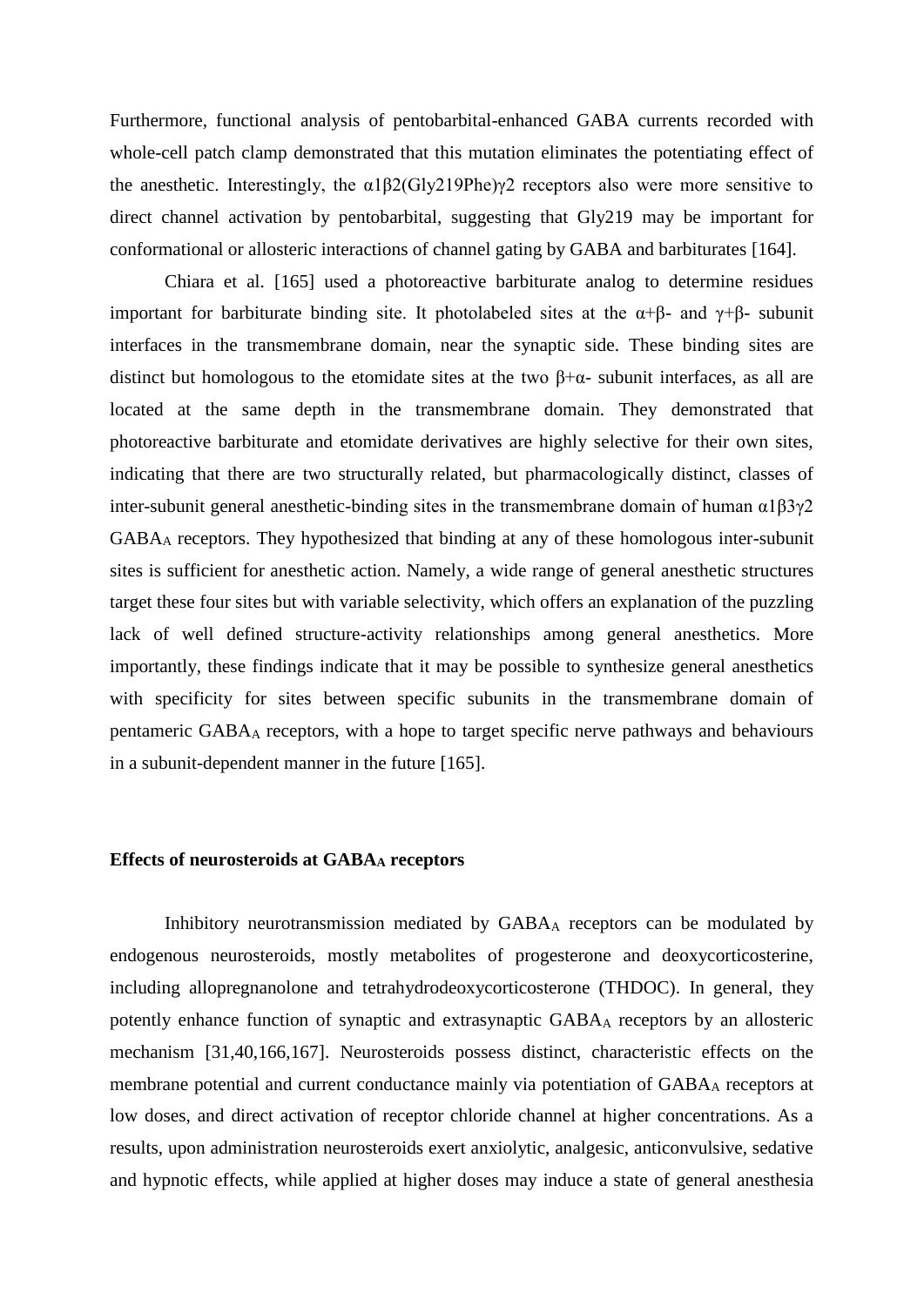Furthermore, functional analysis of pentobarbital-enhanced GABA currents recorded with whole-cell patch clamp demonstrated that this mutation eliminates the potentiating effect of the anesthetic. Interestingly, the α1β2(Gly219Phe)γ2 receptors also were more sensitive to direct channel activation by pentobarbital, suggesting that Gly219 may be important for conformational or allosteric interactions of channel gating by GABA and barbiturates [164].

Chiara et al. [165] used a photoreactive barbiturate analog to determine residues important for barbiturate binding site. It photolabeled sites at the α+β- and γ+β- subunit interfaces in the transmembrane domain, near the synaptic side. These binding sites are distinct but homologous to the etomidate sites at the two β+α- subunit interfaces, as all are located at the same depth in the transmembrane domain. They demonstrated that photoreactive barbiturate and etomidate derivatives are highly selective for their own sites, indicating that there are two structurally related, but pharmacologically distinct, classes of inter-subunit general anesthetic-binding sites in the transmembrane domain of human α1β3γ2 $GABA_A$ receptors. They hypothesized that binding at any of these homologous inter-subunit sites is sufficient for anesthetic action. Namely, a wide range of general anesthetic structures target these four sites but with variable selectivity, which offers an explanation of the puzzling lack of well defined structure-activity relationships among general anesthetics. More importantly, these findings indicate that it may be possible to synthesize general anesthetics with specificity for sites between specific subunits in the transmembrane domain of pentameric $GABA_A$ receptors, with a hope to target specific nerve pathways and behaviours in a subunit-dependent manner in the future [165].

## Effects of neurosteroids at $GABA_A$ receptors

Inhibitory neurotransmission mediated by $GABA_A$ receptors can be modulated by endogenous neurosteroids, mostly metabolites of progesterone and deoxycorticosterine, including allopregnanolone and tetrahydrodeoxycorticosterone (THDOC). In general, they potently enhance function of synaptic and extrasynaptic $GABA_A$ receptors by an allosteric mechanism [31,40,166,167]. Neurosteroids possess distinct, characteristic effects on the membrane potential and current conductance mainly via potentiation of $GABA_A$ receptors at low doses, and direct activation of receptor chloride channel at higher concentrations. As a results, upon administration neurosteroids exert anxiolytic, analgesic, anticonvulsive, sedative and hypnotic effects, while applied at higher doses may induce a state of general anesthesia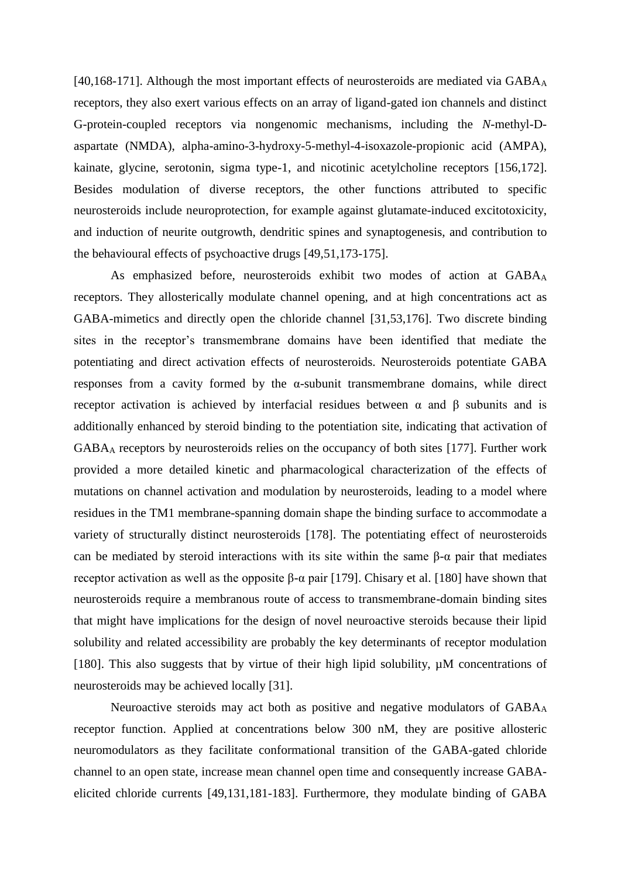[40,168-171]. Although the most important effects of neurosteroids are mediated via $GABA_A$ receptors, they also exert various effects on an array of ligand-gated ion channels and distinct G-protein-coupled receptors via nongenomic mechanisms, including the *N*-methyl-D-aspartate (NMDA), alpha-amino-3-hydroxy-5-methyl-4-isoxazole-propionic acid (AMPA), kainate, glycine, serotonin, sigma type-1, and nicotinic acetylcholine receptors [156,172]. Besides modulation of diverse receptors, the other functions attributed to specific neurosteroids include neuroprotection, for example against glutamate-induced excitotoxicity, and induction of neurite outgrowth, dendritic spines and synaptogenesis, and contribution to the behavioural effects of psychoactive drugs [49,51,173-175].

As emphasized before, neurosteroids exhibit two modes of action at $GABA_A$ receptors. They allosterically modulate channel opening, and at high concentrations act as GABA-mimetics and directly open the chloride channel [31,53,176]. Two discrete binding sites in the receptor's transmembrane domains have been identified that mediate the potentiating and direct activation effects of neurosteroids. Neurosteroids potentiate GABA responses from a cavity formed by the α-subunit transmembrane domains, while direct receptor activation is achieved by interfacial residues between α and β subunits and is additionally enhanced by steroid binding to the potentiation site, indicating that activation of $GABA_A$ receptors by neurosteroids relies on the occupancy of both sites [177]. Further work provided a more detailed kinetic and pharmacological characterization of the effects of mutations on channel activation and modulation by neurosteroids, leading to a model where residues in the TM1 membrane-spanning domain shape the binding surface to accommodate a variety of structurally distinct neurosteroids [178]. The potentiating effect of neurosteroids can be mediated by steroid interactions with its site within the same β-α pair that mediates receptor activation as well as the opposite β-α pair [179]. Chisary et al. [180] have shown that neurosteroids require a membranous route of access to transmembrane-domain binding sites that might have implications for the design of novel neuroactive steroids because their lipid solubility and related accessibility are probably the key determinants of receptor modulation [180]. This also suggests that by virtue of their high lipid solubility, µM concentrations of neurosteroids may be achieved locally [31].

Neuroactive steroids may act both as positive and negative modulators of $GABA_A$ receptor function. Applied at concentrations below 300 nM, they are positive allosteric neuromodulators as they facilitate conformational transition of the GABA-gated chloride channel to an open state, increase mean channel open time and consequently increase GABA-elicited chloride currents [49,131,181-183]. Furthermore, they modulate binding of GABA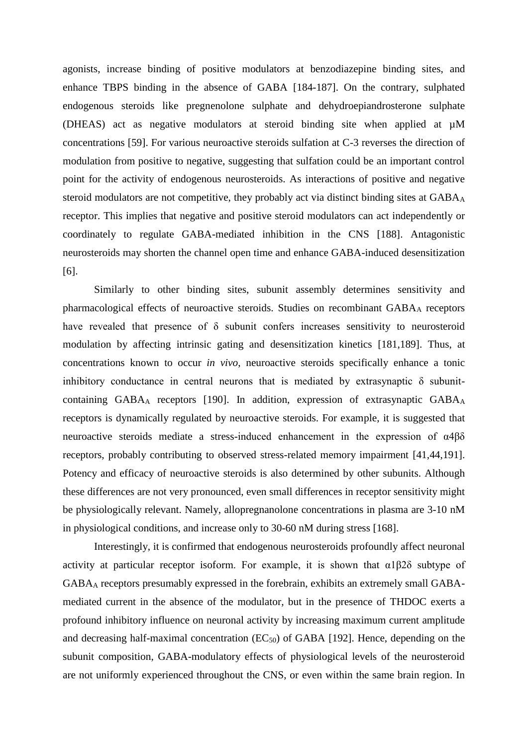agonists, increase binding of positive modulators at benzodiazepine binding sites, and enhance TBPS binding in the absence of GABA [184-187]. On the contrary, sulphated endogenous steroids like pregnenolone sulphate and dehydroepiandrosterone sulphate (DHEAS) act as negative modulators at steroid binding site when applied at μM concentrations [59]. For various neuroactive steroids sulfation at C-3 reverses the direction of modulation from positive to negative, suggesting that sulfation could be an important control point for the activity of endogenous neurosteroids. As interactions of positive and negative steroid modulators are not competitive, they probably act via distinct binding sites at $GABA_A$ receptor. This implies that negative and positive steroid modulators can act independently or coordinately to regulate GABA-mediated inhibition in the CNS [188]. Antagonistic neurosteroids may shorten the channel open time and enhance GABA-induced desensitization [6].

Similarly to other binding sites, subunit assembly determines sensitivity and pharmacological effects of neuroactive steroids. Studies on recombinant $GABA_A$ receptors have revealed that presence of δ subunit confers increases sensitivity to neurosteroid modulation by affecting intrinsic gating and desensitization kinetics [181,189]. Thus, at concentrations known to occur *in vivo*, neuroactive steroids specifically enhance a tonic inhibitory conductance in central neurons that is mediated by extrasynaptic δ subunit-containing $GABA_A$ receptors [190]. In addition, expression of extrasynaptic $GABA_A$ receptors is dynamically regulated by neuroactive steroids. For example, it is suggested that neuroactive steroids mediate a stress-induced enhancement in the expression of α4βδ receptors, probably contributing to observed stress-related memory impairment [41,44,191]. Potency and efficacy of neuroactive steroids is also determined by other subunits. Although these differences are not very pronounced, even small differences in receptor sensitivity might be physiologically relevant. Namely, allopregnanolone concentrations in plasma are 3-10 nM in physiological conditions, and increase only to 30-60 nM during stress [168].

Interestingly, it is confirmed that endogenous neurosteroids profoundly affect neuronal activity at particular receptor isoform. For example, it is shown that α1β2δ subtype of $GABA_A$ receptors presumably expressed in the forebrain, exhibits an extremely small GABA-mediated current in the absence of the modulator, but in the presence of THDOC exerts a profound inhibitory influence on neuronal activity by increasing maximum current amplitude and decreasing half-maximal concentration ($EC_{50}$) of GABA [192]. Hence, depending on the subunit composition, GABA-modulatory effects of physiological levels of the neurosteroid are not uniformly experienced throughout the CNS, or even within the same brain region. In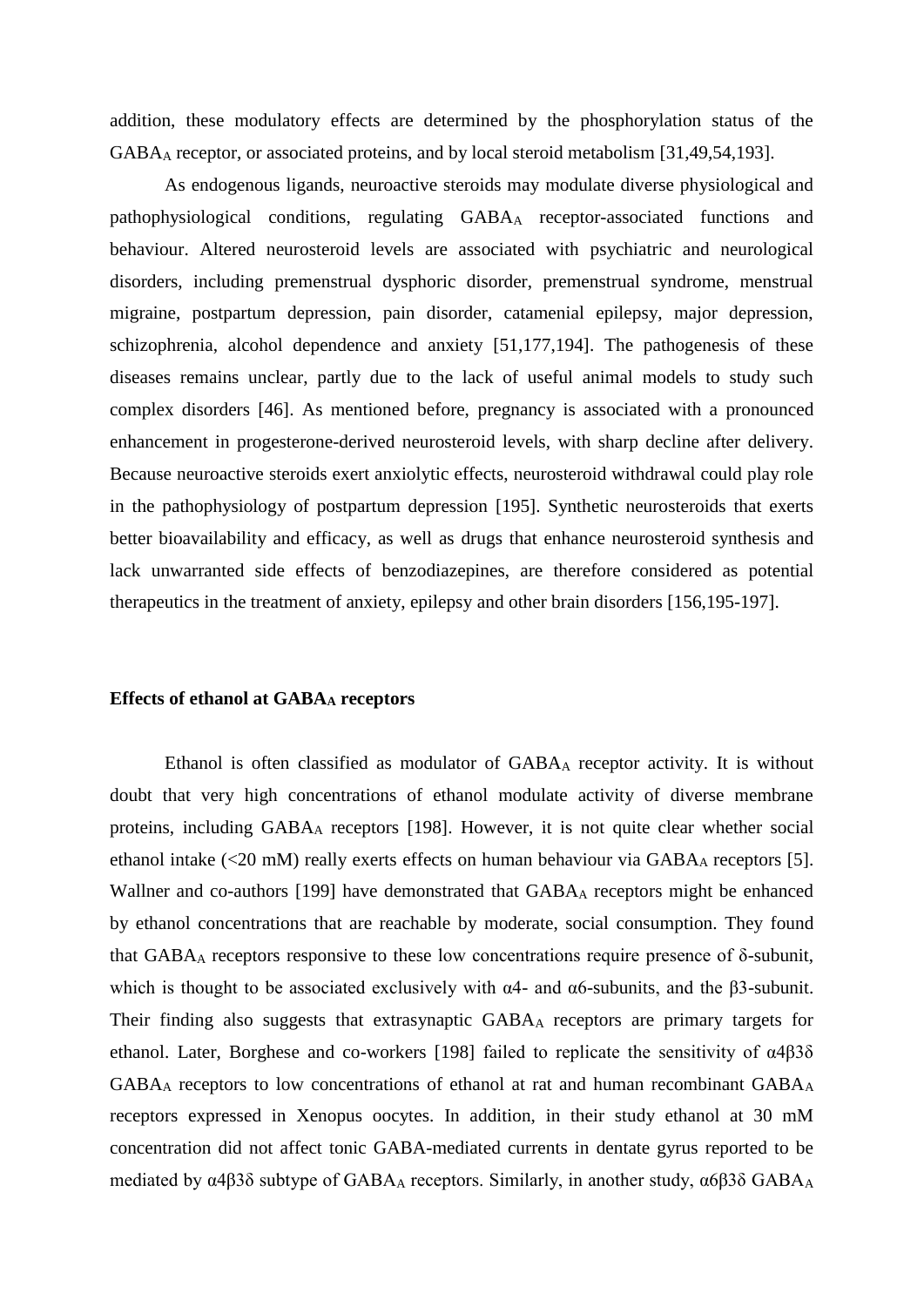addition, these modulatory effects are determined by the phosphorylation status of the $GABA_A$ receptor, or associated proteins, and by local steroid metabolism [31,49,54,193].

As endogenous ligands, neuroactive steroids may modulate diverse physiological and pathophysiological conditions, regulating $GABA_A$ receptor-associated functions and behaviour. Altered neurosteroid levels are associated with psychiatric and neurological disorders, including premenstrual dysphoric disorder, premenstrual syndrome, menstrual migraine, postpartum depression, pain disorder, catamenial epilepsy, major depression, schizophrenia, alcohol dependence and anxiety [51,177,194]. The pathogenesis of these diseases remains unclear, partly due to the lack of useful animal models to study such complex disorders [46]. As mentioned before, pregnancy is associated with a pronounced enhancement in progesterone-derived neurosteroid levels, with sharp decline after delivery. Because neuroactive steroids exert anxiolytic effects, neurosteroid withdrawal could play role in the pathophysiology of postpartum depression [195]. Synthetic neurosteroids that exerts better bioavailability and efficacy, as well as drugs that enhance neurosteroid synthesis and lack unwarranted side effects of benzodiazepines, are therefore considered as potential therapeutics in the treatment of anxiety, epilepsy and other brain disorders [156,195-197].

### Effects of ethanol at $GABA_A$ receptors

Ethanol is often classified as modulator of $GABA_A$ receptor activity. It is without doubt that very high concentrations of ethanol modulate activity of diverse membrane proteins, including $GABA_A$ receptors [198]. However, it is not quite clear whether social ethanol intake (<20 mM) really exerts effects on human behaviour via $GABA_A$ receptors [5]. Wallner and co-authors [199] have demonstrated that $GABA_A$ receptors might be enhanced by ethanol concentrations that are reachable by moderate, social consumption. They found that $GABA_A$ receptors responsive to these low concentrations require presence of δ-subunit, which is thought to be associated exclusively with α4- and α6-subunits, and the β3-subunit. Their finding also suggests that extrasynaptic $GABA_A$ receptors are primary targets for ethanol. Later, Borghese and co-workers [198] failed to replicate the sensitivity of α4β3δ $GABA_A$ receptors to low concentrations of ethanol at rat and human recombinant $GABA_A$ receptors expressed in Xenopus oocytes. In addition, in their study ethanol at 30 mM concentration did not affect tonic GABA-mediated currents in dentate gyrus reported to be mediated by α4β3δ subtype of $GABA_A$ receptors. Similarly, in another study, α6β3δ $GABA_A$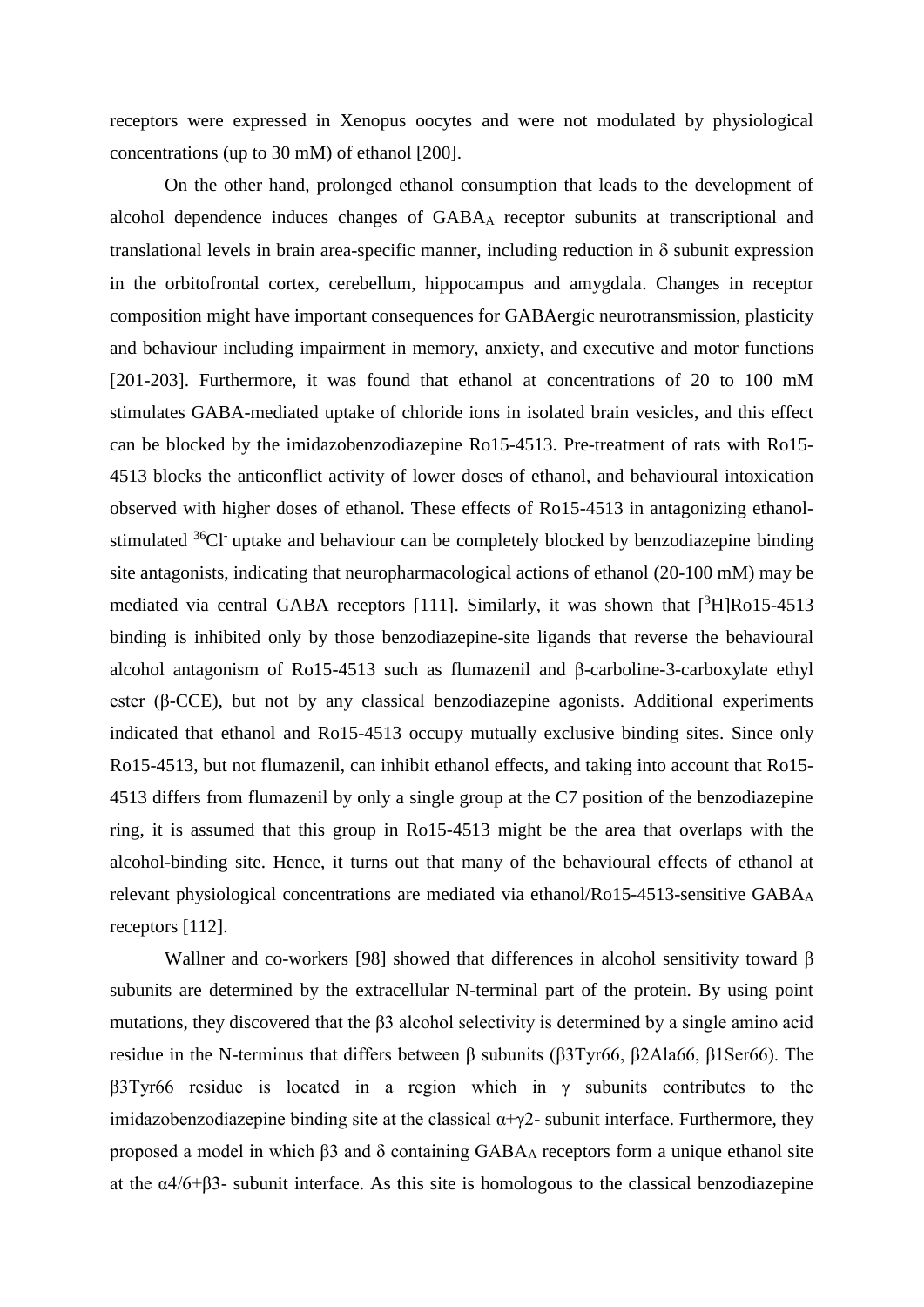receptors were expressed in Xenopus oocytes and were not modulated by physiological concentrations (up to 30 mM) of ethanol [200].

On the other hand, prolonged ethanol consumption that leads to the development of alcohol dependence induces changes of $GABA_A$ receptor subunits at transcriptional and translational levels in brain area-specific manner, including reduction in δ subunit expression in the orbitofrontal cortex, cerebellum, hippocampus and amygdala. Changes in receptor composition might have important consequences for GABAergic neurotransmission, plasticity and behaviour including impairment in memory, anxiety, and executive and motor functions [201-203]. Furthermore, it was found that ethanol at concentrations of 20 to 100 mM stimulates GABA-mediated uptake of chloride ions in isolated brain vesicles, and this effect can be blocked by the imidazobenzodiazepine Ro15-4513. Pre-treatment of rats with Ro15-4513 blocks the anticonflict activity of lower doses of ethanol, and behavioural intoxication observed with higher doses of ethanol. These effects of Ro15-4513 in antagonizing ethanol-stimulated $^{36}Cl^-$ uptake and behaviour can be completely blocked by benzodiazepine binding site antagonists, indicating that neuropharmacological actions of ethanol (20-100 mM) may be mediated via central GABA receptors [111]. Similarly, it was shown that $[^3H]$Ro15-4513 binding is inhibited only by those benzodiazepine-site ligands that reverse the behavioural alcohol antagonism of Ro15-4513 such as flumazenil and β-carboline-3-carboxylate ethyl ester (β-CCE), but not by any classical benzodiazepine agonists. Additional experiments indicated that ethanol and Ro15-4513 occupy mutually exclusive binding sites. Since only Ro15-4513, but not flumazenil, can inhibit ethanol effects, and taking into account that Ro15-4513 differs from flumazenil by only a single group at the C7 position of the benzodiazepine ring, it is assumed that this group in Ro15-4513 might be the area that overlaps with the alcohol-binding site. Hence, it turns out that many of the behavioural effects of ethanol at relevant physiological concentrations are mediated via ethanol/Ro15-4513-sensitive $GABA_A$ receptors [112].

Wallner and co-workers [98] showed that differences in alcohol sensitivity toward β subunits are determined by the extracellular N-terminal part of the protein. By using point mutations, they discovered that the β3 alcohol selectivity is determined by a single amino acid residue in the N-terminus that differs between β subunits (β3Tyr66, β2Ala66, β1Ser66). The β3Tyr66 residue is located in a region which in γ subunits contributes to the imidazobenzodiazepine binding site at the classical α+γ2- subunit interface. Furthermore, they proposed a model in which β3 and δ containing $GABA_A$ receptors form a unique ethanol site at the α4/6+β3- subunit interface. As this site is homologous to the classical benzodiazepine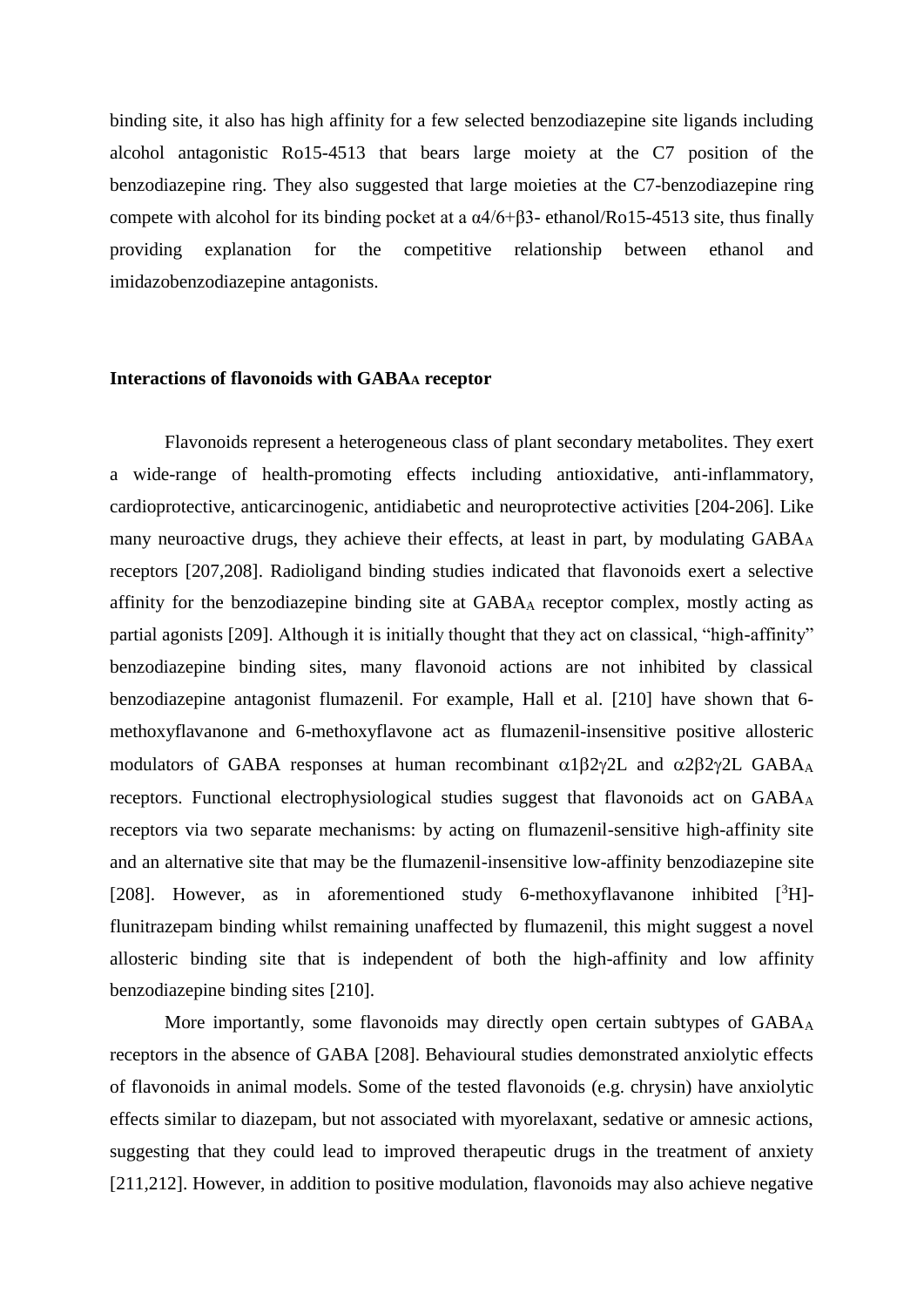binding site, it also has high affinity for a few selected benzodiazepine site ligands including alcohol antagonistic Ro15-4513 that bears large moiety at the C7 position of the benzodiazepine ring. They also suggested that large moieties at the C7-benzodiazepine ring compete with alcohol for its binding pocket at a α4/6+β3- ethanol/Ro15-4513 site, thus finally providing explanation for the competitive relationship between ethanol and imidazobenzodiazepine antagonists.

### Interactions of flavonoids with $GABA_A$ receptor

Flavonoids represent a heterogeneous class of plant secondary metabolites. They exert a wide-range of health-promoting effects including antioxidative, anti-inflammatory, cardioprotective, anticarcinogenic, antidiabetic and neuroprotective activities [204-206]. Like many neuroactive drugs, they achieve their effects, at least in part, by modulating $GABA_A$ receptors [207,208]. Radioligand binding studies indicated that flavonoids exert a selective affinity for the benzodiazepine binding site at $GABA_A$ receptor complex, mostly acting as partial agonists [209]. Although it is initially thought that they act on classical, "high-affinity" benzodiazepine binding sites, many flavonoid actions are not inhibited by classical benzodiazepine antagonist flumazenil. For example, Hall et al. [210] have shown that 6-methoxyflavanone and 6-methoxyflavone act as flumazenil-insensitive positive allosteric modulators of GABA responses at human recombinant α1β2γ2L and α2β2γ2L $GABA_A$ receptors. Functional electrophysiological studies suggest that flavonoids act on $GABA_A$ receptors via two separate mechanisms: by acting on flumazenil-sensitive high-affinity site and an alternative site that may be the flumazenil-insensitive low-affinity benzodiazepine site [208]. However, as in aforementioned study 6-methoxyflavanone inhibited [$^3$H]-flunitrazepam binding whilst remaining unaffected by flumazenil, this might suggest a novel allosteric binding site that is independent of both the high-affinity and low affinity benzodiazepine binding sites [210].

More importantly, some flavonoids may directly open certain subtypes of $GABA_A$ receptors in the absence of GABA [208]. Behavioural studies demonstrated anxiolytic effects of flavonoids in animal models. Some of the tested flavonoids (e.g. chrysin) have anxiolytic effects similar to diazepam, but not associated with myorelaxant, sedative or amnesic actions, suggesting that they could lead to improved therapeutic drugs in the treatment of anxiety [211,212]. However, in addition to positive modulation, flavonoids may also achieve negative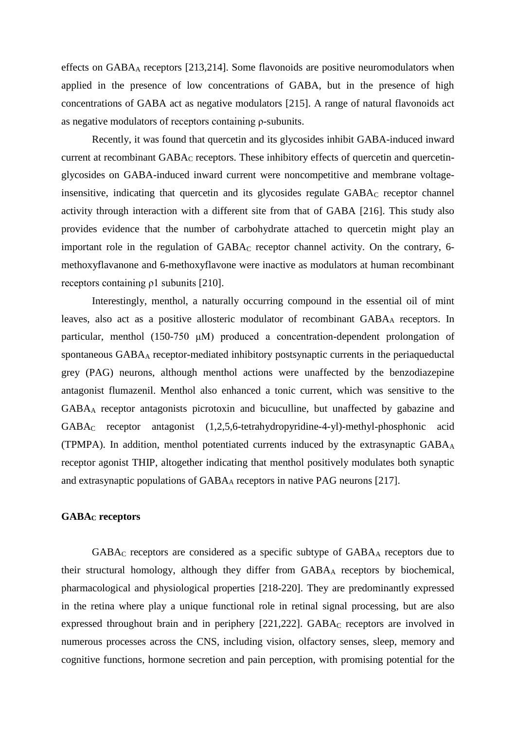effects on $GABA_A$ receptors [213,214]. Some flavonoids are positive neuromodulators when applied in the presence of low concentrations of GABA, but in the presence of high concentrations of GABA act as negative modulators [215]. A range of natural flavonoids act as negative modulators of receptors containing ρ-subunits.

Recently, it was found that quercetin and its glycosides inhibit GABA-induced inward current at recombinant $GABA_C$ receptors. These inhibitory effects of quercetin and quercetin-glycosides on GABA-induced inward current were noncompetitive and membrane voltage-insensitive, indicating that quercetin and its glycosides regulate $GABA_C$ receptor channel activity through interaction with a different site from that of GABA [216]. This study also provides evidence that the number of carbohydrate attached to quercetin might play an important role in the regulation of $GABA_C$ receptor channel activity. On the contrary, 6-methoxyflavanone and 6-methoxyflavone were inactive as modulators at human recombinant receptors containing ρ1 subunits [210].

Interestingly, menthol, a naturally occurring compound in the essential oil of mint leaves, also act as a positive allosteric modulator of recombinant $GABA_A$ receptors. In particular, menthol (150-750 μM) produced a concentration-dependent prolongation of spontaneous $GABA_A$ receptor-mediated inhibitory postsynaptic currents in the periaqueductal grey (PAG) neurons, although menthol actions were unaffected by the benzodiazepine antagonist flumazenil. Menthol also enhanced a tonic current, which was sensitive to the $GABA_A$ receptor antagonists picrotoxin and bicuculline, but unaffected by gabazine and $GABA_C$ receptor antagonist (1,2,5,6-tetrahydropyridine-4-yl)-methyl-phosphonic acid (TPMPA). In addition, menthol potentiated currents induced by the extrasynaptic $GABA_A$ receptor agonist THIP, altogether indicating that menthol positively modulates both synaptic and extrasynaptic populations of $GABA_A$ receptors in native PAG neurons [217].

## $GABA_C$ receptors

$GABA_C$ receptors are considered as a specific subtype of $GABA_A$ receptors due to their structural homology, although they differ from $GABA_A$ receptors by biochemical, pharmacological and physiological properties [218-220]. They are predominantly expressed in the retina where play a unique functional role in retinal signal processing, but are also expressed throughout brain and in periphery [221,222]. $GABA_C$ receptors are involved in numerous processes across the CNS, including vision, olfactory senses, sleep, memory and cognitive functions, hormone secretion and pain perception, with promising potential for the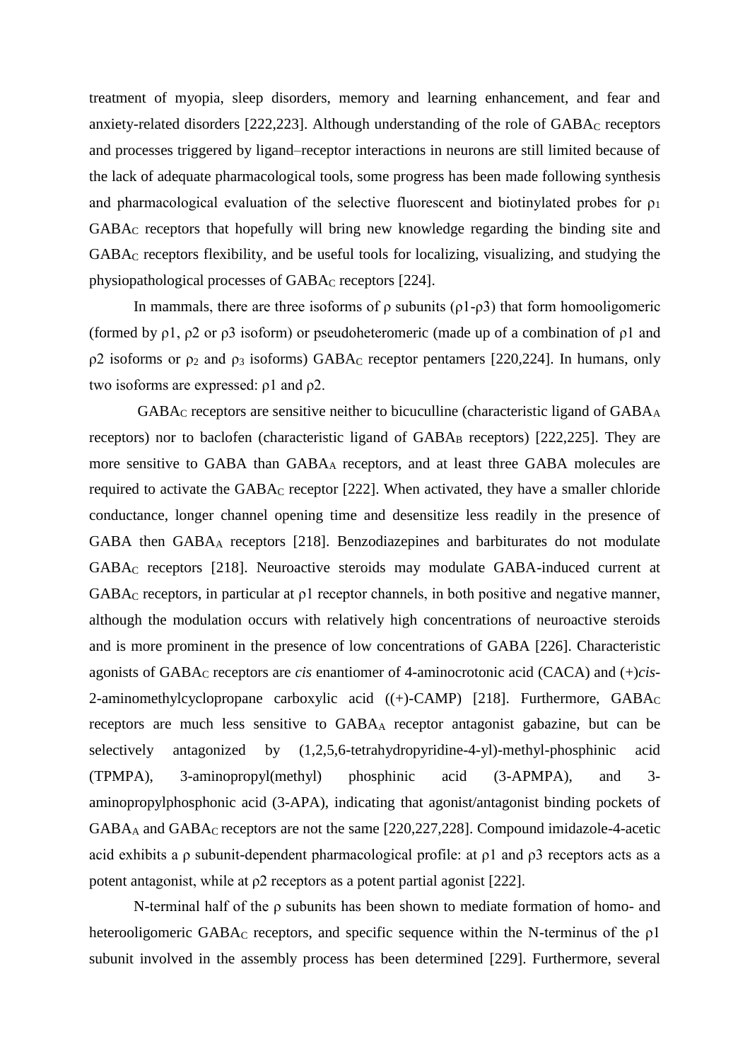treatment of myopia, sleep disorders, memory and learning enhancement, and fear and anxiety-related disorders [222,223]. Although understanding of the role of $GABA_C$ receptors and processes triggered by ligand–receptor interactions in neurons are still limited because of the lack of adequate pharmacological tools, some progress has been made following synthesis and pharmacological evaluation of the selective fluorescent and biotinylated probes for $\rho_1$ $GABA_C$ receptors that hopefully will bring new knowledge regarding the binding site and $GABA_C$ receptors flexibility, and be useful tools for localizing, visualizing, and studying the physiopathological processes of $GABA_C$ receptors [224].

In mammals, there are three isoforms of ρ subunits (ρ1-ρ3) that form homooligomeric (formed by ρ1, ρ2 or ρ3 isoform) or pseudoheteromeric (made up of a combination of ρ1 and ρ2 isoforms or $\rho_2$ and $\rho_3$ isoforms) $GABA_C$ receptor pentamers [220,224]. In humans, only two isoforms are expressed: ρ1 and ρ2.

$GABA_C$ receptors are sensitive neither to bicuculline (characteristic ligand of $GABA_A$ receptors) nor to baclofen (characteristic ligand of $GABA_B$ receptors) [222,225]. They are more sensitive to GABA than $GABA_A$ receptors, and at least three GABA molecules are required to activate the $GABA_C$ receptor [222]. When activated, they have a smaller chloride conductance, longer channel opening time and desensitize less readily in the presence of GABA then $GABA_A$ receptors [218]. Benzodiazepines and barbiturates do not modulate $GABA_C$ receptors [218]. Neuroactive steroids may modulate GABA-induced current at $GABA_C$ receptors, in particular at ρ1 receptor channels, in both positive and negative manner, although the modulation occurs with relatively high concentrations of neuroactive steroids and is more prominent in the presence of low concentrations of GABA [226]. Characteristic agonists of $GABA_C$ receptors are *cis* enantiomer of 4-aminocrotonic acid (CACA) and (+)*cis*-2-aminomethylcyclopropane carboxylic acid ((+)-CAMP) [218]. Furthermore, $GABA_C$ receptors are much less sensitive to $GABA_A$ receptor antagonist gabazine, but can be selectively antagonized by (1,2,5,6-tetrahydropyridine-4-yl)-methyl-phosphinic acid (TPMPA), 3-aminopropyl(methyl) phosphinic acid (3-APMPA), and 3-aminopropylphosphonic acid (3-APA), indicating that agonist/antagonist binding pockets of $GABA_A$ and $GABA_C$ receptors are not the same [220,227,228]. Compound imidazole-4-acetic acid exhibits a ρ subunit-dependent pharmacological profile: at ρ1 and ρ3 receptors acts as a potent antagonist, while at ρ2 receptors as a potent partial agonist [222].

N-terminal half of the ρ subunits has been shown to mediate formation of homo- and heterooligomeric $GABA_C$ receptors, and specific sequence within the N-terminus of the ρ1 subunit involved in the assembly process has been determined [229]. Furthermore, several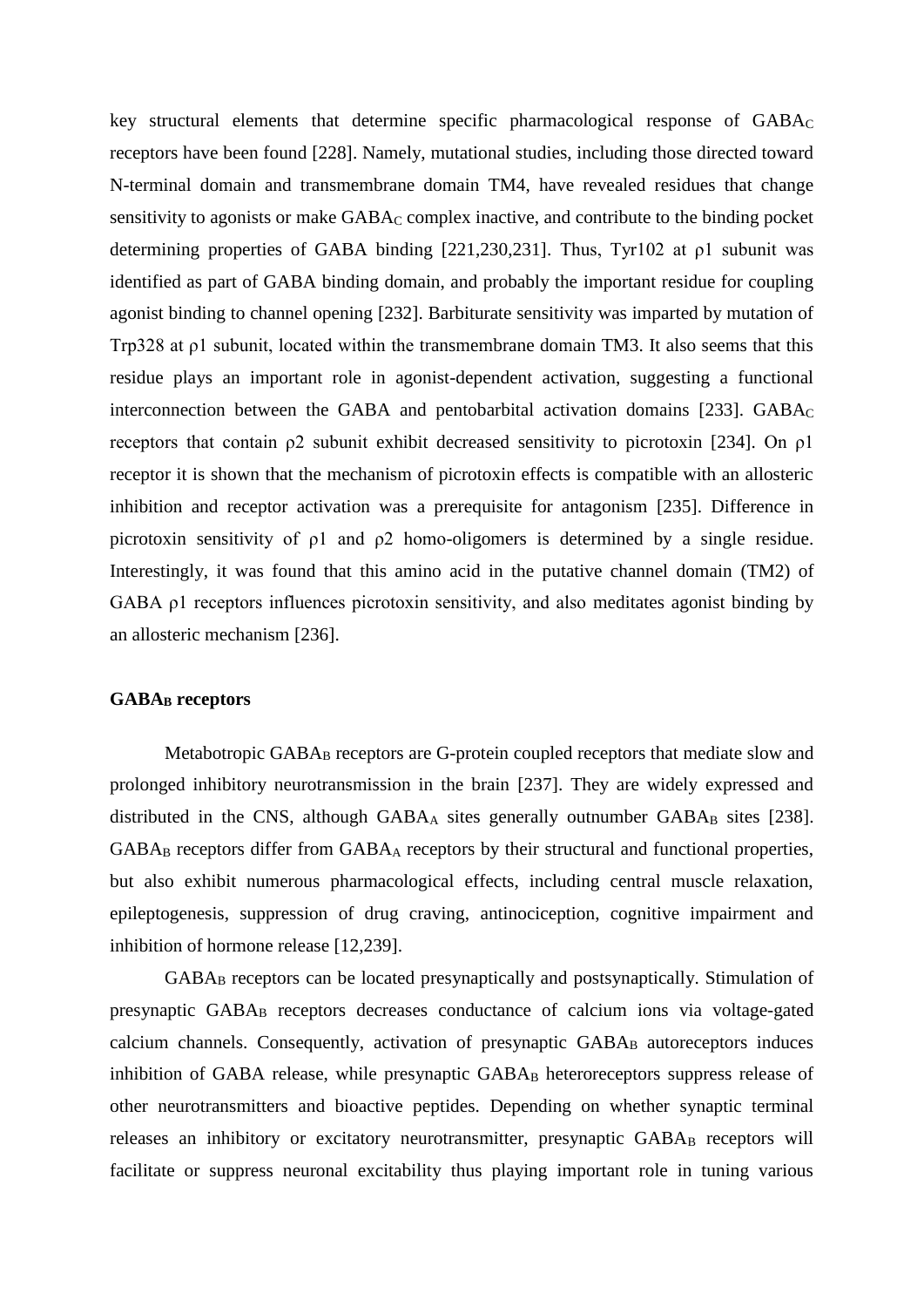key structural elements that determine specific pharmacological response of $GABA_C$ receptors have been found [228]. Namely, mutational studies, including those directed toward N-terminal domain and transmembrane domain TM4, have revealed residues that change sensitivity to agonists or make $GABA_C$ complex inactive, and contribute to the binding pocket determining properties of GABA binding [221,230,231]. Thus, Tyr102 at ρ1 subunit was identified as part of GABA binding domain, and probably the important residue for coupling agonist binding to channel opening [232]. Barbiturate sensitivity was imparted by mutation of Trp328 at ρ1 subunit, located within the transmembrane domain TM3. It also seems that this residue plays an important role in agonist-dependent activation, suggesting a functional interconnection between the GABA and pentobarbital activation domains [233]. $GABA_C$ receptors that contain ρ2 subunit exhibit decreased sensitivity to picrotoxin [234]. On ρ1 receptor it is shown that the mechanism of picrotoxin effects is compatible with an allosteric inhibition and receptor activation was a prerequisite for antagonism [235]. Difference in picrotoxin sensitivity of ρ1 and ρ2 homo-oligomers is determined by a single residue. Interestingly, it was found that this amino acid in the putative channel domain (TM2) of GABA ρ1 receptors influences picrotoxin sensitivity, and also meditates agonist binding by an allosteric mechanism [236].

### $GABA_B$ receptors

Metabotropic $GABA_B$ receptors are G-protein coupled receptors that mediate slow and prolonged inhibitory neurotransmission in the brain [237]. They are widely expressed and distributed in the CNS, although $GABA_A$ sites generally outnumber $GABA_B$ sites [238]. $GABA_B$ receptors differ from $GABA_A$ receptors by their structural and functional properties, but also exhibit numerous pharmacological effects, including central muscle relaxation, epileptogenesis, suppression of drug craving, antinociception, cognitive impairment and inhibition of hormone release [12,239].

$GABA_B$ receptors can be located presynaptically and postsynaptically. Stimulation of presynaptic $GABA_B$ receptors decreases conductance of calcium ions via voltage-gated calcium channels. Consequently, activation of presynaptic $GABA_B$ autoreceptors induces inhibition of GABA release, while presynaptic $GABA_B$ heteroreceptors suppress release of other neurotransmitters and bioactive peptides. Depending on whether synaptic terminal releases an inhibitory or excitatory neurotransmitter, presynaptic $GABA_B$ receptors will facilitate or suppress neuronal excitability thus playing important role in tuning various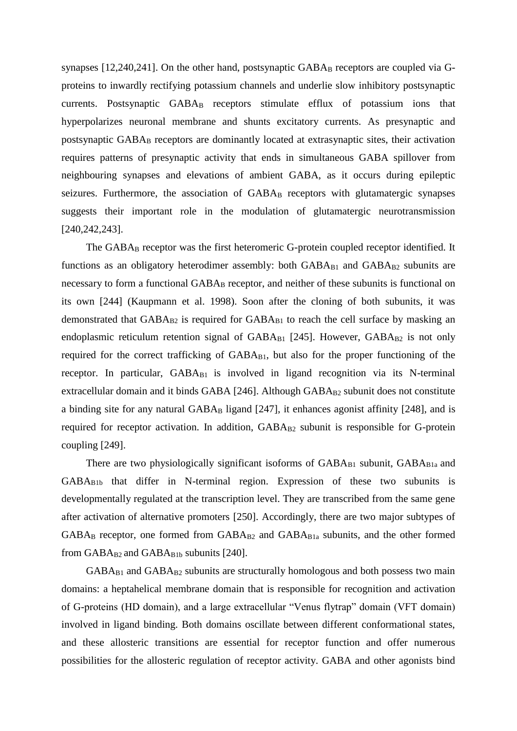synapses [12,240,241]. On the other hand, postsynaptic $GABA_B$ receptors are coupled via G-proteins to inwardly rectifying potassium channels and underlie slow inhibitory postsynaptic currents. Postsynaptic $GABA_B$ receptors stimulate efflux of potassium ions that hyperpolarizes neuronal membrane and shunts excitatory currents. As presynaptic and postsynaptic $GABA_B$ receptors are dominantly located at extrasynaptic sites, their activation requires patterns of presynaptic activity that ends in simultaneous GABA spillover from neighbouring synapses and elevations of ambient GABA, as it occurs during epileptic seizures. Furthermore, the association of $GABA_B$ receptors with glutamatergic synapses suggests their important role in the modulation of glutamatergic neurotransmission [240,242,243].

The $GABA_B$ receptor was the first heteromeric G-protein coupled receptor identified. It functions as an obligatory heterodimer assembly: both $GABA_{B1}$ and $GABA_{B2}$ subunits are necessary to form a functional $GABA_B$ receptor, and neither of these subunits is functional on its own [244] (Kaupmann et al. 1998). Soon after the cloning of both subunits, it was demonstrated that $GABA_{B2}$ is required for $GABA_{B1}$ to reach the cell surface by masking an endoplasmic reticulum retention signal of $GABA_{B1}$ [245]. However, $GABA_{B2}$ is not only required for the correct trafficking of $GABA_{B1}$, but also for the proper functioning of the receptor. In particular, $GABA_{B1}$ is involved in ligand recognition via its N-terminal extracellular domain and it binds GABA [246]. Although $GABA_{B2}$ subunit does not constitute a binding site for any natural $GABA_B$ ligand [247], it enhances agonist affinity [248], and is required for receptor activation. In addition, $GABA_{B2}$ subunit is responsible for G-protein coupling [249].

There are two physiologically significant isoforms of $GABA_{B1}$ subunit, $GABA_{B1a}$ and $GABA_{B1b}$ that differ in N-terminal region. Expression of these two subunits is developmentally regulated at the transcription level. They are transcribed from the same gene after activation of alternative promoters [250]. Accordingly, there are two major subtypes of $GABA_B$ receptor, one formed from $GABA_{B2}$ and $GABA_{B1a}$ subunits, and the other formed from $GABA_{B2}$ and $GABA_{B1b}$ subunits [240].

$GABA_{B1}$ and $GABA_{B2}$ subunits are structurally homologous and both possess two main domains: a heptahelical membrane domain that is responsible for recognition and activation of G-proteins (HD domain), and a large extracellular "Venus flytrap" domain (VFT domain) involved in ligand binding. Both domains oscillate between different conformational states, and these allosteric transitions are essential for receptor function and offer numerous possibilities for the allosteric regulation of receptor activity. GABA and other agonists bind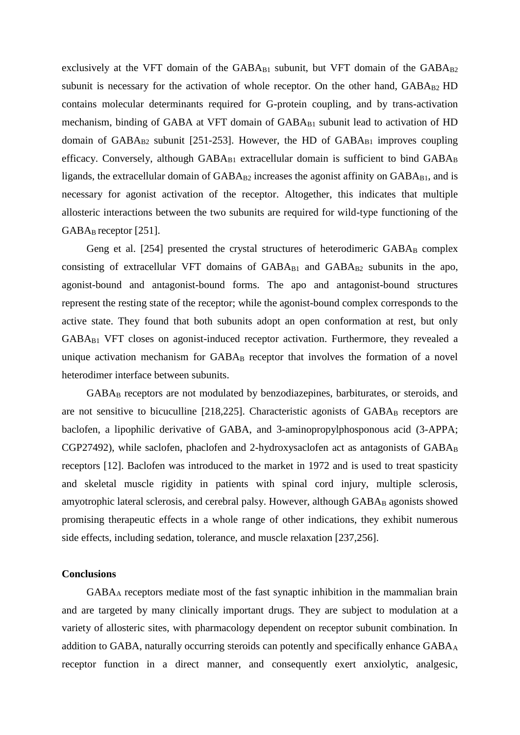exclusively at the VFT domain of the $GABA_{B1}$ subunit, but VFT domain of the $GABA_{B2}$ subunit is necessary for the activation of whole receptor. On the other hand, $GABA_{B2}$ HD contains molecular determinants required for G-protein coupling, and by trans-activation mechanism, binding of GABA at VFT domain of $GABA_{B1}$ subunit lead to activation of HD domain of $GABA_{B2}$ subunit [251-253]. However, the HD of $GABA_{B1}$ improves coupling efficacy. Conversely, although $GABA_{B1}$ extracellular domain is sufficient to bind $GABA_B$ ligands, the extracellular domain of $GABA_{B2}$ increases the agonist affinity on $GABA_{B1}$, and is necessary for agonist activation of the receptor. Altogether, this indicates that multiple allosteric interactions between the two subunits are required for wild-type functioning of the $GABA_B$ receptor [251].

Geng et al. [254] presented the crystal structures of heterodimeric $GABA_B$ complex consisting of extracellular VFT domains of $GABA_{B1}$ and $GABA_{B2}$ subunits in the apo, agonist-bound and antagonist-bound forms. The apo and antagonist-bound structures represent the resting state of the receptor; while the agonist-bound complex corresponds to the active state. They found that both subunits adopt an open conformation at rest, but only $GABA_{B1}$ VFT closes on agonist-induced receptor activation. Furthermore, they revealed a unique activation mechanism for $GABA_B$ receptor that involves the formation of a novel heterodimer interface between subunits.

$GABA_B$ receptors are not modulated by benzodiazepines, barbiturates, or steroids, and are not sensitive to bicuculline [218,225]. Characteristic agonists of $GABA_B$ receptors are baclofen, a lipophilic derivative of GABA, and 3-aminopropylphosponous acid (3-APPA; CGP27492), while saclofen, phaclofen and 2-hydroxysaclofen act as antagonists of $GABA_B$ receptors [12]. Baclofen was introduced to the market in 1972 and is used to treat spasticity and skeletal muscle rigidity in patients with spinal cord injury, multiple sclerosis, amyotrophic lateral sclerosis, and cerebral palsy. However, although $GABA_B$ agonists showed promising therapeutic effects in a whole range of other indications, they exhibit numerous side effects, including sedation, tolerance, and muscle relaxation [237,256].

**Conclusions**

$GABA_A$ receptors mediate most of the fast synaptic inhibition in the mammalian brain and are targeted by many clinically important drugs. They are subject to modulation at a variety of allosteric sites, with pharmacology dependent on receptor subunit combination. In addition to GABA, naturally occurring steroids can potently and specifically enhance $GABA_A$ receptor function in a direct manner, and consequently exert anxiolytic, analgesic,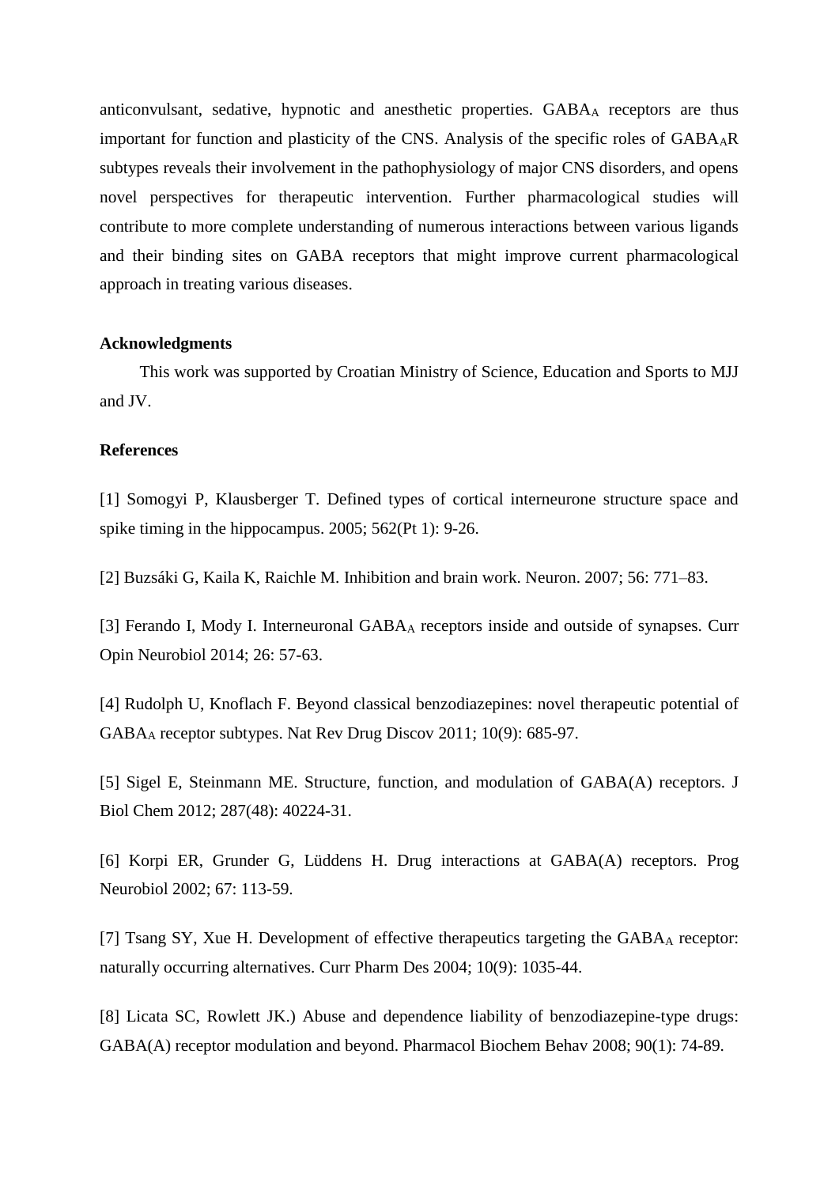anticonvulsant, sedative, hypnotic and anesthetic properties. $GABA_A$ receptors are thus important for function and plasticity of the CNS. Analysis of the specific roles of $GABA_AR$ subtypes reveals their involvement in the pathophysiology of major CNS disorders, and opens novel perspectives for therapeutic intervention. Further pharmacological studies will contribute to more complete understanding of numerous interactions between various ligands and their binding sites on GABA receptors that might improve current pharmacological approach in treating various diseases.

**Acknowledgments**

This work was supported by Croatian Ministry of Science, Education and Sports to MJJ and JV.

**References**

[1] Somogyi P, Klausberger T. Defined types of cortical interneurone structure space and spike timing in the hippocampus. 2005; 562(Pt 1): 9-26.

[2] Buzsáki G, Kaila K, Raichle M. Inhibition and brain work. Neuron. 2007; 56: 771–83.

[3] Ferando I, Mody I. Interneuronal $GABA_A$ receptors inside and outside of synapses. Curr Opin Neurobiol 2014; 26: 57-63.

[4] Rudolph U, Knoflach F. Beyond classical benzodiazepines: novel therapeutic potential of $GABA_A$ receptor subtypes. Nat Rev Drug Discov 2011; 10(9): 685-97.

[5] Sigel E, Steinmann ME. Structure, function, and modulation of GABA(A) receptors. J Biol Chem 2012; 287(48): 40224-31.

[6] Korpi ER, Grunder G, Lüddens H. Drug interactions at GABA(A) receptors. Prog Neurobiol 2002; 67: 113-59.

[7] Tsang SY, Xue H. Development of effective therapeutics targeting the $GABA_A$ receptor: naturally occurring alternatives. Curr Pharm Des 2004; 10(9): 1035-44.

[8] Licata SC, Rowlett JK.) Abuse and dependence liability of benzodiazepine-type drugs: GABA(A) receptor modulation and beyond. Pharmacol Biochem Behav 2008; 90(1): 74-89.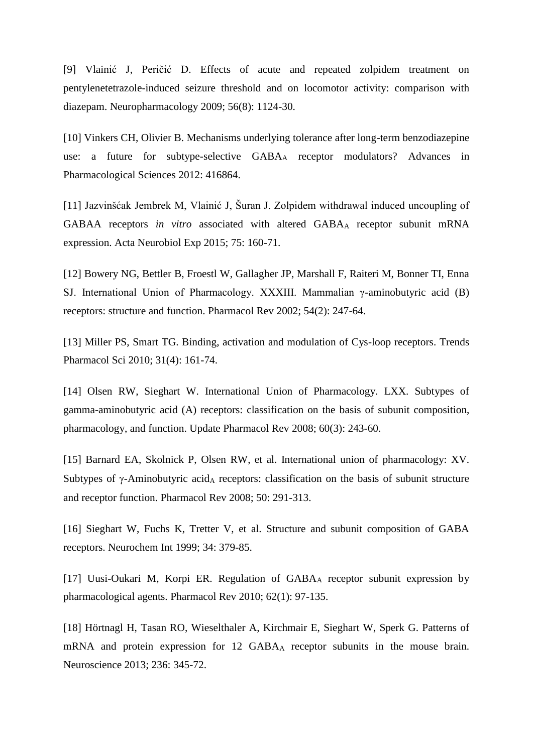[9] Vlainić J, Peričić D. Effects of acute and repeated zolpidem treatment on pentylenetetrazole-induced seizure threshold and on locomotor activity: comparison with diazepam. Neuropharmacology 2009; 56(8): 1124-30.

[10] Vinkers CH, Olivier B. Mechanisms underlying tolerance after long-term benzodiazepine use: a future for subtype-selective $GABA_A$ receptor modulators? Advances in Pharmacological Sciences 2012: 416864.

[11] Jazvinšćak Jembrek M, Vlainić J, Šuran J. Zolpidem withdrawal induced uncoupling of GABAA receptors *in vitro* associated with altered $GABA_A$ receptor subunit mRNA expression. Acta Neurobiol Exp 2015; 75: 160-71.

[12] Bowery NG, Bettler B, Froestl W, Gallagher JP, Marshall F, Raiteri M, Bonner TI, Enna SJ. International Union of Pharmacology. XXXIII. Mammalian γ-aminobutyric acid (B) receptors: structure and function. Pharmacol Rev 2002; 54(2): 247-64.

[13] Miller PS, Smart TG. Binding, activation and modulation of Cys-loop receptors. Trends Pharmacol Sci 2010; 31(4): 161-74.

[14] Olsen RW, Sieghart W. International Union of Pharmacology. LXX. Subtypes of gamma-aminobutyric acid (A) receptors: classification on the basis of subunit composition, pharmacology, and function. Update Pharmacol Rev 2008; 60(3): 243-60.

[15] Barnard EA, Skolnick P, Olsen RW, et al. International union of pharmacology: XV. Subtypes of γ-Aminobutyric $acid_A$ receptors: classification on the basis of subunit structure and receptor function. Pharmacol Rev 2008; 50: 291-313.

[16] Sieghart W, Fuchs K, Tretter V, et al. Structure and subunit composition of GABA receptors. Neurochem Int 1999; 34: 379-85.

[17] Uusi-Oukari M, Korpi ER. Regulation of $GABA_A$ receptor subunit expression by pharmacological agents. Pharmacol Rev 2010; 62(1): 97-135.

[18] Hörtnagl H, Tasan RO, Wieselthaler A, Kirchmair E, Sieghart W, Sperk G. Patterns of mRNA and protein expression for 12 $GABA_A$ receptor subunits in the mouse brain. Neuroscience 2013; 236: 345-72.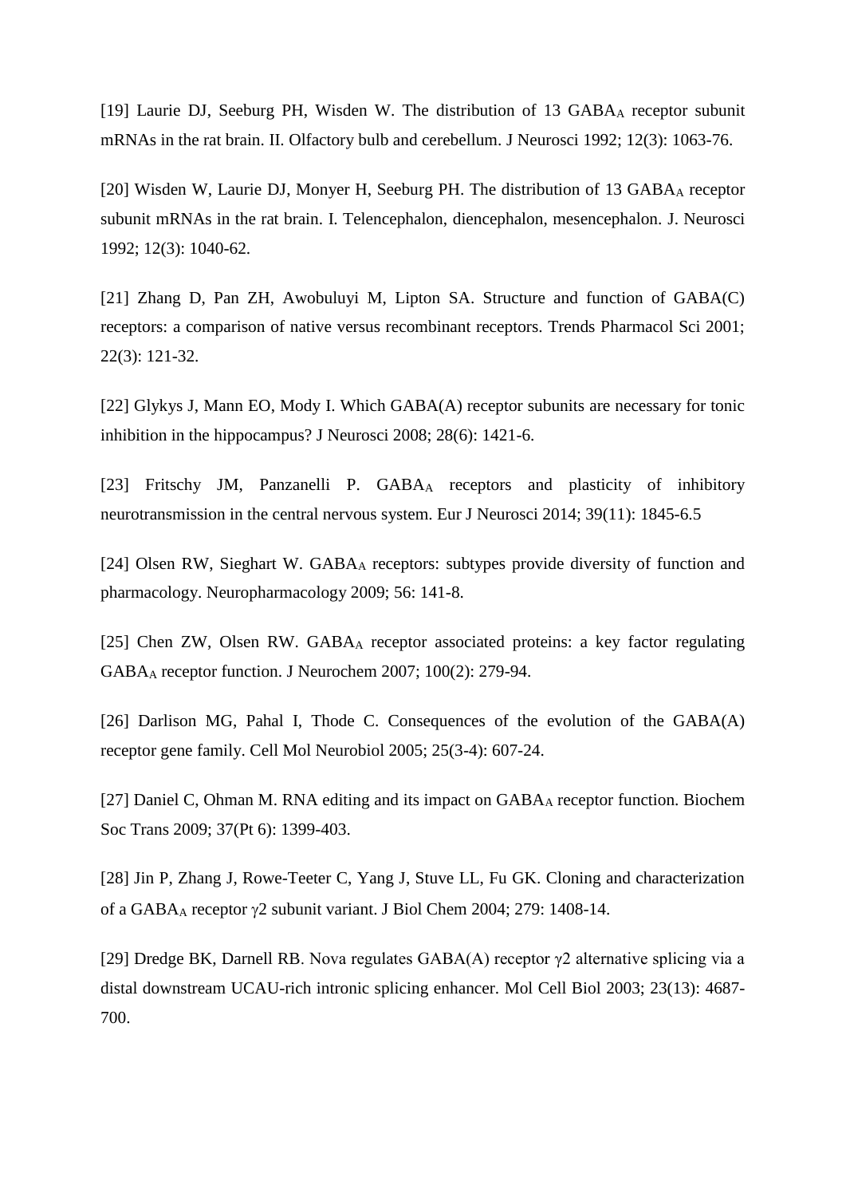[19] Laurie DJ, Seeburg PH, Wisden W. The distribution of 13 $GABA_A$ receptor subunit mRNAs in the rat brain. II. Olfactory bulb and cerebellum. J Neurosci 1992; 12(3): 1063-76.

[20] Wisden W, Laurie DJ, Monyer H, Seeburg PH. The distribution of 13 $GABA_A$ receptor subunit mRNAs in the rat brain. I. Telencephalon, diencephalon, mesencephalon. J. Neurosci 1992; 12(3): 1040-62.

[21] Zhang D, Pan ZH, Awobuluyi M, Lipton SA. Structure and function of GABA(C) receptors: a comparison of native versus recombinant receptors. Trends Pharmacol Sci 2001; 22(3): 121-32.

[22] Glykys J, Mann EO, Mody I. Which GABA(A) receptor subunits are necessary for tonic inhibition in the hippocampus? J Neurosci 2008; 28(6): 1421-6.

[23] Fritschy JM, Panzanelli P. $GABA_A$ receptors and plasticity of inhibitory neurotransmission in the central nervous system. Eur J Neurosci 2014; 39(11): 1845-6.5

[24] Olsen RW, Sieghart W. $GABA_A$ receptors: subtypes provide diversity of function and pharmacology. Neuropharmacology 2009; 56: 141-8.

[25] Chen ZW, Olsen RW. $GABA_A$ receptor associated proteins: a key factor regulating $GABA_A$ receptor function. J Neurochem 2007; 100(2): 279-94.

[26] Darlison MG, Pahal I, Thode C. Consequences of the evolution of the GABA(A) receptor gene family. Cell Mol Neurobiol 2005; 25(3-4): 607-24.

[27] Daniel C, Ohman M. RNA editing and its impact on $GABA_A$ receptor function. Biochem Soc Trans 2009; 37(Pt 6): 1399-403.

[28] Jin P, Zhang J, Rowe-Teeter C, Yang J, Stuve LL, Fu GK. Cloning and characterization of a $GABA_A$ receptor $\gamma2$ subunit variant. J Biol Chem 2004; 279: 1408-14.

[29] Dredge BK, Darnell RB. Nova regulates GABA(A) receptor $\gamma2$ alternative splicing via a distal downstream UCAU-rich intronic splicing enhancer. Mol Cell Biol 2003; 23(13): 4687-700.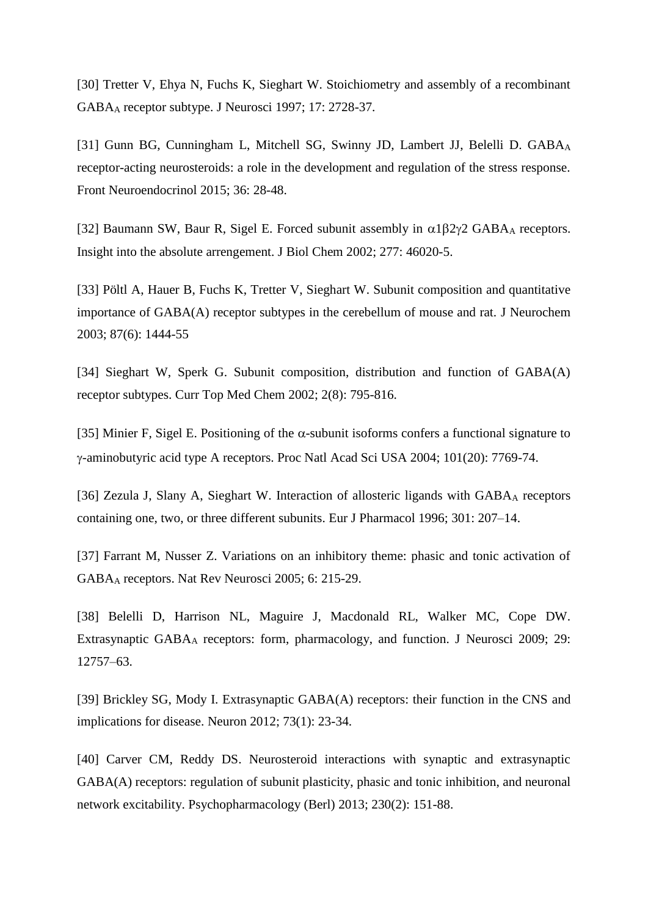[30] Tretter V, Ehya N, Fuchs K, Sieghart W. Stoichiometry and assembly of a recombinant $GABA_A$ receptor subtype. J Neurosci 1997; 17: 2728-37.

[31] Gunn BG, Cunningham L, Mitchell SG, Swinny JD, Lambert JJ, Belelli D. $GABA_A$ receptor-acting neurosteroids: a role in the development and regulation of the stress response. Front Neuroendocrinol 2015; 36: 28-48.

[32] Baumann SW, Baur R, Sigel E. Forced subunit assembly in $\alpha 1\beta 2\gamma 2$ $GABA_A$ receptors. Insight into the absolute arrengement. J Biol Chem 2002; 277: 46020-5.

[33] Pöltl A, Hauer B, Fuchs K, Tretter V, Sieghart W. Subunit composition and quantitative importance of GABA(A) receptor subtypes in the cerebellum of mouse and rat. J Neurochem 2003; 87(6): 1444-55

[34] Sieghart W, Sperk G. Subunit composition, distribution and function of GABA(A) receptor subtypes. Curr Top Med Chem 2002; 2(8): 795-816.

[35] Minier F, Sigel E. Positioning of the $\alpha$-subunit isoforms confers a functional signature to $\gamma$-aminobutyric acid type A receptors. Proc Natl Acad Sci USA 2004; 101(20): 7769-74.

[36] Zezula J, Slany A, Sieghart W. Interaction of allosteric ligands with $GABA_A$ receptors containing one, two, or three different subunits. Eur J Pharmacol 1996; 301: 207–14.

[37] Farrant M, Nusser Z. Variations on an inhibitory theme: phasic and tonic activation of $GABA_A$ receptors. Nat Rev Neurosci 2005; 6: 215-29.

[38] Belelli D, Harrison NL, Maguire J, Macdonald RL, Walker MC, Cope DW. Extrasynaptic $GABA_A$ receptors: form, pharmacology, and function. J Neurosci 2009; 29: 12757–63.

[39] Brickley SG, Mody I. Extrasynaptic GABA(A) receptors: their function in the CNS and implications for disease. Neuron 2012; 73(1): 23-34.

[40] Carver CM, Reddy DS. Neurosteroid interactions with synaptic and extrasynaptic GABA(A) receptors: regulation of subunit plasticity, phasic and tonic inhibition, and neuronal network excitability. Psychopharmacology (Berl) 2013; 230(2): 151-88.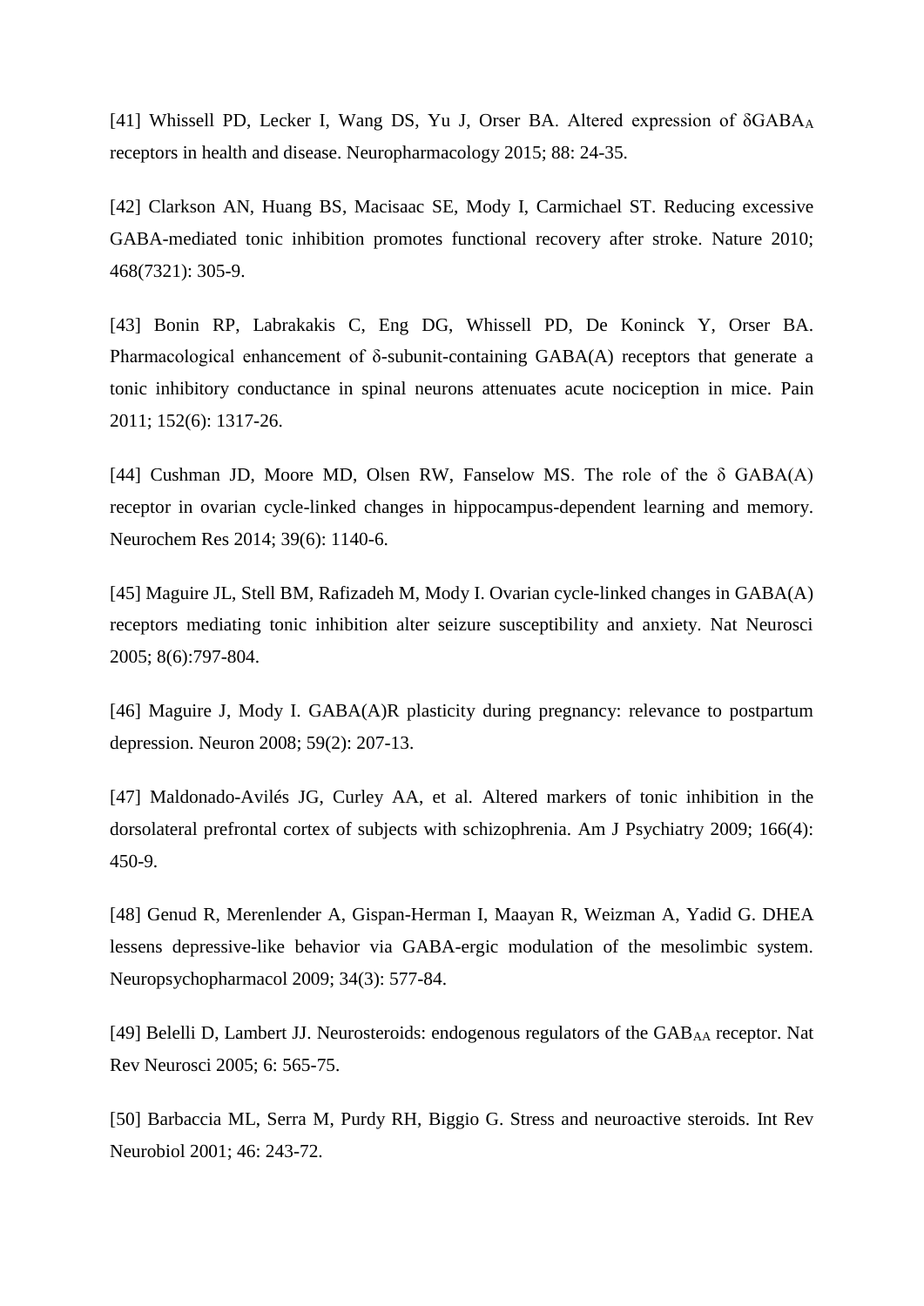[41] Whissell PD, Lecker I, Wang DS, Yu J, Orser BA. Altered expression of δ$GABA_A$ receptors in health and disease. Neuropharmacology 2015; 88: 24-35.

[42] Clarkson AN, Huang BS, Macisaac SE, Mody I, Carmichael ST. Reducing excessive GABA-mediated tonic inhibition promotes functional recovery after stroke. Nature 2010; 468(7321): 305-9.

[43] Bonin RP, Labrakakis C, Eng DG, Whissell PD, De Koninck Y, Orser BA. Pharmacological enhancement of δ-subunit-containing GABA(A) receptors that generate a tonic inhibitory conductance in spinal neurons attenuates acute nociception in mice. Pain 2011; 152(6): 1317-26.

[44] Cushman JD, Moore MD, Olsen RW, Fanselow MS. The role of the δ GABA(A) receptor in ovarian cycle-linked changes in hippocampus-dependent learning and memory. Neurochem Res 2014; 39(6): 1140-6.

[45] Maguire JL, Stell BM, Rafizadeh M, Mody I. Ovarian cycle-linked changes in GABA(A) receptors mediating tonic inhibition alter seizure susceptibility and anxiety. Nat Neurosci 2005; 8(6):797-804.

[46] Maguire J, Mody I. GABA(A)R plasticity during pregnancy: relevance to postpartum depression. Neuron 2008; 59(2): 207-13.

[47] Maldonado-Avilés JG, Curley AA, et al. Altered markers of tonic inhibition in the dorsolateral prefrontal cortex of subjects with schizophrenia. Am J Psychiatry 2009; 166(4): 450-9.

[48] Genud R, Merenlender A, Gispan-Herman I, Maayan R, Weizman A, Yadid G. DHEA lessens depressive-like behavior via GABA-ergic modulation of the mesolimbic system. Neuropsychopharmacol 2009; 34(3): 577-84.

[49] Belelli D, Lambert JJ. Neurosteroids: endogenous regulators of the $GAB_{AA}$ receptor. Nat Rev Neurosci 2005; 6: 565-75.

[50] Barbaccia ML, Serra M, Purdy RH, Biggio G. Stress and neuroactive steroids. Int Rev Neurobiol 2001; 46: 243-72.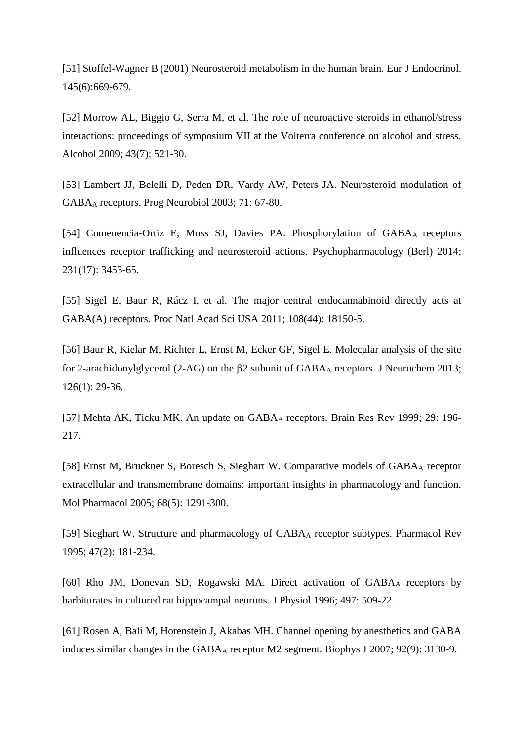[51] Stoffel-Wagner B (2001) Neurosteroid metabolism in the human brain. Eur J Endocrinol. 145(6):669-679.

[52] Morrow AL, Biggio G, Serra M, et al. The role of neuroactive steroids in ethanol/stress interactions: proceedings of symposium VII at the Volterra conference on alcohol and stress. Alcohol 2009; 43(7): 521-30.

[53] Lambert JJ, Belelli D, Peden DR, Vardy AW, Peters JA. Neurosteroid modulation of $GABA_A$ receptors. Prog Neurobiol 2003; 71: 67-80.

[54] Comenencia-Ortiz E, Moss SJ, Davies PA. Phosphorylation of $GABA_A$ receptors influences receptor trafficking and neurosteroid actions. Psychopharmacology (Berl) 2014; 231(17): 3453-65.

[55] Sigel E, Baur R, Rácz I, et al. The major central endocannabinoid directly acts at GABA(A) receptors. Proc Natl Acad Sci USA 2011; 108(44): 18150-5.

[56] Baur R, Kielar M, Richter L, Ernst M, Ecker GF, Sigel E. Molecular analysis of the site for 2-arachidonylglycerol (2-AG) on the β2 subunit of $GABA_A$ receptors. J Neurochem 2013; 126(1): 29-36.

[57] Mehta AK, Ticku MK. An update on $GABA_A$ receptors. Brain Res Rev 1999; 29: 196-217.

[58] Ernst M, Bruckner S, Boresch S, Sieghart W. Comparative models of $GABA_A$ receptor extracellular and transmembrane domains: important insights in pharmacology and function. Mol Pharmacol 2005; 68(5): 1291-300.

[59] Sieghart W. Structure and pharmacology of $GABA_A$ receptor subtypes. Pharmacol Rev 1995; 47(2): 181-234.

[60] Rho JM, Donevan SD, Rogawski MA. Direct activation of $GABA_A$ receptors by barbiturates in cultured rat hippocampal neurons. J Physiol 1996; 497: 509-22.

[61] Rosen A, Bali M, Horenstein J, Akabas MH. Channel opening by anesthetics and GABA induces similar changes in the $GABA_A$ receptor M2 segment. Biophys J 2007; 92(9): 3130-9.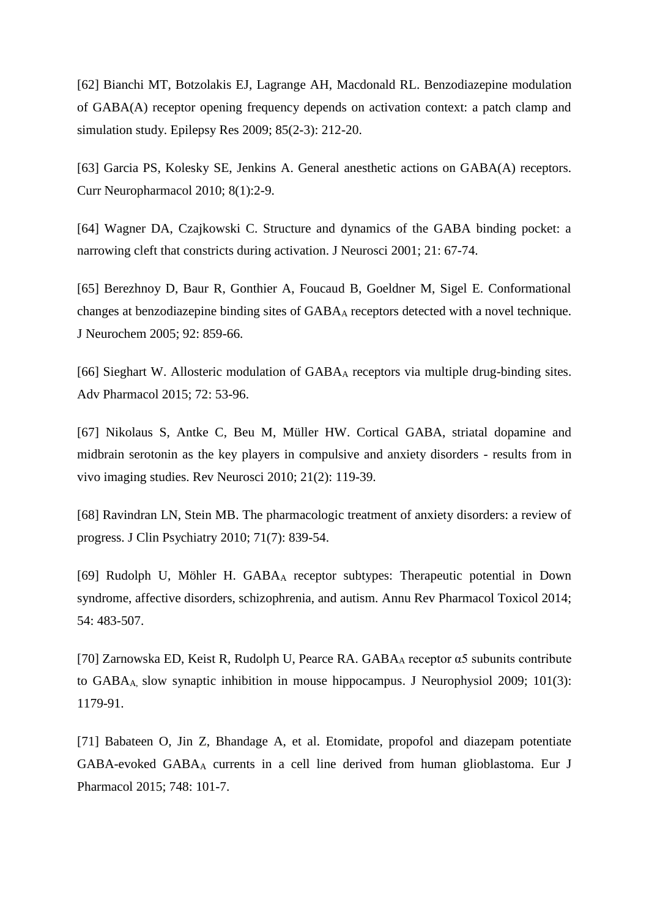[62] Bianchi MT, Botzolakis EJ, Lagrange AH, Macdonald RL. Benzodiazepine modulation of GABA(A) receptor opening frequency depends on activation context: a patch clamp and simulation study. Epilepsy Res 2009; 85(2-3): 212-20.

[63] Garcia PS, Kolesky SE, Jenkins A. General anesthetic actions on GABA(A) receptors. Curr Neuropharmacol 2010; 8(1):2-9.

[64] Wagner DA, Czajkowski C. Structure and dynamics of the GABA binding pocket: a narrowing cleft that constricts during activation. J Neurosci 2001; 21: 67-74.

[65] Berezhnoy D, Baur R, Gonthier A, Foucaud B, Goeldner M, Sigel E. Conformational changes at benzodiazepine binding sites of $GABA_A$ receptors detected with a novel technique. J Neurochem 2005; 92: 859-66.

[66] Sieghart W. Allosteric modulation of $GABA_A$ receptors via multiple drug-binding sites. Adv Pharmacol 2015; 72: 53-96.

[67] Nikolaus S, Antke C, Beu M, Müller HW. Cortical GABA, striatal dopamine and midbrain serotonin as the key players in compulsive and anxiety disorders - results from in vivo imaging studies. Rev Neurosci 2010; 21(2): 119-39.

[68] Ravindran LN, Stein MB. The pharmacologic treatment of anxiety disorders: a review of progress. J Clin Psychiatry 2010; 71(7): 839-54.

[69] Rudolph U, Möhler H. $GABA_A$ receptor subtypes: Therapeutic potential in Down syndrome, affective disorders, schizophrenia, and autism. Annu Rev Pharmacol Toxicol 2014; 54: 483-507.

[70] Zarnowska ED, Keist R, Rudolph U, Pearce RA. $GABA_A$ receptor α5 subunits contribute to $GABA_{A,}$ slow synaptic inhibition in mouse hippocampus. J Neurophysiol 2009; 101(3): 1179-91.

[71] Babateen O, Jin Z, Bhandage A, et al. Etomidate, propofol and diazepam potentiate GABA-evoked $GABA_A$ currents in a cell line derived from human glioblastoma. Eur J Pharmacol 2015; 748: 101-7.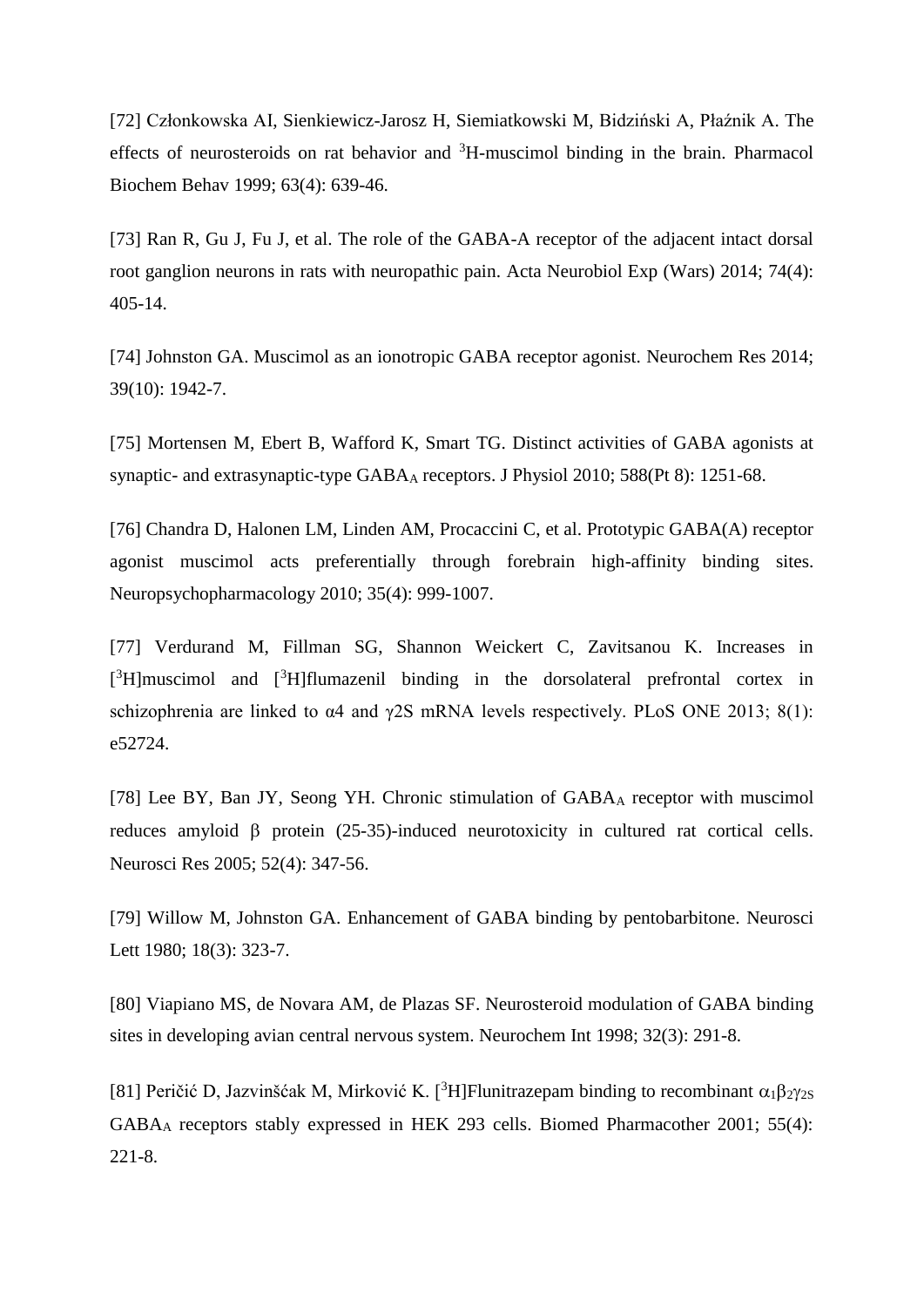[72] Członkowska AI, Sienkiewicz-Jarosz H, Siemiatkowski M, Bidziński A, Płaźnik A. The effects of neurosteroids on rat behavior and $^3$H-muscimol binding in the brain. Pharmacol Biochem Behav 1999; 63(4): 639-46.

[73] Ran R, Gu J, Fu J, et al. The role of the GABA-A receptor of the adjacent intact dorsal root ganglion neurons in rats with neuropathic pain. Acta Neurobiol Exp (Wars) 2014; 74(4): 405-14.

[74] Johnston GA. Muscimol as an ionotropic GABA receptor agonist. Neurochem Res 2014; 39(10): 1942-7.

[75] Mortensen M, Ebert B, Wafford K, Smart TG. Distinct activities of GABA agonists at synaptic- and extrasynaptic-type $GABA_A$ receptors. J Physiol 2010; 588(Pt 8): 1251-68.

[76] Chandra D, Halonen LM, Linden AM, Procaccini C, et al. Prototypic GABA(A) receptor agonist muscimol acts preferentially through forebrain high-affinity binding sites. Neuropsychopharmacology 2010; 35(4): 999-1007.

[77] Verdurand M, Fillman SG, Shannon Weickert C, Zavitsanou K. Increases in [$^3$H]muscimol and [$^3$H]flumazenil binding in the dorsolateral prefrontal cortex in schizophrenia are linked to α4 and γ2S mRNA levels respectively. PLoS ONE 2013; 8(1): e52724.

[78] Lee BY, Ban JY, Seong YH. Chronic stimulation of $GABA_A$ receptor with muscimol reduces amyloid β protein (25-35)-induced neurotoxicity in cultured rat cortical cells. Neurosci Res 2005; 52(4): 347-56.

[79] Willow M, Johnston GA. Enhancement of GABA binding by pentobarbitone. Neurosci Lett 1980; 18(3): 323-7.

[80] Viapiano MS, de Novara AM, de Plazas SF. Neurosteroid modulation of GABA binding sites in developing avian central nervous system. Neurochem Int 1998; 32(3): 291-8.

[81] Peričić D, Jazvinšćak M, Mirković K. [$^3$H]Flunitrazepam binding to recombinant $\alpha_1\beta_2\gamma_{2S}$ $GABA_A$ receptors stably expressed in HEK 293 cells. Biomed Pharmacother 2001; 55(4): 221-8.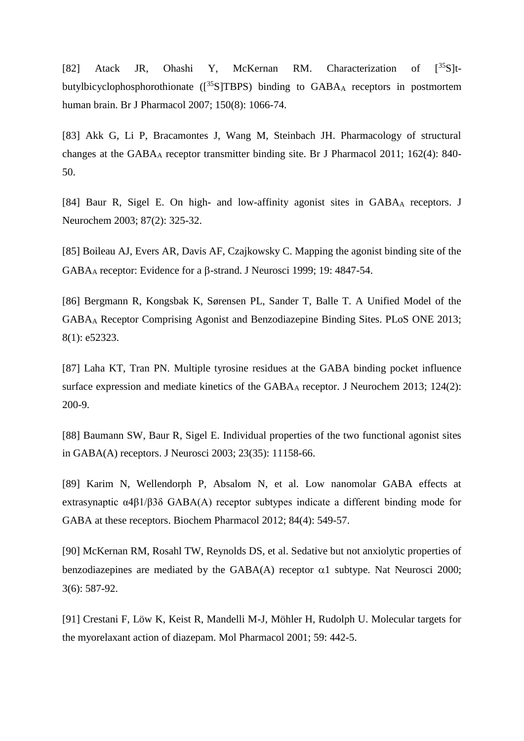[82] Atack JR, Ohashi Y, McKernan RM. Characterization of [$^{35}$S]t-butylbicyclophosphorothionate ([$^{35}$S]TBPS) binding to $GABA_A$ receptors in postmortem human brain. Br J Pharmacol 2007; 150(8): 1066-74.

[83] Akk G, Li P, Bracamontes J, Wang M, Steinbach JH. Pharmacology of structural changes at the $GABA_A$ receptor transmitter binding site. Br J Pharmacol 2011; 162(4): 840-50.

[84] Baur R, Sigel E. On high- and low-affinity agonist sites in $GABA_A$ receptors. J Neurochem 2003; 87(2): 325-32.

[85] Boileau AJ, Evers AR, Davis AF, Czajkowsky C. Mapping the agonist binding site of the $GABA_A$ receptor: Evidence for a β-strand. J Neurosci 1999; 19: 4847-54.

[86] Bergmann R, Kongsbak K, Sørensen PL, Sander T, Balle T. A Unified Model of the $GABA_A$ Receptor Comprising Agonist and Benzodiazepine Binding Sites. PLoS ONE 2013; 8(1): e52323.

[87] Laha KT, Tran PN. Multiple tyrosine residues at the GABA binding pocket influence surface expression and mediate kinetics of the $GABA_A$ receptor. J Neurochem 2013; 124(2): 200-9.

[88] Baumann SW, Baur R, Sigel E. Individual properties of the two functional agonist sites in GABA(A) receptors. J Neurosci 2003; 23(35): 11158-66.

[89] Karim N, Wellendorph P, Absalom N, et al. Low nanomolar GABA effects at extrasynaptic α4β1/β3δ GABA(A) receptor subtypes indicate a different binding mode for GABA at these receptors. Biochem Pharmacol 2012; 84(4): 549-57.

[90] McKernan RM, Rosahl TW, Reynolds DS, et al. Sedative but not anxiolytic properties of benzodiazepines are mediated by the GABA(A) receptor α1 subtype. Nat Neurosci 2000; 3(6): 587-92.

[91] Crestani F, Löw K, Keist R, Mandelli M-J, Möhler H, Rudolph U. Molecular targets for the myorelaxant action of diazepam. Mol Pharmacol 2001; 59: 442-5.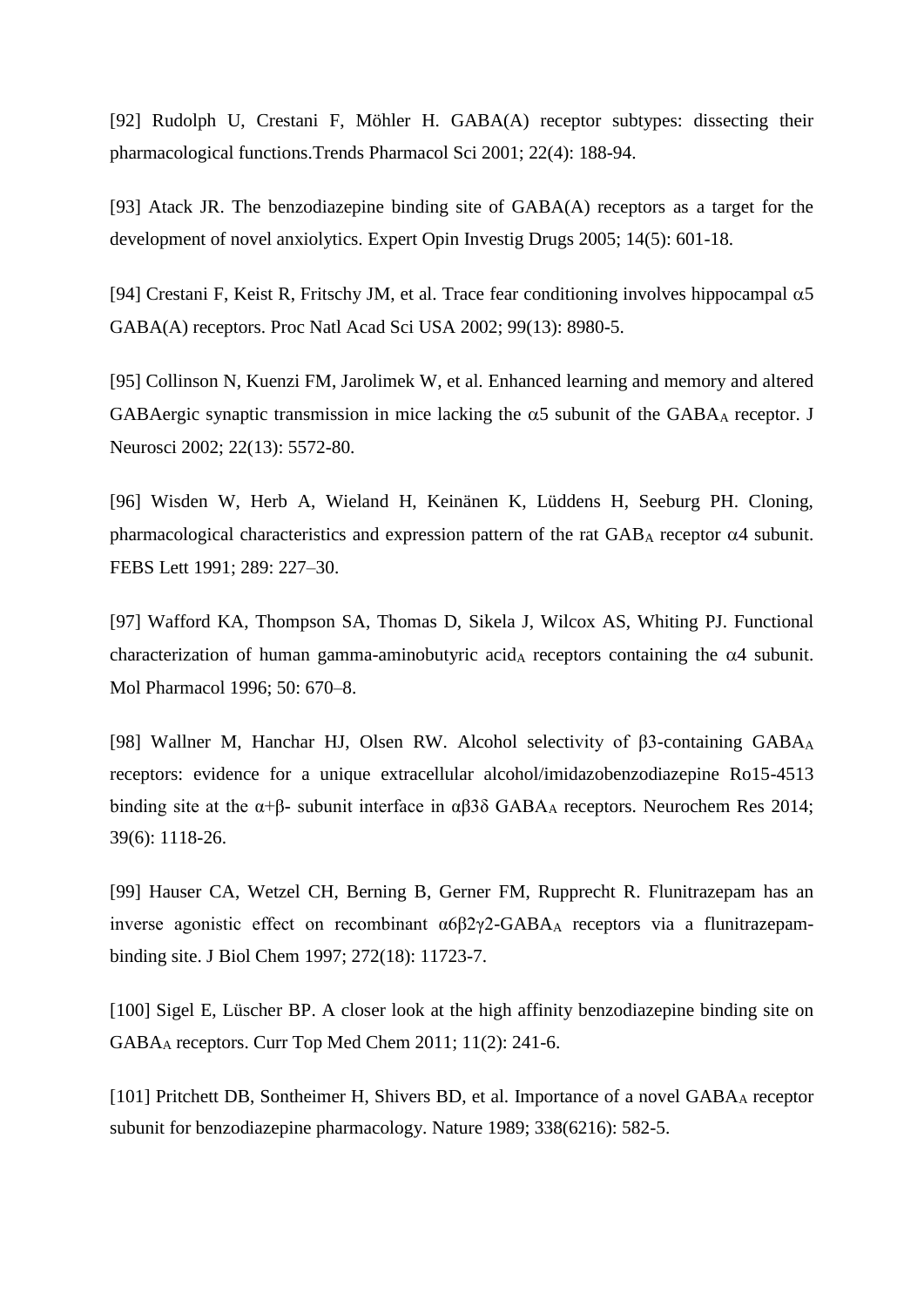[92] Rudolph U, Crestani F, Möhler H. GABA(A) receptor subtypes: dissecting their pharmacological functions.Trends Pharmacol Sci 2001; 22(4): 188-94.

[93] Atack JR. The benzodiazepine binding site of GABA(A) receptors as a target for the development of novel anxiolytics. Expert Opin Investig Drugs 2005; 14(5): 601-18.

[94] Crestani F, Keist R, Fritschy JM, et al. Trace fear conditioning involves hippocampal $\alpha5$ GABA(A) receptors. Proc Natl Acad Sci USA 2002; 99(13): 8980-5.

[95] Collinson N, Kuenzi FM, Jarolimek W, et al. Enhanced learning and memory and altered GABAergic synaptic transmission in mice lacking the $\alpha5$ subunit of the $GABA_A$ receptor. J Neurosci 2002; 22(13): 5572-80.

[96] Wisden W, Herb A, Wieland H, Keinänen K, Lüddens H, Seeburg PH. Cloning, pharmacological characteristics and expression pattern of the rat $GAB_A$ receptor $\alpha4$ subunit. FEBS Lett 1991; 289: 227–30.

[97] Wafford KA, Thompson SA, Thomas D, Sikela J, Wilcox AS, Whiting PJ. Functional characterization of human gamma-aminobutyric $acid_A$ receptors containing the $\alpha4$ subunit. Mol Pharmacol 1996; 50: 670–8.

[98] Wallner M, Hanchar HJ, Olsen RW. Alcohol selectivity of $\beta3$-containing $GABA_A$ receptors: evidence for a unique extracellular alcohol/imidazobenzodiazepine Ro15-4513 binding site at the $\alpha+\beta-$ subunit interface in $\alpha\beta3\delta$ $GABA_A$ receptors. Neurochem Res 2014; 39(6): 1118-26.

[99] Hauser CA, Wetzel CH, Berning B, Gerner FM, Rupprecht R. Flunitrazepam has an inverse agonistic effect on recombinant $\alpha6\beta2\gamma2$-$GABA_A$ receptors via a flunitrazepam-binding site. J Biol Chem 1997; 272(18): 11723-7.

[100] Sigel E, Lüscher BP. A closer look at the high affinity benzodiazepine binding site on $GABA_A$ receptors. Curr Top Med Chem 2011; 11(2): 241-6.

[101] Pritchett DB, Sontheimer H, Shivers BD, et al. Importance of a novel $GABA_A$ receptor subunit for benzodiazepine pharmacology. Nature 1989; 338(6216): 582-5.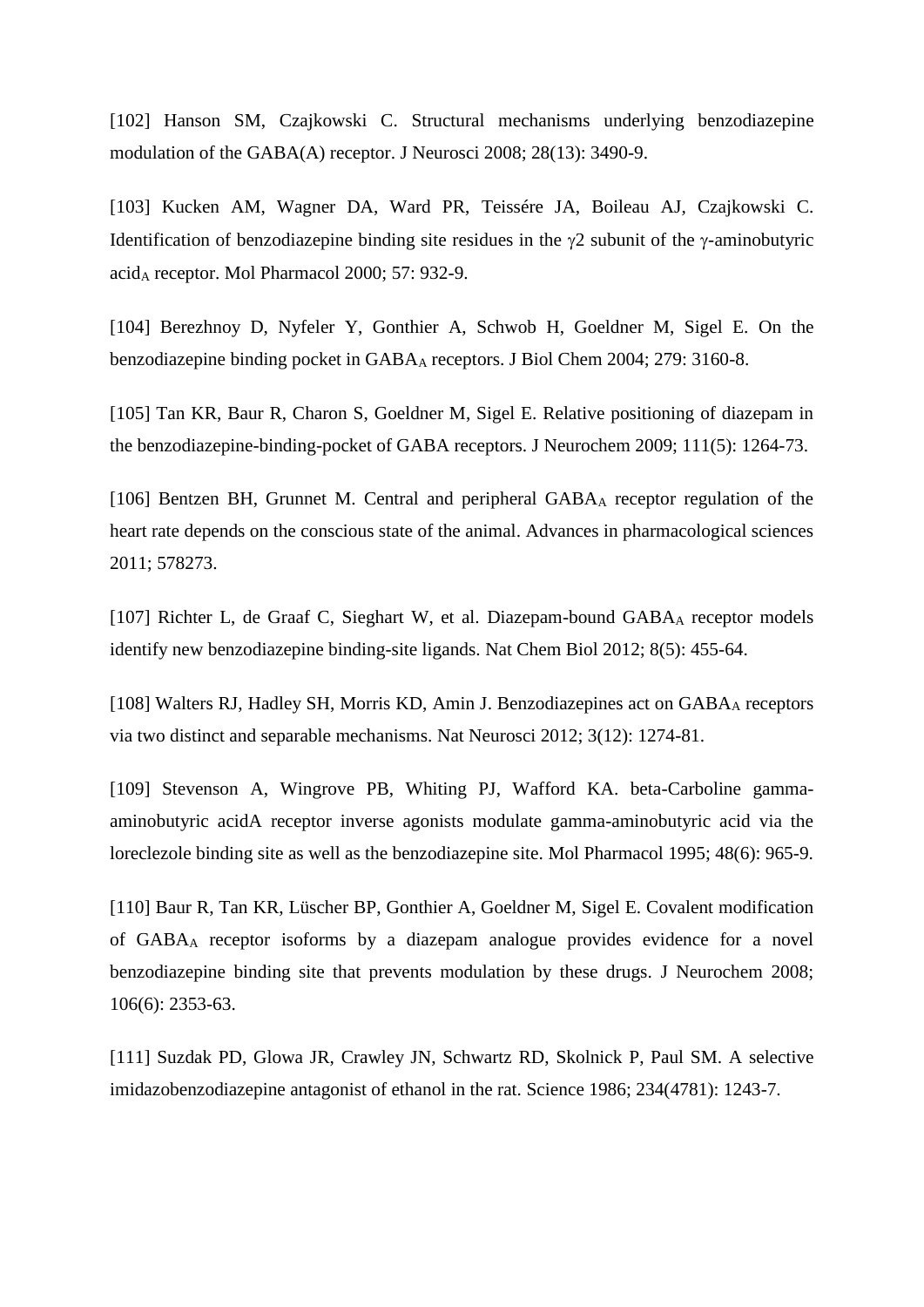[102] Hanson SM, Czajkowski C. Structural mechanisms underlying benzodiazepine modulation of the GABA(A) receptor. J Neurosci 2008; 28(13): 3490-9.

[103] Kucken AM, Wagner DA, Ward PR, Teissére JA, Boileau AJ, Czajkowski C. Identification of benzodiazepine binding site residues in the γ2 subunit of the γ-aminobutyric acid$_A$ receptor. Mol Pharmacol 2000; 57: 932-9.

[104] Berezhnoy D, Nyfeler Y, Gonthier A, Schwob H, Goeldner M, Sigel E. On the benzodiazepine binding pocket in GABA$_A$ receptors. J Biol Chem 2004; 279: 3160-8.

[105] Tan KR, Baur R, Charon S, Goeldner M, Sigel E. Relative positioning of diazepam in the benzodiazepine-binding-pocket of GABA receptors. J Neurochem 2009; 111(5): 1264-73.

[106] Bentzen BH, Grunnet M. Central and peripheral GABA$_A$ receptor regulation of the heart rate depends on the conscious state of the animal. Advances in pharmacological sciences 2011; 578273.

[107] Richter L, de Graaf C, Sieghart W, et al. Diazepam-bound GABA$_A$ receptor models identify new benzodiazepine binding-site ligands. Nat Chem Biol 2012; 8(5): 455-64.

[108] Walters RJ, Hadley SH, Morris KD, Amin J. Benzodiazepines act on GABA$_A$ receptors via two distinct and separable mechanisms. Nat Neurosci 2012; 3(12): 1274-81.

[109] Stevenson A, Wingrove PB, Whiting PJ, Wafford KA. beta-Carboline gamma-aminobutyric acidA receptor inverse agonists modulate gamma-aminobutyric acid via the loreclezole binding site as well as the benzodiazepine site. Mol Pharmacol 1995; 48(6): 965-9.

[110] Baur R, Tan KR, Lüscher BP, Gonthier A, Goeldner M, Sigel E. Covalent modification of GABA$_A$ receptor isoforms by a diazepam analogue provides evidence for a novel benzodiazepine binding site that prevents modulation by these drugs. J Neurochem 2008; 106(6): 2353-63.

[111] Suzdak PD, Glowa JR, Crawley JN, Schwartz RD, Skolnick P, Paul SM. A selective imidazobenzodiazepine antagonist of ethanol in the rat. Science 1986; 234(4781): 1243-7.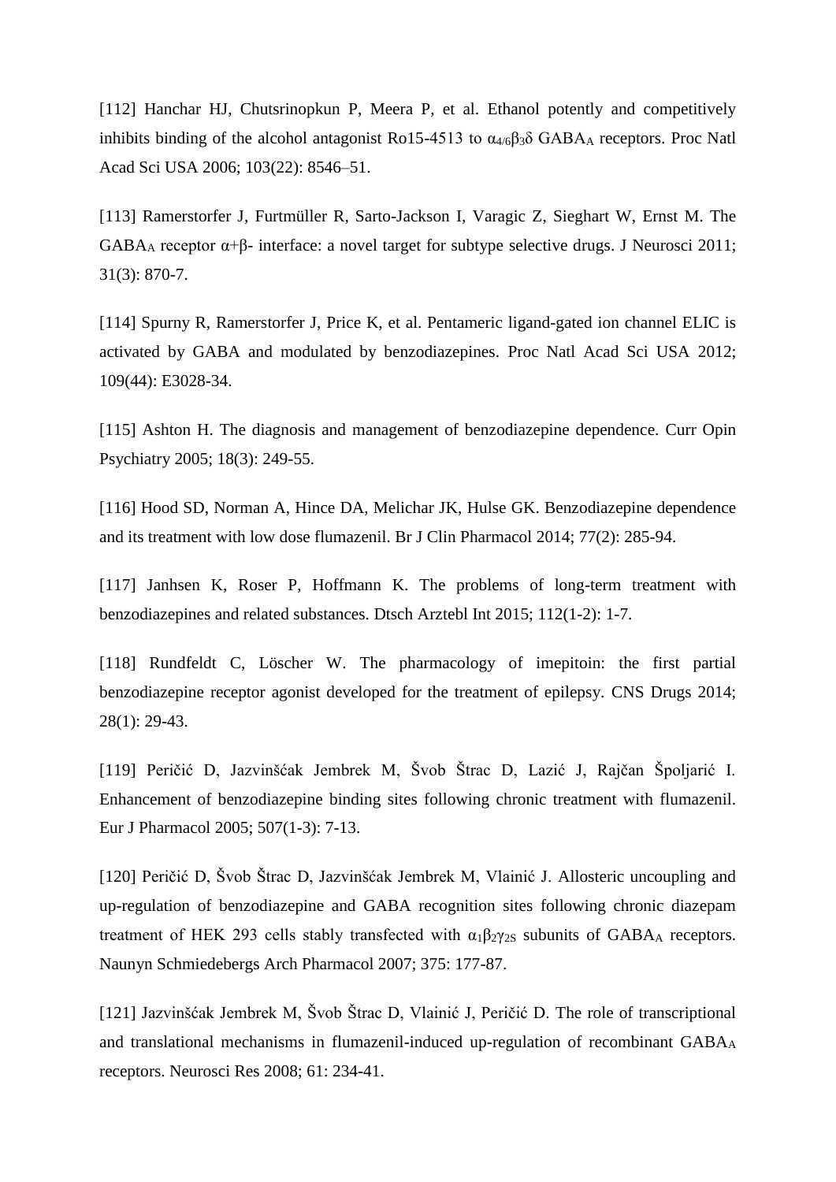[112] Hanchar HJ, Chutsrinopkun P, Meera P, et al. Ethanol potently and competitively inhibits binding of the alcohol antagonist Ro15-4513 to $\alpha_{4/6}\beta_3\delta$ $GABA_A$ receptors. Proc Natl Acad Sci USA 2006; 103(22): 8546–51.

[113] Ramerstorfer J, Furtmüller R, Sarto-Jackson I, Varagic Z, Sieghart W, Ernst M. The $GABA_A$ receptor α+β- interface: a novel target for subtype selective drugs. J Neurosci 2011; 31(3): 870-7.

[114] Spurny R, Ramerstorfer J, Price K, et al. Pentameric ligand-gated ion channel ELIC is activated by GABA and modulated by benzodiazepines. Proc Natl Acad Sci USA 2012; 109(44): E3028-34.

[115] Ashton H. The diagnosis and management of benzodiazepine dependence. Curr Opin Psychiatry 2005; 18(3): 249-55.

[116] Hood SD, Norman A, Hince DA, Melichar JK, Hulse GK. Benzodiazepine dependence and its treatment with low dose flumazenil. Br J Clin Pharmacol 2014; 77(2): 285-94.

[117] Janhsen K, Roser P, Hoffmann K. The problems of long-term treatment with benzodiazepines and related substances. Dtsch Arztebl Int 2015; 112(1-2): 1-7.

[118] Rundfeldt C, Löscher W. The pharmacology of imepitoin: the first partial benzodiazepine receptor agonist developed for the treatment of epilepsy. CNS Drugs 2014; 28(1): 29-43.

[119] Peričić D, Jazvinšćak Jembrek M, Švob Štrac D, Lazić J, Rajčan Špoljarić I. Enhancement of benzodiazepine binding sites following chronic treatment with flumazenil. Eur J Pharmacol 2005; 507(1-3): 7-13.

[120] Peričić D, Švob Štrac D, Jazvinšćak Jembrek M, Vlainić J. Allosteric uncoupling and up-regulation of benzodiazepine and GABA recognition sites following chronic diazepam treatment of HEK 293 cells stably transfected with $\alpha_1\beta_2\gamma_{2S}$ subunits of $GABA_A$ receptors. Naunyn Schmiedebergs Arch Pharmacol 2007; 375: 177-87.

[121] Jazvinšćak Jembrek M, Švob Štrac D, Vlainić J, Peričić D. The role of transcriptional and translational mechanisms in flumazenil-induced up-regulation of recombinant $GABA_A$ receptors. Neurosci Res 2008; 61: 234-41.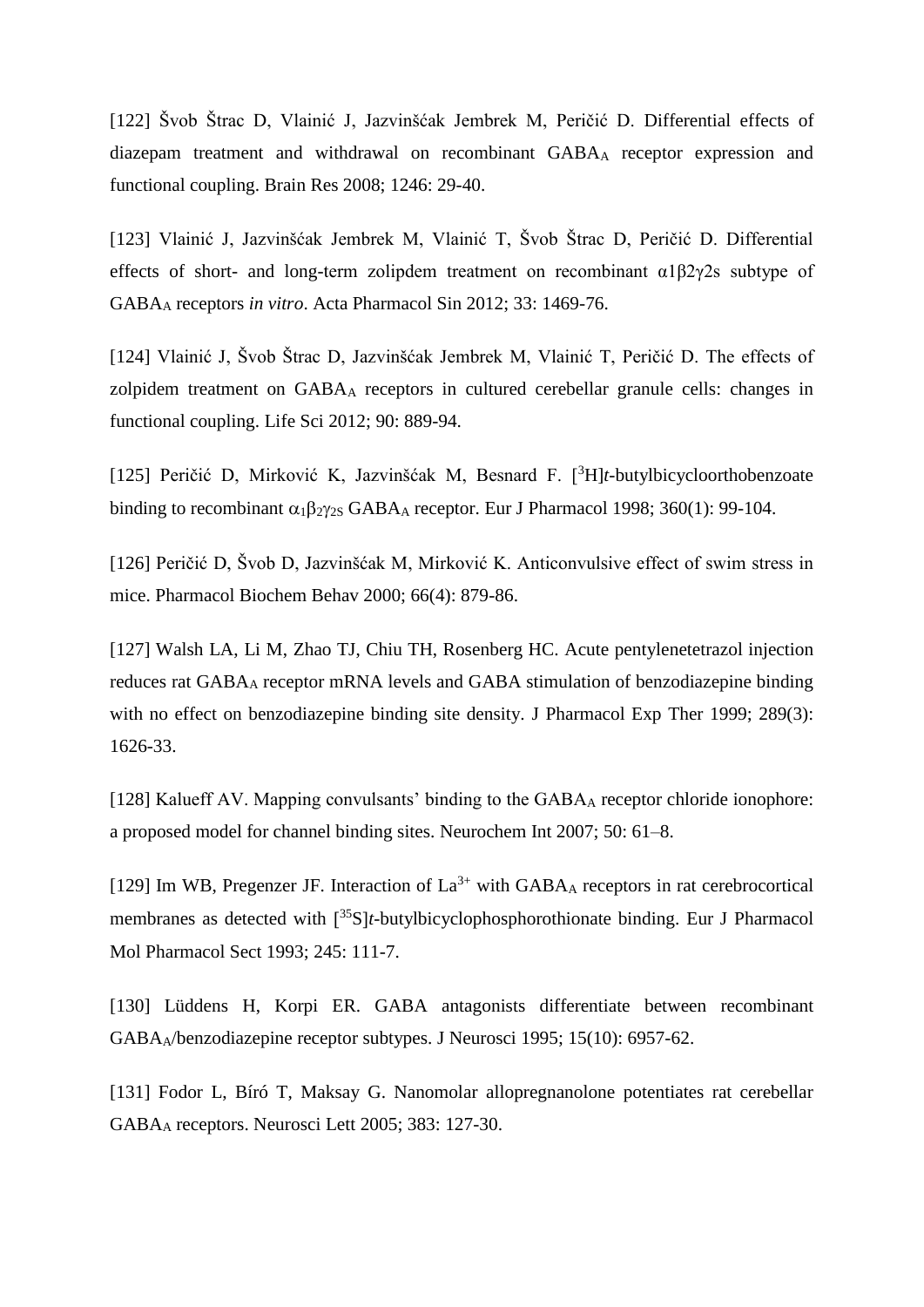[122] Švob Štrac D, Vlainić J, Jazvinšćak Jembrek M, Peričić D. Differential effects of diazepam treatment and withdrawal on recombinant $GABA_A$ receptor expression and functional coupling. Brain Res 2008; 1246: 29-40.

[123] Vlainić J, Jazvinšćak Jembrek M, Vlainić T, Švob Štrac D, Peričić D. Differential effects of short- and long-term zolipdem treatment on recombinant α1β2γ2s subtype of $GABA_A$ receptors *in vitro*. Acta Pharmacol Sin 2012; 33: 1469-76.

[124] Vlainić J, Švob Štrac D, Jazvinšćak Jembrek M, Vlainić T, Peričić D. The effects of zolpidem treatment on $GABA_A$ receptors in cultured cerebellar granule cells: changes in functional coupling. Life Sci 2012; 90: 889-94.

[125] Peričić D, Mirković K, Jazvinšćak M, Besnard F. $[^3H]$*t*-butylbicycloorthobenzoate binding to recombinant $\alpha_1\beta_2\gamma_{2S}$ $GABA_A$ receptor. Eur J Pharmacol 1998; 360(1): 99-104.

[126] Peričić D, Švob D, Jazvinšćak M, Mirković K. Anticonvulsive effect of swim stress in mice. Pharmacol Biochem Behav 2000; 66(4): 879-86.

[127] Walsh LA, Li M, Zhao TJ, Chiu TH, Rosenberg HC. Acute pentylenetetrazol injection reduces rat $GABA_A$ receptor mRNA levels and GABA stimulation of benzodiazepine binding with no effect on benzodiazepine binding site density. J Pharmacol Exp Ther 1999; 289(3): 1626-33.

[128] Kalueff AV. Mapping convulsants' binding to the $GABA_A$ receptor chloride ionophore: a proposed model for channel binding sites. Neurochem Int 2007; 50: 61–8.

[129] Im WB, Pregenzer JF. Interaction of $La^{3+}$ with $GABA_A$ receptors in rat cerebrocortical membranes as detected with $[^{35}S]$*t*-butylbicyclophosphorothionate binding. Eur J Pharmacol Mol Pharmacol Sect 1993; 245: 111-7.

[130] Lüddens H, Korpi ER. GABA antagonists differentiate between recombinant $GABA_A$/benzodiazepine receptor subtypes. J Neurosci 1995; 15(10): 6957-62.

[131] Fodor L, Bíró T, Maksay G. Nanomolar allopregnanolone potentiates rat cerebellar $GABA_A$ receptors. Neurosci Lett 2005; 383: 127-30.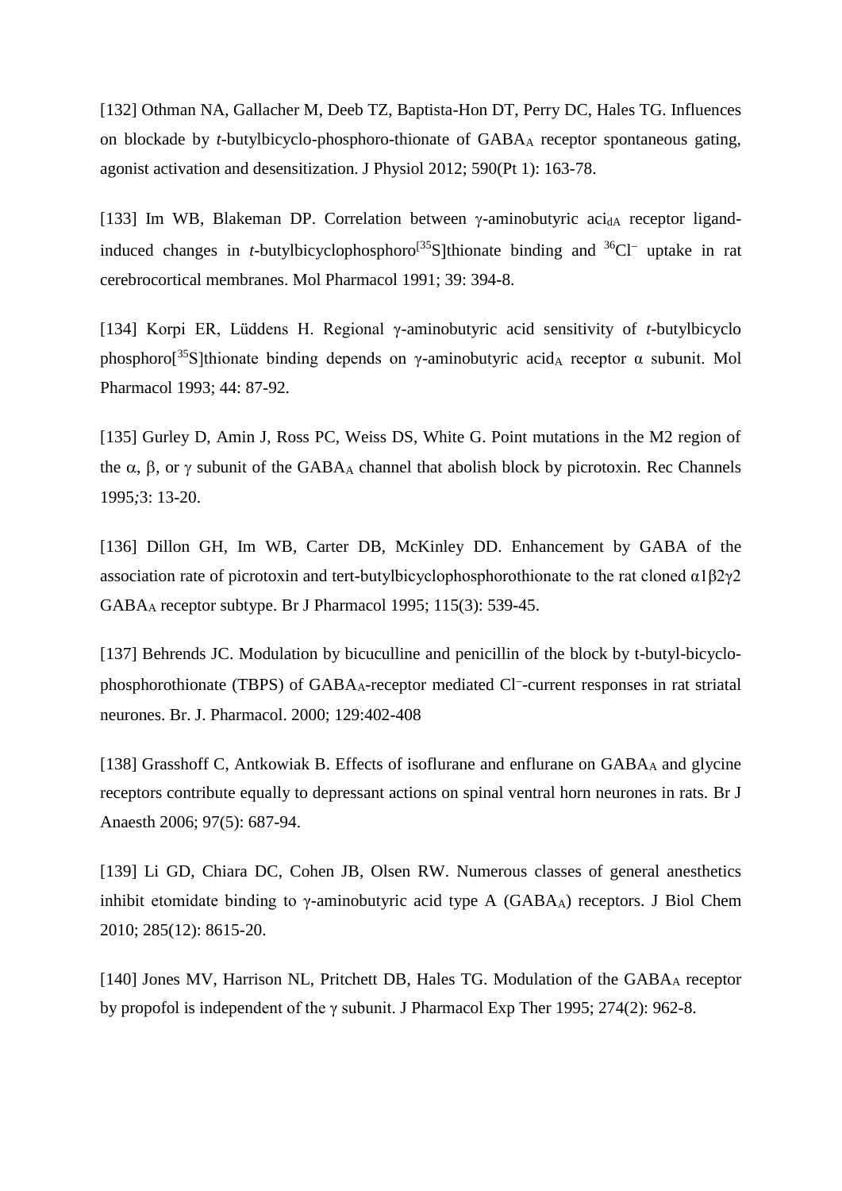[132] Othman NA, Gallacher M, Deeb TZ, Baptista-Hon DT, Perry DC, Hales TG. Influences on blockade by *t*-butylbicyclo-phosphoro-thionate of $GABA_A$ receptor spontaneous gating, agonist activation and desensitization. J Physiol 2012; 590(Pt 1): 163-78.

[133] Im WB, Blakeman DP. Correlation between γ-aminobutyric $aci_{dA}$ receptor ligand-induced changes in *t*-butylbicyclophosphoro[$^{35}$S]thionate binding and $^{36}Cl^{-}$ uptake in rat cerebrocortical membranes. Mol Pharmacol 1991; 39: 394-8.

[134] Korpi ER, Lüddens H. Regional γ-aminobutyric acid sensitivity of *t*-butylbicyclo phosphoro[$^{35}$S]thionate binding depends on γ-aminobutyric $acid_A$ receptor α subunit. Mol Pharmacol 1993; 44: 87-92.

[135] Gurley D, Amin J, Ross PC, Weiss DS, White G. Point mutations in the M2 region of the α, β, or γ subunit of the $GABA_A$ channel that abolish block by picrotoxin. Rec Channels 1995;3: 13-20.

[136] Dillon GH, Im WB, Carter DB, McKinley DD. Enhancement by GABA of the association rate of picrotoxin and tert-butylbicyclophosphorothionate to the rat cloned α1β2γ2 $GABA_A$ receptor subtype. Br J Pharmacol 1995; 115(3): 539-45.

[137] Behrends JC. Modulation by bicuculline and penicillin of the block by t-butyl-bicyclo-phosphorothionate (TBPS) of $GABA_A$-receptor mediated $Cl^{-}$-current responses in rat striatal neurones. Br. J. Pharmacol. 2000; 129:402-408

[138] Grasshoff C, Antkowiak B. Effects of isoflurane and enflurane on $GABA_A$ and glycine receptors contribute equally to depressant actions on spinal ventral horn neurones in rats. Br J Anaesth 2006; 97(5): 687-94.

[139] Li GD, Chiara DC, Cohen JB, Olsen RW. Numerous classes of general anesthetics inhibit etomidate binding to γ-aminobutyric acid type A ($GABA_A$) receptors. J Biol Chem 2010; 285(12): 8615-20.

[140] Jones MV, Harrison NL, Pritchett DB, Hales TG. Modulation of the $GABA_A$ receptor by propofol is independent of the γ subunit. J Pharmacol Exp Ther 1995; 274(2): 962-8.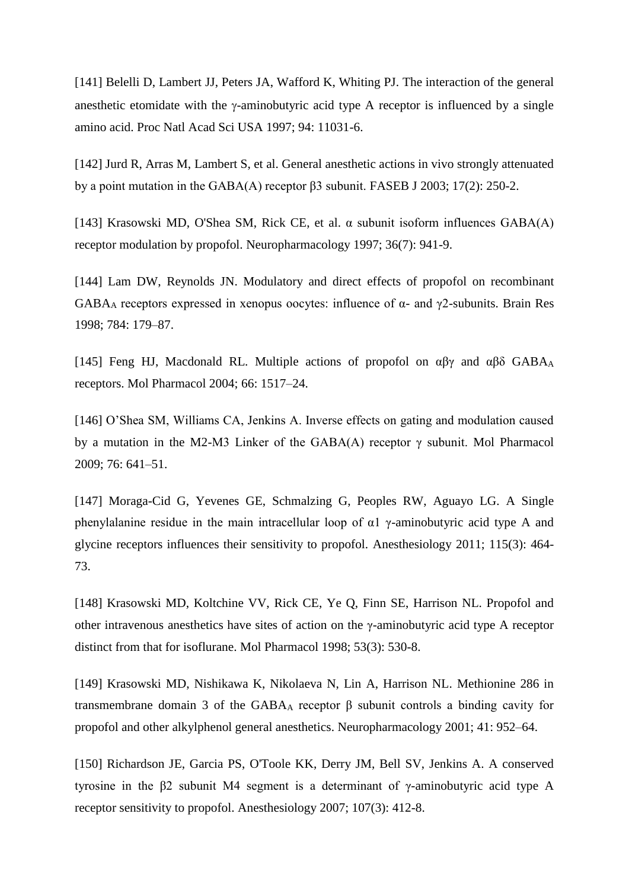[141] Belelli D, Lambert JJ, Peters JA, Wafford K, Whiting PJ. The interaction of the general anesthetic etomidate with the γ-aminobutyric acid type A receptor is influenced by a single amino acid. Proc Natl Acad Sci USA 1997; 94: 11031-6.

[142] Jurd R, Arras M, Lambert S, et al. General anesthetic actions in vivo strongly attenuated by a point mutation in the GABA(A) receptor β3 subunit. FASEB J 2003; 17(2): 250-2.

[143] Krasowski MD, O'Shea SM, Rick CE, et al. α subunit isoform influences GABA(A) receptor modulation by propofol. Neuropharmacology 1997; 36(7): 941-9.

[144] Lam DW, Reynolds JN. Modulatory and direct effects of propofol on recombinant $GABA_A$ receptors expressed in xenopus oocytes: influence of α- and γ2-subunits. Brain Res 1998; 784: 179–87.

[145] Feng HJ, Macdonald RL. Multiple actions of propofol on αβγ and αβδ $GABA_A$ receptors. Mol Pharmacol 2004; 66: 1517–24.

[146] O'Shea SM, Williams CA, Jenkins A. Inverse effects on gating and modulation caused by a mutation in the M2-M3 Linker of the GABA(A) receptor γ subunit. Mol Pharmacol 2009; 76: 641–51.

[147] Moraga-Cid G, Yevenes GE, Schmalzing G, Peoples RW, Aguayo LG. A Single phenylalanine residue in the main intracellular loop of α1 γ-aminobutyric acid type A and glycine receptors influences their sensitivity to propofol. Anesthesiology 2011; 115(3): 464-73.

[148] Krasowski MD, Koltchine VV, Rick CE, Ye Q, Finn SE, Harrison NL. Propofol and other intravenous anesthetics have sites of action on the γ-aminobutyric acid type A receptor distinct from that for isoflurane. Mol Pharmacol 1998; 53(3): 530-8.

[149] Krasowski MD, Nishikawa K, Nikolaeva N, Lin A, Harrison NL. Methionine 286 in transmembrane domain 3 of the $GABA_A$ receptor β subunit controls a binding cavity for propofol and other alkylphenol general anesthetics. Neuropharmacology 2001; 41: 952–64.

[150] Richardson JE, Garcia PS, O'Toole KK, Derry JM, Bell SV, Jenkins A. A conserved tyrosine in the β2 subunit M4 segment is a determinant of γ-aminobutyric acid type A receptor sensitivity to propofol. Anesthesiology 2007; 107(3): 412-8.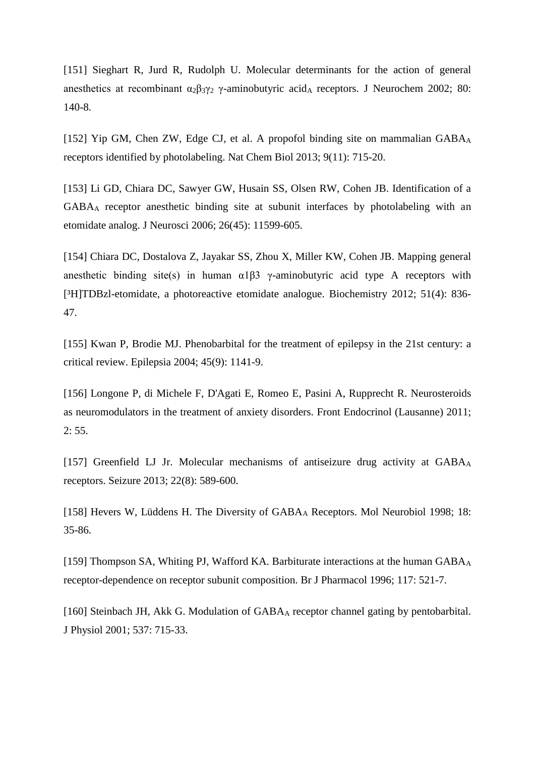[151] Sieghart R, Jurd R, Rudolph U. Molecular determinants for the action of general anesthetics at recombinant $\alpha_2\beta_3\gamma_2$ γ-aminobutyric $acid_A$ receptors. J Neurochem 2002; 80: 140-8.

[152] Yip GM, Chen ZW, Edge CJ, et al. A propofol binding site on mammalian $GABA_A$ receptors identified by photolabeling. Nat Chem Biol 2013; 9(11): 715-20.

[153] Li GD, Chiara DC, Sawyer GW, Husain SS, Olsen RW, Cohen JB. Identification of a $GABA_A$ receptor anesthetic binding site at subunit interfaces by photolabeling with an etomidate analog. J Neurosci 2006; 26(45): 11599-605.

[154] Chiara DC, Dostalova Z, Jayakar SS, Zhou X, Miller KW, Cohen JB. Mapping general anesthetic binding site(s) in human α1β3 γ-aminobutyric acid type A receptors with [$^3$H]TDBzl-etomidate, a photoreactive etomidate analogue. Biochemistry 2012; 51(4): 836-47.

[155] Kwan P, Brodie MJ. Phenobarbital for the treatment of epilepsy in the 21st century: a critical review. Epilepsia 2004; 45(9): 1141-9.

[156] Longone P, di Michele F, D'Agati E, Romeo E, Pasini A, Rupprecht R. Neurosteroids as neuromodulators in the treatment of anxiety disorders. Front Endocrinol (Lausanne) 2011; 2: 55.

[157] Greenfield LJ Jr. Molecular mechanisms of antiseizure drug activity at $GABA_A$ receptors. Seizure 2013; 22(8): 589-600.

[158] Hevers W, Lüddens H. The Diversity of $GABA_A$ Receptors. Mol Neurobiol 1998; 18: 35-86.

[159] Thompson SA, Whiting PJ, Wafford KA. Barbiturate interactions at the human $GABA_A$ receptor-dependence on receptor subunit composition. Br J Pharmacol 1996; 117: 521-7.

[160] Steinbach JH, Akk G. Modulation of $GABA_A$ receptor channel gating by pentobarbital. J Physiol 2001; 537: 715-33.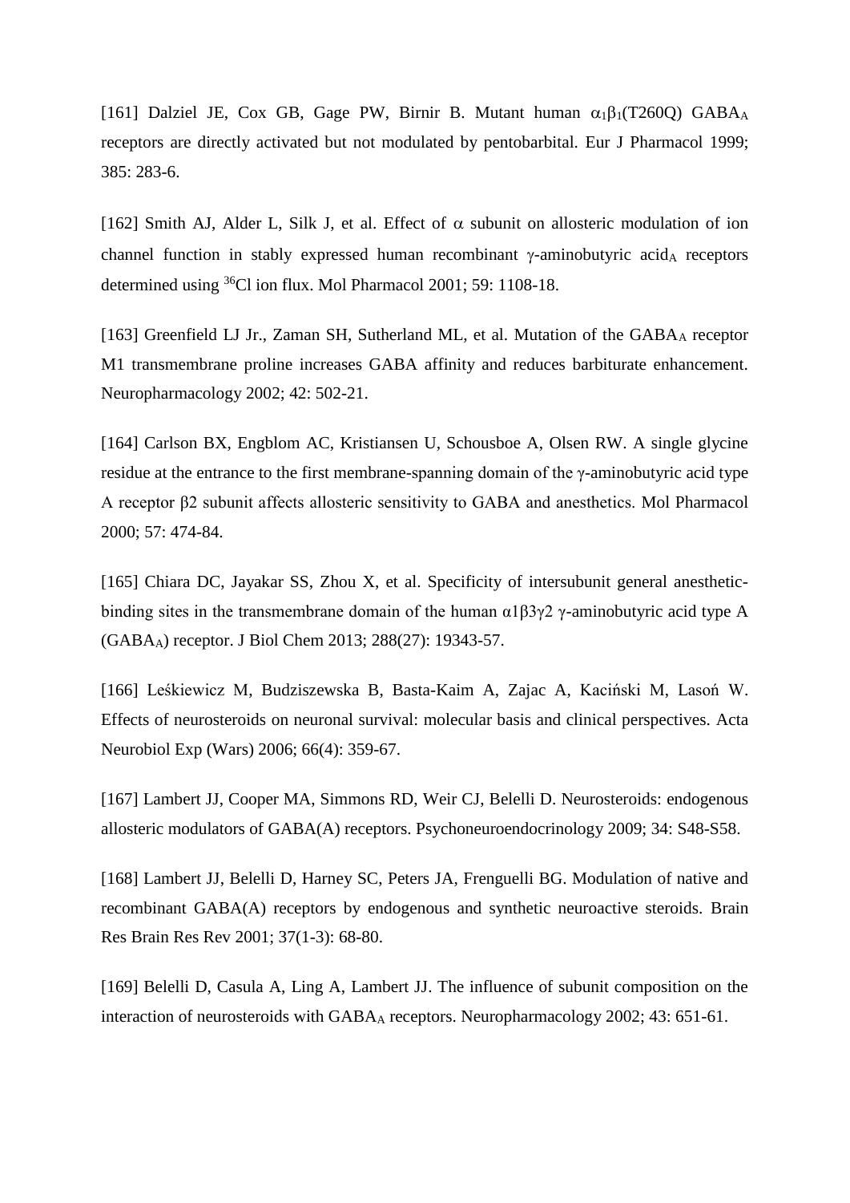[161] Dalziel JE, Cox GB, Gage PW, Birnir B. Mutant human $\alpha_1\beta_1$(T260Q) $GABA_A$ receptors are directly activated but not modulated by pentobarbital. Eur J Pharmacol 1999; 385: 283-6.

[162] Smith AJ, Alder L, Silk J, et al. Effect of $\alpha$ subunit on allosteric modulation of ion channel function in stably expressed human recombinant $\gamma$-aminobutyric $acid_A$ receptors determined using $^{36}Cl$ ion flux. Mol Pharmacol 2001; 59: 1108-18.

[163] Greenfield LJ Jr., Zaman SH, Sutherland ML, et al. Mutation of the $GABA_A$ receptor M1 transmembrane proline increases GABA affinity and reduces barbiturate enhancement. Neuropharmacology 2002; 42: 502-21.

[164] Carlson BX, Engblom AC, Kristiansen U, Schousboe A, Olsen RW. A single glycine residue at the entrance to the first membrane-spanning domain of the $\gamma$-aminobutyric acid type A receptor $\beta 2$ subunit affects allosteric sensitivity to GABA and anesthetics. Mol Pharmacol 2000; 57: 474-84.

[165] Chiara DC, Jayakar SS, Zhou X, et al. Specificity of intersubunit general anesthetic-binding sites in the transmembrane domain of the human $\alpha 1\beta 3\gamma 2$ $\gamma$-aminobutyric acid type A ($GABA_A$) receptor. J Biol Chem 2013; 288(27): 19343-57.

[166] Leśkiewicz M, Budziszewska B, Basta-Kaim A, Zajac A, Kaciński M, Lasoń W. Effects of neurosteroids on neuronal survival: molecular basis and clinical perspectives. Acta Neurobiol Exp (Wars) 2006; 66(4): 359-67.

[167] Lambert JJ, Cooper MA, Simmons RD, Weir CJ, Belelli D. Neurosteroids: endogenous allosteric modulators of GABA(A) receptors. Psychoneuroendocrinology 2009; 34: S48-S58.

[168] Lambert JJ, Belelli D, Harney SC, Peters JA, Frenguelli BG. Modulation of native and recombinant GABA(A) receptors by endogenous and synthetic neuroactive steroids. Brain Res Brain Res Rev 2001; 37(1-3): 68-80.

[169] Belelli D, Casula A, Ling A, Lambert JJ. The influence of subunit composition on the interaction of neurosteroids with $GABA_A$ receptors. Neuropharmacology 2002; 43: 651-61.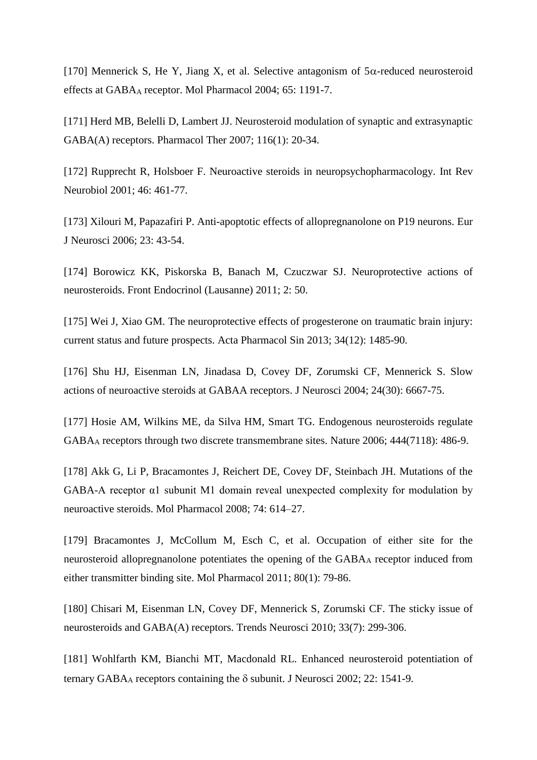[170] Mennerick S, He Y, Jiang X, et al. Selective antagonism of 5α-reduced neurosteroid effects at $GABA_A$ receptor. Mol Pharmacol 2004; 65: 1191-7.

[171] Herd MB, Belelli D, Lambert JJ. Neurosteroid modulation of synaptic and extrasynaptic GABA(A) receptors. Pharmacol Ther 2007; 116(1): 20-34.

[172] Rupprecht R, Holsboer F. Neuroactive steroids in neuropsychopharmacology. Int Rev Neurobiol 2001; 46: 461-77.

[173] Xilouri M, Papazafiri P. Anti-apoptotic effects of allopregnanolone on P19 neurons. Eur J Neurosci 2006; 23: 43-54.

[174] Borowicz KK, Piskorska B, Banach M, Czuczwar SJ. Neuroprotective actions of neurosteroids. Front Endocrinol (Lausanne) 2011; 2: 50.

[175] Wei J, Xiao GM. The neuroprotective effects of progesterone on traumatic brain injury: current status and future prospects. Acta Pharmacol Sin 2013; 34(12): 1485-90.

[176] Shu HJ, Eisenman LN, Jinadasa D, Covey DF, Zorumski CF, Mennerick S. Slow actions of neuroactive steroids at GABAA receptors. J Neurosci 2004; 24(30): 6667-75.

[177] Hosie AM, Wilkins ME, da Silva HM, Smart TG. Endogenous neurosteroids regulate $GABA_A$ receptors through two discrete transmembrane sites. Nature 2006; 444(7118): 486-9.

[178] Akk G, Li P, Bracamontes J, Reichert DE, Covey DF, Steinbach JH. Mutations of the GABA-A receptor α1 subunit M1 domain reveal unexpected complexity for modulation by neuroactive steroids. Mol Pharmacol 2008; 74: 614–27.

[179] Bracamontes J, McCollum M, Esch C, et al. Occupation of either site for the neurosteroid allopregnanolone potentiates the opening of the $GABA_A$ receptor induced from either transmitter binding site. Mol Pharmacol 2011; 80(1): 79-86.

[180] Chisari M, Eisenman LN, Covey DF, Mennerick S, Zorumski CF. The sticky issue of neurosteroids and GABA(A) receptors. Trends Neurosci 2010; 33(7): 299-306.

[181] Wohlfarth KM, Bianchi MT, Macdonald RL. Enhanced neurosteroid potentiation of ternary $GABA_A$ receptors containing the δ subunit. J Neurosci 2002; 22: 1541-9.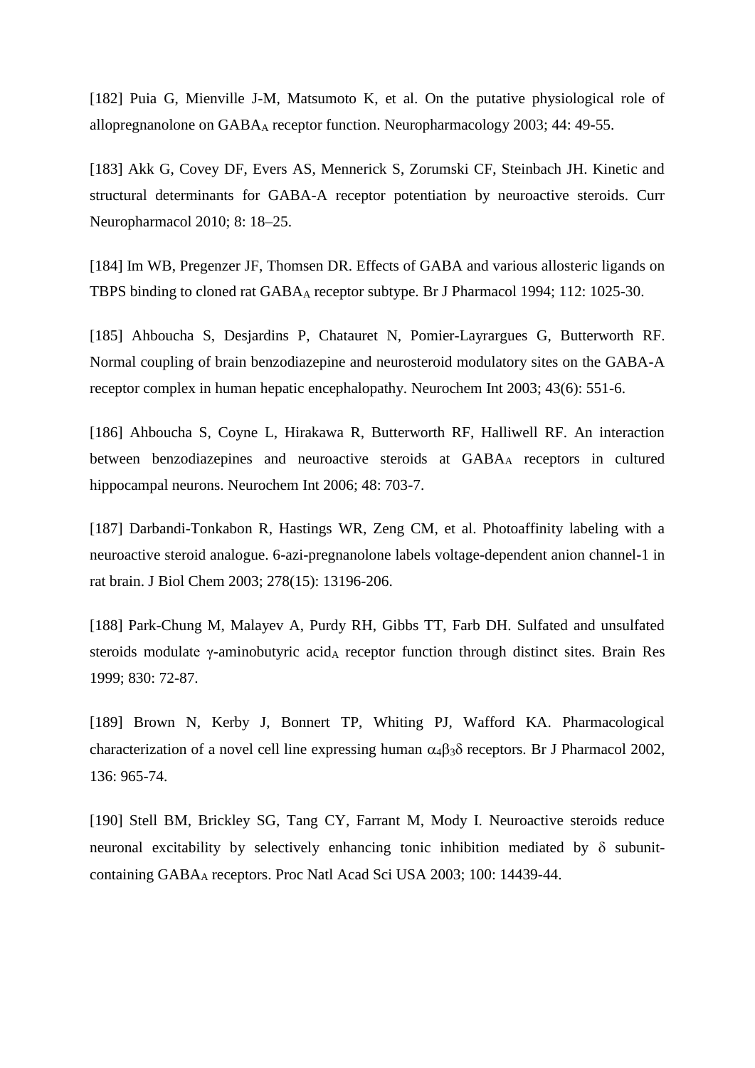[182] Puia G, Mienville J-M, Matsumoto K, et al. On the putative physiological role of allopregnanolone on $GABA_A$ receptor function. Neuropharmacology 2003; 44: 49-55.

[183] Akk G, Covey DF, Evers AS, Mennerick S, Zorumski CF, Steinbach JH. Kinetic and structural determinants for GABA-A receptor potentiation by neuroactive steroids. Curr Neuropharmacol 2010; 8: 18–25.

[184] Im WB, Pregenzer JF, Thomsen DR. Effects of GABA and various allosteric ligands on TBPS binding to cloned rat $GABA_A$ receptor subtype. Br J Pharmacol 1994; 112: 1025-30.

[185] Ahboucha S, Desjardins P, Chatauret N, Pomier-Layrargues G, Butterworth RF. Normal coupling of brain benzodiazepine and neurosteroid modulatory sites on the GABA-A receptor complex in human hepatic encephalopathy. Neurochem Int 2003; 43(6): 551-6.

[186] Ahboucha S, Coyne L, Hirakawa R, Butterworth RF, Halliwell RF. An interaction between benzodiazepines and neuroactive steroids at $GABA_A$ receptors in cultured hippocampal neurons. Neurochem Int 2006; 48: 703-7.

[187] Darbandi-Tonkabon R, Hastings WR, Zeng CM, et al. Photoaffinity labeling with a neuroactive steroid analogue. 6-azi-pregnanolone labels voltage-dependent anion channel-1 in rat brain. J Biol Chem 2003; 278(15): 13196-206.

[188] Park-Chung M, Malayev A, Purdy RH, Gibbs TT, Farb DH. Sulfated and unsulfated steroids modulate γ-aminobutyric $acid_A$ receptor function through distinct sites. Brain Res 1999; 830: 72-87.

[189] Brown N, Kerby J, Bonnert TP, Whiting PJ, Wafford KA. Pharmacological characterization of a novel cell line expressing human $\alpha_4\beta_3\delta$ receptors. Br J Pharmacol 2002, 136: 965-74.

[190] Stell BM, Brickley SG, Tang CY, Farrant M, Mody I. Neuroactive steroids reduce neuronal excitability by selectively enhancing tonic inhibition mediated by $\delta$ subunit-containing $GABA_A$ receptors. Proc Natl Acad Sci USA 2003; 100: 14439-44.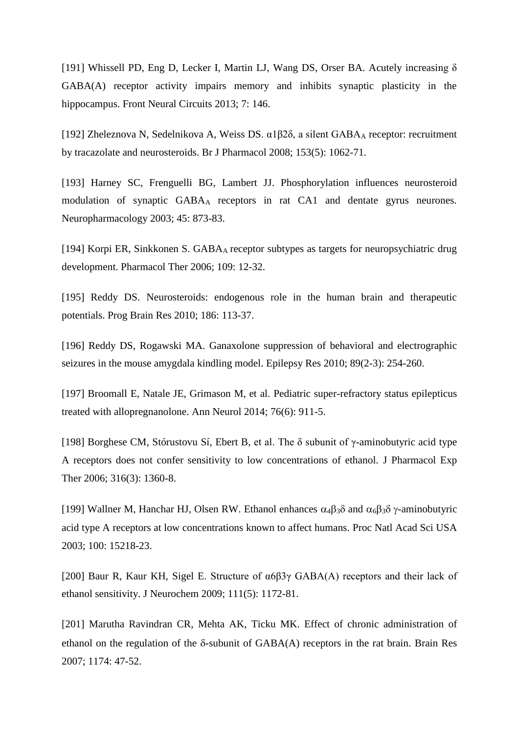[191] Whissell PD, Eng D, Lecker I, Martin LJ, Wang DS, Orser BA. Acutely increasing δ GABA(A) receptor activity impairs memory and inhibits synaptic plasticity in the hippocampus. Front Neural Circuits 2013; 7: 146.

[192] Zheleznova N, Sedelnikova A, Weiss DS. α1β2δ, a silent $GABA_A$ receptor: recruitment by tracazolate and neurosteroids. Br J Pharmacol 2008; 153(5): 1062-71.

[193] Harney SC, Frenguelli BG, Lambert JJ. Phosphorylation influences neurosteroid modulation of synaptic $GABA_A$ receptors in rat CA1 and dentate gyrus neurones. Neuropharmacology 2003; 45: 873-83.

[194] Korpi ER, Sinkkonen S. $GABA_A$ receptor subtypes as targets for neuropsychiatric drug development. Pharmacol Ther 2006; 109: 12-32.

[195] Reddy DS. Neurosteroids: endogenous role in the human brain and therapeutic potentials. Prog Brain Res 2010; 186: 113-37.

[196] Reddy DS, Rogawski MA. Ganaxolone suppression of behavioral and electrographic seizures in the mouse amygdala kindling model. Epilepsy Res 2010; 89(2-3): 254-260.

[197] Broomall E, Natale JE, Grimason M, et al. Pediatric super-refractory status epilepticus treated with allopregnanolone. Ann Neurol 2014; 76(6): 911-5.

[198] Borghese CM, Stórustovu Sí, Ebert B, et al. The δ subunit of γ-aminobutyric acid type A receptors does not confer sensitivity to low concentrations of ethanol. J Pharmacol Exp Ther 2006; 316(3): 1360-8.

[199] Wallner M, Hanchar HJ, Olsen RW. Ethanol enhances $\alpha_4\beta_3\delta$ and $\alpha_6\beta_3\delta$ γ-aminobutyric acid type A receptors at low concentrations known to affect humans. Proc Natl Acad Sci USA 2003; 100: 15218-23.

[200] Baur R, Kaur KH, Sigel E. Structure of α6β3γ GABA(A) receptors and their lack of ethanol sensitivity. J Neurochem 2009; 111(5): 1172-81.

[201] Marutha Ravindran CR, Mehta AK, Ticku MK. Effect of chronic administration of ethanol on the regulation of the δ-subunit of GABA(A) receptors in the rat brain. Brain Res 2007; 1174: 47-52.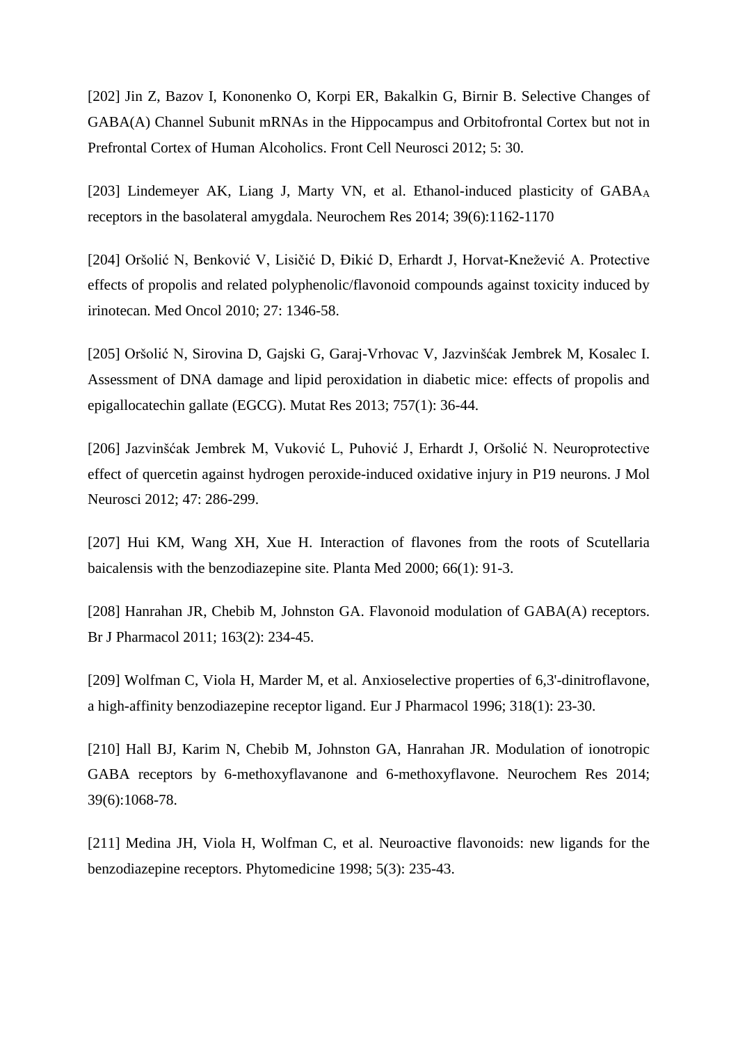[202] Jin Z, Bazov I, Kononenko O, Korpi ER, Bakalkin G, Birnir B. Selective Changes of GABA(A) Channel Subunit mRNAs in the Hippocampus and Orbitofrontal Cortex but not in Prefrontal Cortex of Human Alcoholics. Front Cell Neurosci 2012; 5: 30.

[203] Lindemeyer AK, Liang J, Marty VN, et al. Ethanol-induced plasticity of $GABA_A$ receptors in the basolateral amygdala. Neurochem Res 2014; 39(6):1162-1170

[204] Oršolić N, Benković V, Lisičić D, Đikić D, Erhardt J, Horvat-Knežević A. Protective effects of propolis and related polyphenolic/flavonoid compounds against toxicity induced by irinotecan. Med Oncol 2010; 27: 1346-58.

[205] Oršolić N, Sirovina D, Gajski G, Garaj-Vrhovac V, Jazvinšćak Jembrek M, Kosalec I. Assessment of DNA damage and lipid peroxidation in diabetic mice: effects of propolis and epigallocatechin gallate (EGCG). Mutat Res 2013; 757(1): 36-44.

[206] Jazvinšćak Jembrek M, Vuković L, Puhović J, Erhardt J, Oršolić N. Neuroprotective effect of quercetin against hydrogen peroxide-induced oxidative injury in P19 neurons. J Mol Neurosci 2012; 47: 286-299.

[207] Hui KM, Wang XH, Xue H. Interaction of flavones from the roots of Scutellaria baicalensis with the benzodiazepine site. Planta Med 2000; 66(1): 91-3.

[208] Hanrahan JR, Chebib M, Johnston GA. Flavonoid modulation of GABA(A) receptors. Br J Pharmacol 2011; 163(2): 234-45.

[209] Wolfman C, Viola H, Marder M, et al. Anxioselective properties of 6,3'-dinitroflavone, a high-affinity benzodiazepine receptor ligand. Eur J Pharmacol 1996; 318(1): 23-30.

[210] Hall BJ, Karim N, Chebib M, Johnston GA, Hanrahan JR. Modulation of ionotropic GABA receptors by 6-methoxyflavanone and 6-methoxyflavone. Neurochem Res 2014; 39(6):1068-78.

[211] Medina JH, Viola H, Wolfman C, et al. Neuroactive flavonoids: new ligands for the benzodiazepine receptors. Phytomedicine 1998; 5(3): 235-43.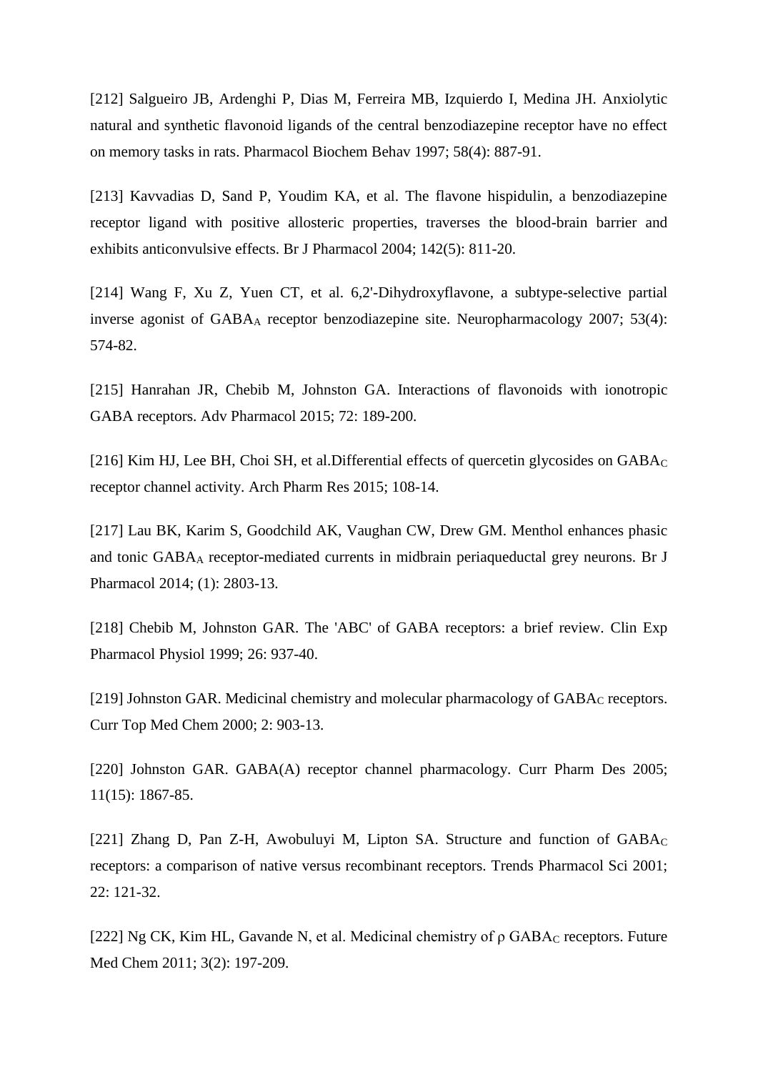[212] Salgueiro JB, Ardenghi P, Dias M, Ferreira MB, Izquierdo I, Medina JH. Anxiolytic natural and synthetic flavonoid ligands of the central benzodiazepine receptor have no effect on memory tasks in rats. Pharmacol Biochem Behav 1997; 58(4): 887-91.

[213] Kavvadias D, Sand P, Youdim KA, et al. The flavone hispidulin, a benzodiazepine receptor ligand with positive allosteric properties, traverses the blood-brain barrier and exhibits anticonvulsive effects. Br J Pharmacol 2004; 142(5): 811-20.

[214] Wang F, Xu Z, Yuen CT, et al. 6,2'-Dihydroxyflavone, a subtype-selective partial inverse agonist of $GABA_A$ receptor benzodiazepine site. Neuropharmacology 2007; 53(4): 574-82.

[215] Hanrahan JR, Chebib M, Johnston GA. Interactions of flavonoids with ionotropic GABA receptors. Adv Pharmacol 2015; 72: 189-200.

[216] Kim HJ, Lee BH, Choi SH, et al.Differential effects of quercetin glycosides on $GABA_C$ receptor channel activity. Arch Pharm Res 2015; 108-14.

[217] Lau BK, Karim S, Goodchild AK, Vaughan CW, Drew GM. Menthol enhances phasic and tonic $GABA_A$ receptor-mediated currents in midbrain periaqueductal grey neurons. Br J Pharmacol 2014; (1): 2803-13.

[218] Chebib M, Johnston GAR. The 'ABC' of GABA receptors: a brief review. Clin Exp Pharmacol Physiol 1999; 26: 937-40.

[219] Johnston GAR. Medicinal chemistry and molecular pharmacology of $GABA_C$ receptors. Curr Top Med Chem 2000; 2: 903-13.

[220] Johnston GAR. GABA(A) receptor channel pharmacology. Curr Pharm Des 2005; 11(15): 1867-85.

[221] Zhang D, Pan Z-H, Awobuluyi M, Lipton SA. Structure and function of $GABA_C$ receptors: a comparison of native versus recombinant receptors. Trends Pharmacol Sci 2001; 22: 121-32.

[222] Ng CK, Kim HL, Gavande N, et al. Medicinal chemistry of ρ $GABA_C$ receptors. Future Med Chem 2011; 3(2): 197-209.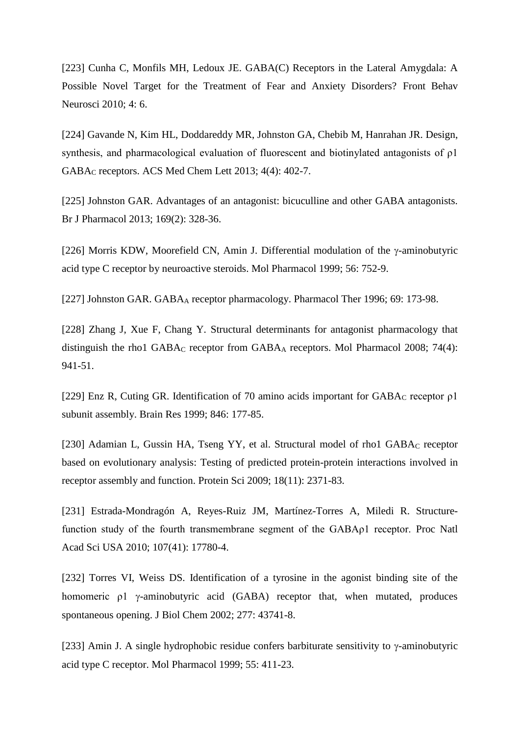[223] Cunha C, Monfils MH, Ledoux JE. GABA(C) Receptors in the Lateral Amygdala: A Possible Novel Target for the Treatment of Fear and Anxiety Disorders? Front Behav Neurosci 2010; 4: 6.

[224] Gavande N, Kim HL, Doddareddy MR, Johnston GA, Chebib M, Hanrahan JR. Design, synthesis, and pharmacological evaluation of fluorescent and biotinylated antagonists of ρ1 $GABA_C$ receptors. ACS Med Chem Lett 2013; 4(4): 402-7.

[225] Johnston GAR. Advantages of an antagonist: bicuculline and other GABA antagonists. Br J Pharmacol 2013; 169(2): 328-36.

[226] Morris KDW, Moorefield CN, Amin J. Differential modulation of the γ-aminobutyric acid type C receptor by neuroactive steroids. Mol Pharmacol 1999; 56: 752-9.

[227] Johnston GAR. $GABA_A$ receptor pharmacology. Pharmacol Ther 1996; 69: 173-98.

[228] Zhang J, Xue F, Chang Y. Structural determinants for antagonist pharmacology that distinguish the rho1 $GABA_C$ receptor from $GABA_A$ receptors. Mol Pharmacol 2008; 74(4): 941-51.

[229] Enz R, Cuting GR. Identification of 70 amino acids important for $GABA_C$ receptor ρ1 subunit assembly. Brain Res 1999; 846: 177-85.

[230] Adamian L, Gussin HA, Tseng YY, et al. Structural model of rho1 $GABA_C$ receptor based on evolutionary analysis: Testing of predicted protein-protein interactions involved in receptor assembly and function. Protein Sci 2009; 18(11): 2371-83.

[231] Estrada-Mondragón A, Reyes-Ruiz JM, Martínez-Torres A, Miledi R. Structure-function study of the fourth transmembrane segment of the GABAρ1 receptor. Proc Natl Acad Sci USA 2010; 107(41): 17780-4.

[232] Torres VI, Weiss DS. Identification of a tyrosine in the agonist binding site of the homomeric ρ1 γ-aminobutyric acid (GABA) receptor that, when mutated, produces spontaneous opening. J Biol Chem 2002; 277: 43741-8.

[233] Amin J. A single hydrophobic residue confers barbiturate sensitivity to γ-aminobutyric acid type C receptor. Mol Pharmacol 1999; 55: 411-23.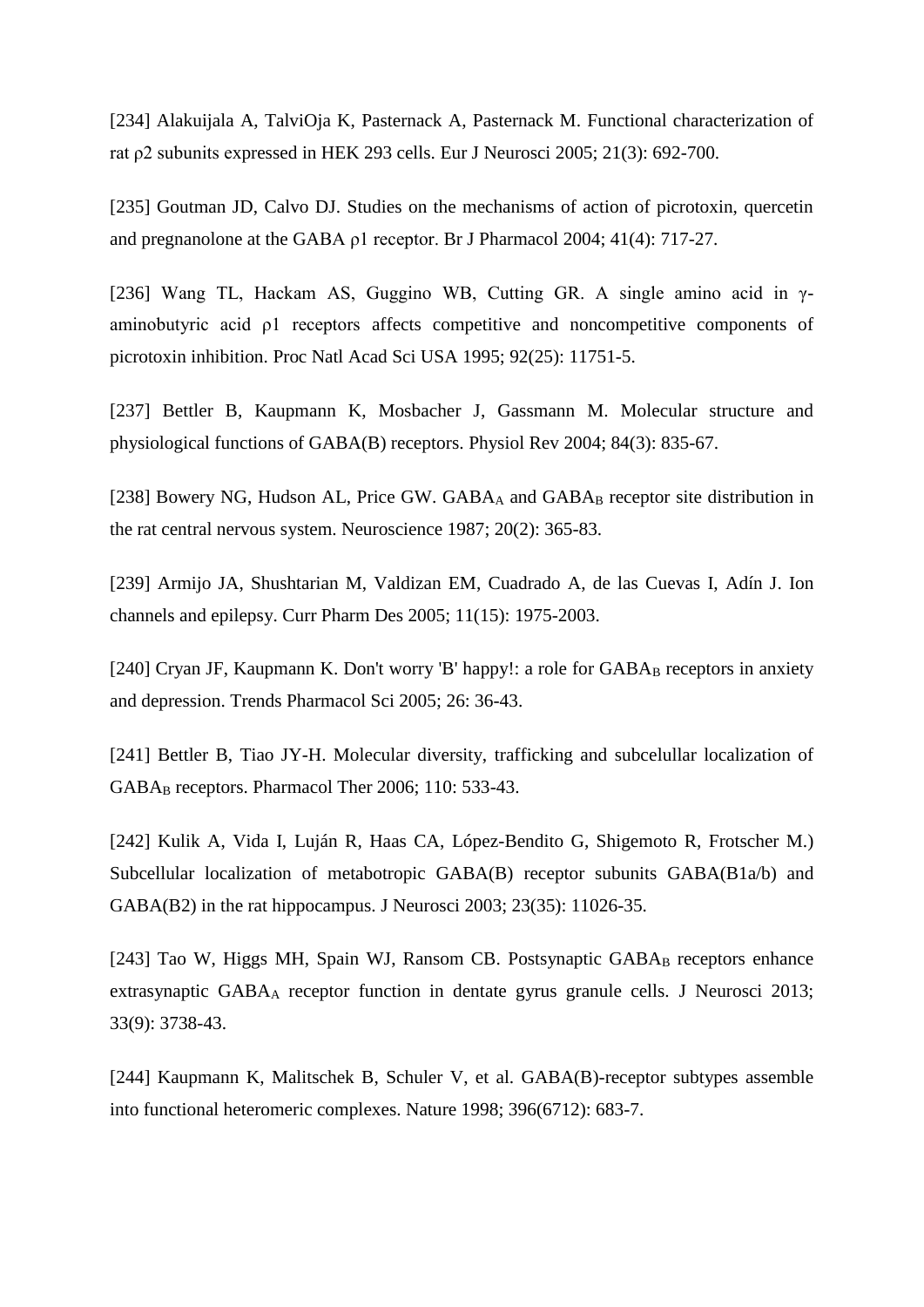[234] Alakuijala A, TalviOja K, Pasternack A, Pasternack M. Functional characterization of rat ρ2 subunits expressed in HEK 293 cells. Eur J Neurosci 2005; 21(3): 692-700.

[235] Goutman JD, Calvo DJ. Studies on the mechanisms of action of picrotoxin, quercetin and pregnanolone at the GABA ρ1 receptor. Br J Pharmacol 2004; 41(4): 717-27.

[236] Wang TL, Hackam AS, Guggino WB, Cutting GR. A single amino acid in γ-aminobutyric acid ρ1 receptors affects competitive and noncompetitive components of picrotoxin inhibition. Proc Natl Acad Sci USA 1995; 92(25): 11751-5.

[237] Bettler B, Kaupmann K, Mosbacher J, Gassmann M. Molecular structure and physiological functions of GABA(B) receptors. Physiol Rev 2004; 84(3): 835-67.

[238] Bowery NG, Hudson AL, Price GW. $GABA_A$ and $GABA_B$ receptor site distribution in the rat central nervous system. Neuroscience 1987; 20(2): 365-83.

[239] Armijo JA, Shushtarian M, Valdizan EM, Cuadrado A, de las Cuevas I, Adín J. Ion channels and epilepsy. Curr Pharm Des 2005; 11(15): 1975-2003.

[240] Cryan JF, Kaupmann K. Don't worry 'B' happy!: a role for $GABA_B$ receptors in anxiety and depression. Trends Pharmacol Sci 2005; 26: 36-43.

[241] Bettler B, Tiao JY-H. Molecular diversity, trafficking and subcelullar localization of $GABA_B$ receptors. Pharmacol Ther 2006; 110: 533-43.

[242] Kulik A, Vida I, Luján R, Haas CA, López-Bendito G, Shigemoto R, Frotscher M.) Subcellular localization of metabotropic GABA(B) receptor subunits GABA(B1a/b) and GABA(B2) in the rat hippocampus. J Neurosci 2003; 23(35): 11026-35.

[243] Tao W, Higgs MH, Spain WJ, Ransom CB. Postsynaptic $GABA_B$ receptors enhance extrasynaptic $GABA_A$ receptor function in dentate gyrus granule cells. J Neurosci 2013; 33(9): 3738-43.

[244] Kaupmann K, Malitschek B, Schuler V, et al. GABA(B)-receptor subtypes assemble into functional heteromeric complexes. Nature 1998; 396(6712): 683-7.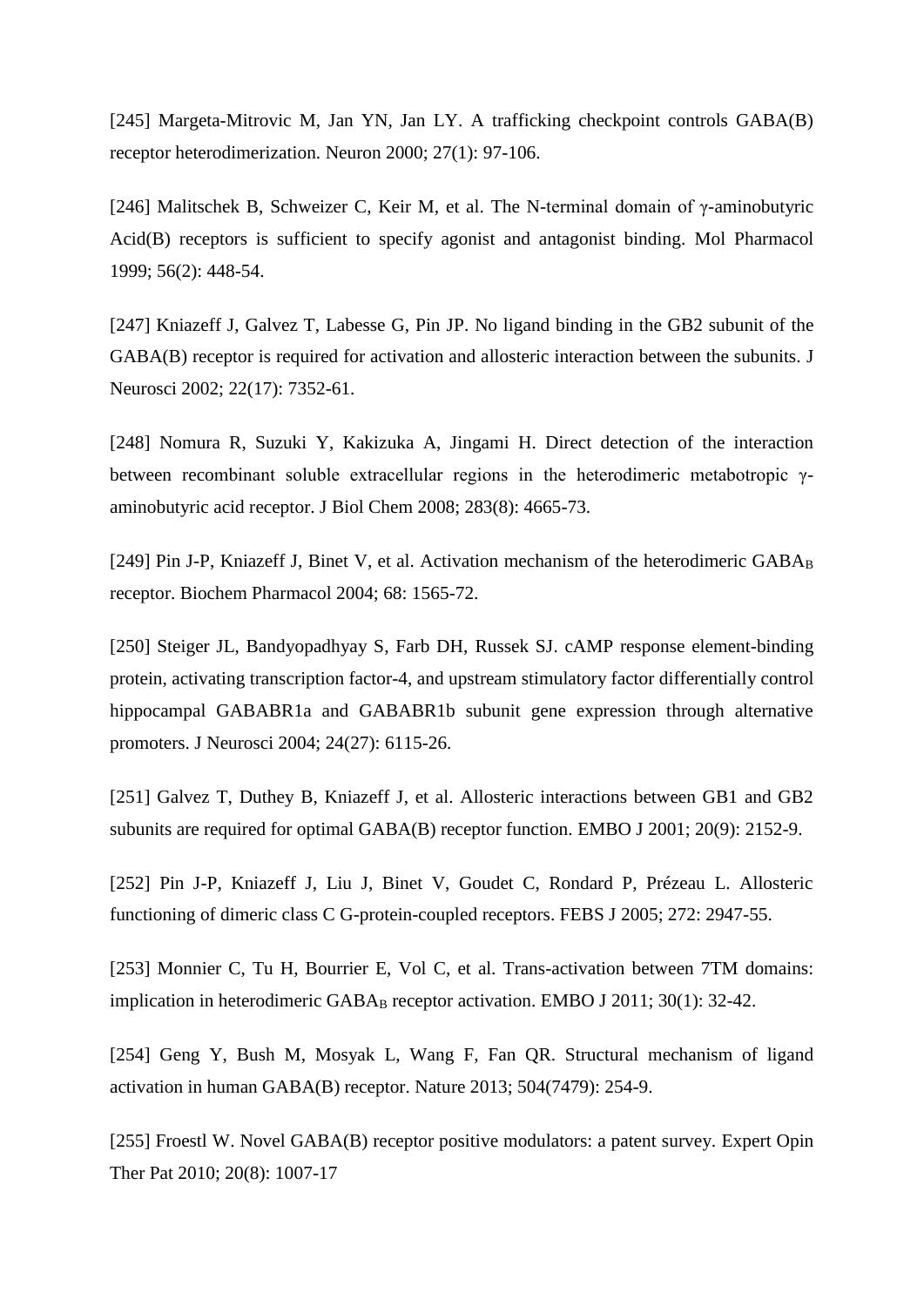[245] Margeta-Mitrovic M, Jan YN, Jan LY. A trafficking checkpoint controls GABA(B) receptor heterodimerization. Neuron 2000; 27(1): 97-106.

[246] Malitschek B, Schweizer C, Keir M, et al. The N-terminal domain of γ-aminobutyric Acid(B) receptors is sufficient to specify agonist and antagonist binding. Mol Pharmacol 1999; 56(2): 448-54.

[247] Kniazeff J, Galvez T, Labesse G, Pin JP. No ligand binding in the GB2 subunit of the GABA(B) receptor is required for activation and allosteric interaction between the subunits. J Neurosci 2002; 22(17): 7352-61.

[248] Nomura R, Suzuki Y, Kakizuka A, Jingami H. Direct detection of the interaction between recombinant soluble extracellular regions in the heterodimeric metabotropic γ-aminobutyric acid receptor. J Biol Chem 2008; 283(8): 4665-73.

[249] Pin J-P, Kniazeff J, Binet V, et al. Activation mechanism of the heterodimeric $GABA_B$ receptor. Biochem Pharmacol 2004; 68: 1565-72.

[250] Steiger JL, Bandyopadhyay S, Farb DH, Russek SJ. cAMP response element-binding protein, activating transcription factor-4, and upstream stimulatory factor differentially control hippocampal GABABR1a and GABABR1b subunit gene expression through alternative promoters. J Neurosci 2004; 24(27): 6115-26.

[251] Galvez T, Duthey B, Kniazeff J, et al. Allosteric interactions between GB1 and GB2 subunits are required for optimal GABA(B) receptor function. EMBO J 2001; 20(9): 2152-9.

[252] Pin J-P, Kniazeff J, Liu J, Binet V, Goudet C, Rondard P, Prézeau L. Allosteric functioning of dimeric class C G-protein-coupled receptors. FEBS J 2005; 272: 2947-55.

[253] Monnier C, Tu H, Bourrier E, Vol C, et al. Trans-activation between 7TM domains: implication in heterodimeric $GABA_B$ receptor activation. EMBO J 2011; 30(1): 32-42.

[254] Geng Y, Bush M, Mosyak L, Wang F, Fan QR. Structural mechanism of ligand activation in human GABA(B) receptor. Nature 2013; 504(7479): 254-9.

[255] Froestl W. Novel GABA(B) receptor positive modulators: a patent survey. Expert Opin Ther Pat 2010; 20(8): 1007-17